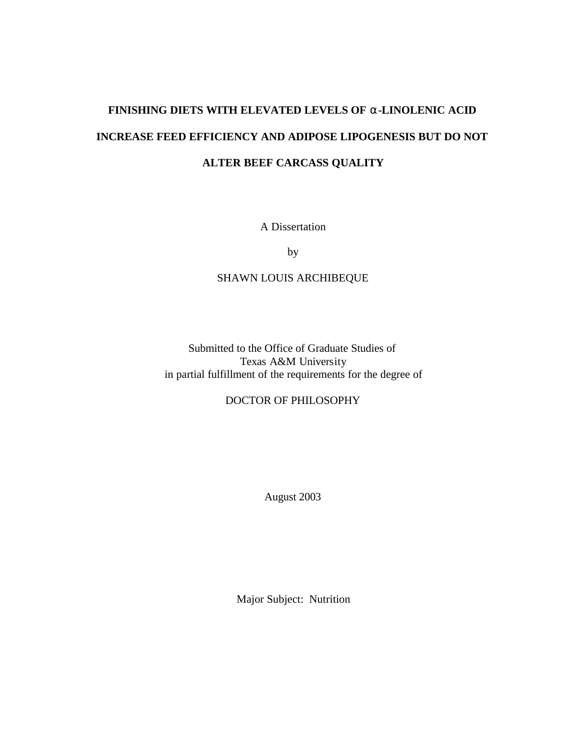# FINISHING DIETS WITH ELEVATED LEVELS OF α-LINOLENIC ACID INCREASE FEED EFFICIENCY AND ADIPOSE LIPOGENESIS BUT DO NOT ALTER BEEF CARCASS QUALITY

A Dissertation

by

SHAWN LOUIS ARCHIBEQUE

Submitted to the Office of Graduate Studies of
Texas A&M University
in partial fulfillment of the requirements for the degree of

DOCTOR OF PHILOSOPHY

August 2003

Major Subject: Nutrition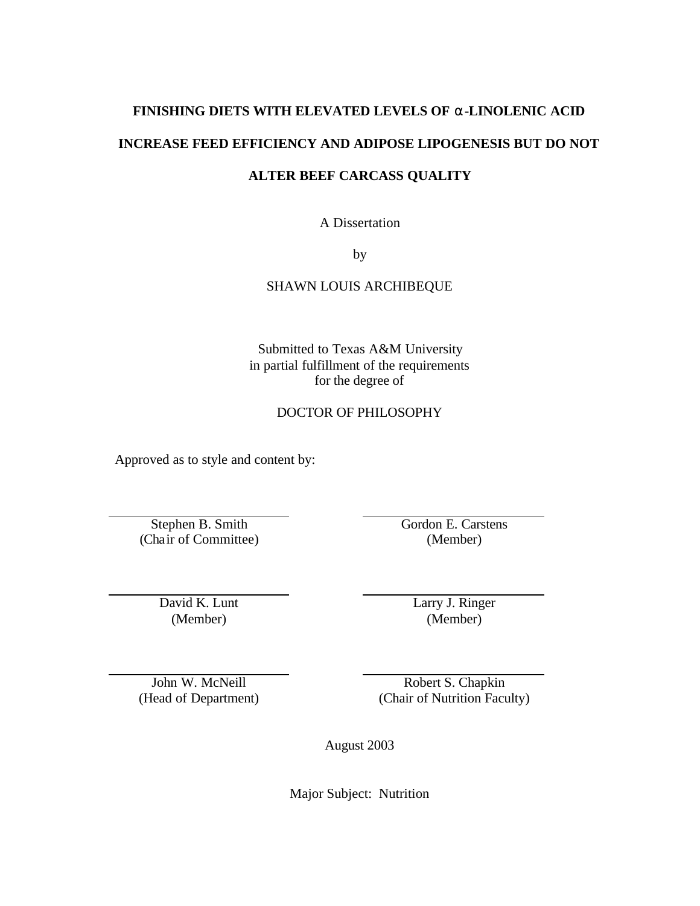# FINISHING DIETS WITH ELEVATED LEVELS OF α-LINOLENIC ACID INCREASE FEED EFFICIENCY AND ADIPOSE LIPOGENESIS BUT DO NOT ALTER BEEF CARCASS QUALITY

A Dissertation

by

SHAWN LOUIS ARCHIBEQUE

Submitted to Texas A&M University
in partial fulfillment of the requirements
for the degree of

DOCTOR OF PHILOSOPHY

Approved as to style and content by:

Stephen B. Smith
(Chair of Committee)

Gordon E. Carstens
(Member)

David K. Lunt
(Member)

Larry J. Ringer
(Member)

John W. McNeill
(Head of Department)

Robert S. Chapkin
(Chair of Nutrition Faculty)

August 2003

Major Subject: Nutrition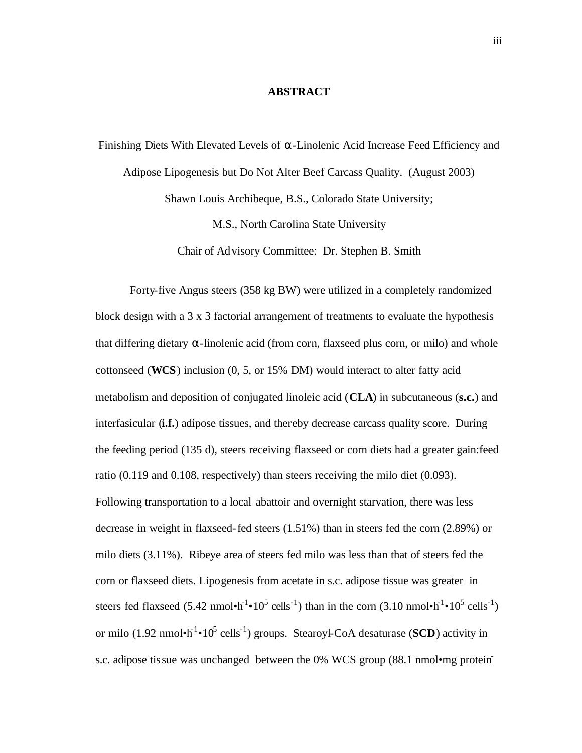# ABSTRACT

Finishing Diets With Elevated Levels of α-Linolenic Acid Increase Feed Efficiency and Adipose Lipogenesis but Do Not Alter Beef Carcass Quality. (August 2003)

Shawn Louis Archibeque, B.S., Colorado State University;

M.S., North Carolina State University

Chair of Advisory Committee: Dr. Stephen B. Smith

Forty-five Angus steers (358 kg BW) were utilized in a completely randomized block design with a 3 x 3 factorial arrangement of treatments to evaluate the hypothesis that differing dietary α-linolenic acid (from corn, flaxseed plus corn, or milo) and whole cottonseed (**WCS**) inclusion (0, 5, or 15% DM) would interact to alter fatty acid metabolism and deposition of conjugated linoleic acid (**CLA**) in subcutaneous (**s.c.**) and interfasicular (**i.f.**) adipose tissues, and thereby decrease carcass quality score. During the feeding period (135 d), steers receiving flaxseed or corn diets had a greater gain:feed ratio (0.119 and 0.108, respectively) than steers receiving the milo diet (0.093). Following transportation to a local abattoir and overnight starvation, there was less decrease in weight in flaxseed-fed steers (1.51%) than in steers fed the corn (2.89%) or milo diets (3.11%). Ribeye area of steers fed milo was less than that of steers fed the corn or flaxseed diets. Lipogenesis from acetate in s.c. adipose tissue was greater in steers fed flaxseed (5.42 nmol•$h^{-1}$•$10^5$ $cells^{-1}$) than in the corn (3.10 nmol•$h^{-1}$•$10^5$ $cells^{-1}$) or milo (1.92 nmol•$h^{-1}$•$10^5$ $cells^{-1}$) groups. Stearoyl-CoA desaturase (**SCD**) activity in s.c. adipose tissue was unchanged between the 0% WCS group (88.1 nmol•mg protein$^{-}$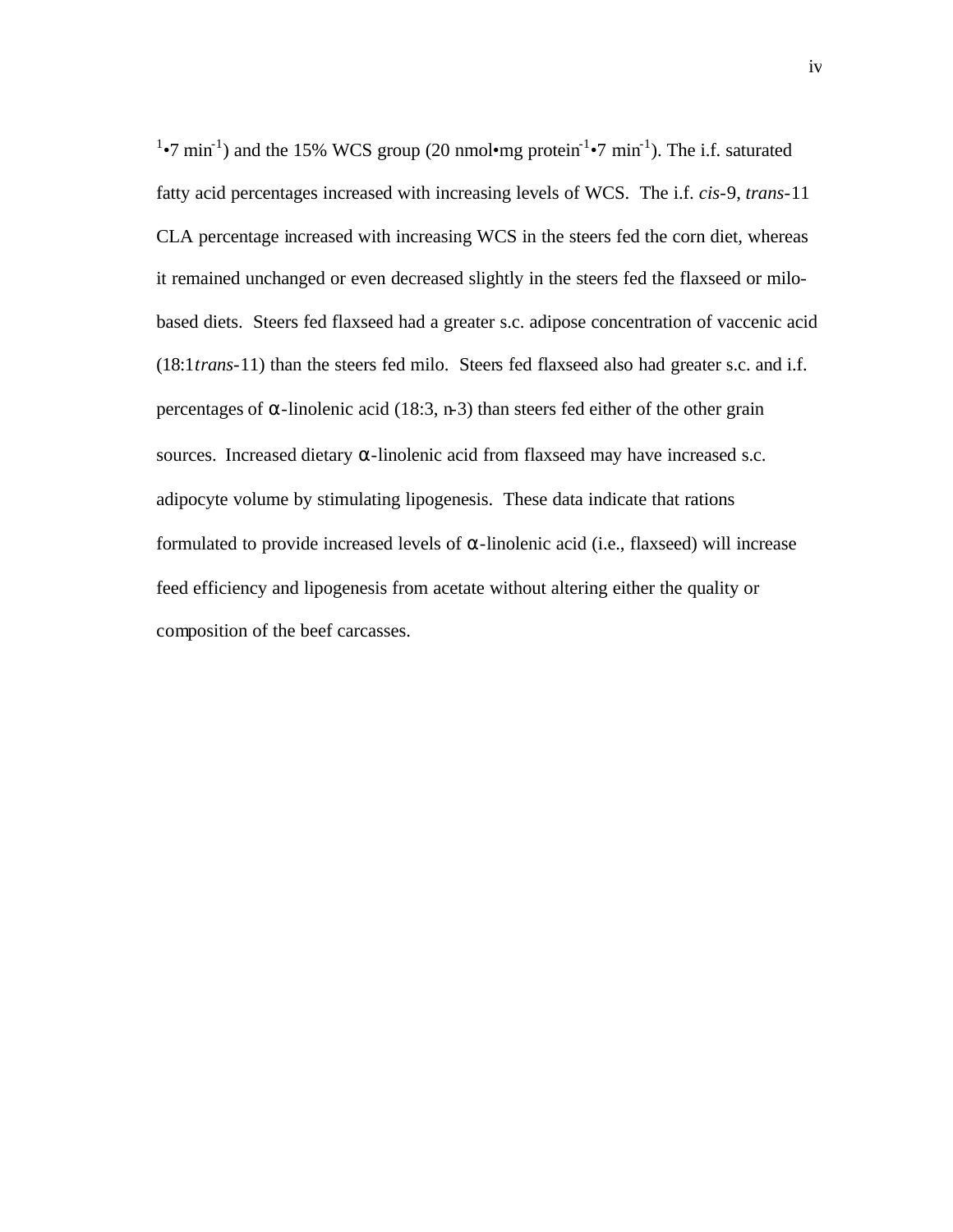$^{1}\bullet 7\ min^{-1}$) and the 15% WCS group (20 $nmol\bullet mg\ protein^{-1}\bullet 7\ min^{-1}$). The i.f. saturated fatty acid percentages increased with increasing levels of WCS. The i.f. *cis*-9, *trans*-11 CLA percentage increased with increasing WCS in the steers fed the corn diet, whereas it remained unchanged or even decreased slightly in the steers fed the flaxseed or milo-based diets. Steers fed flaxseed had a greater s.c. adipose concentration of vaccenic acid (18:1*trans*-11) than the steers fed milo. Steers fed flaxseed also had greater s.c. and i.f. percentages of α-linolenic acid (18:3, n-3) than steers fed either of the other grain sources. Increased dietary α-linolenic acid from flaxseed may have increased s.c. adipocyte volume by stimulating lipogenesis. These data indicate that rations formulated to provide increased levels of α-linolenic acid (i.e., flaxseed) will increase feed efficiency and lipogenesis from acetate without altering either the quality or composition of the beef carcasses.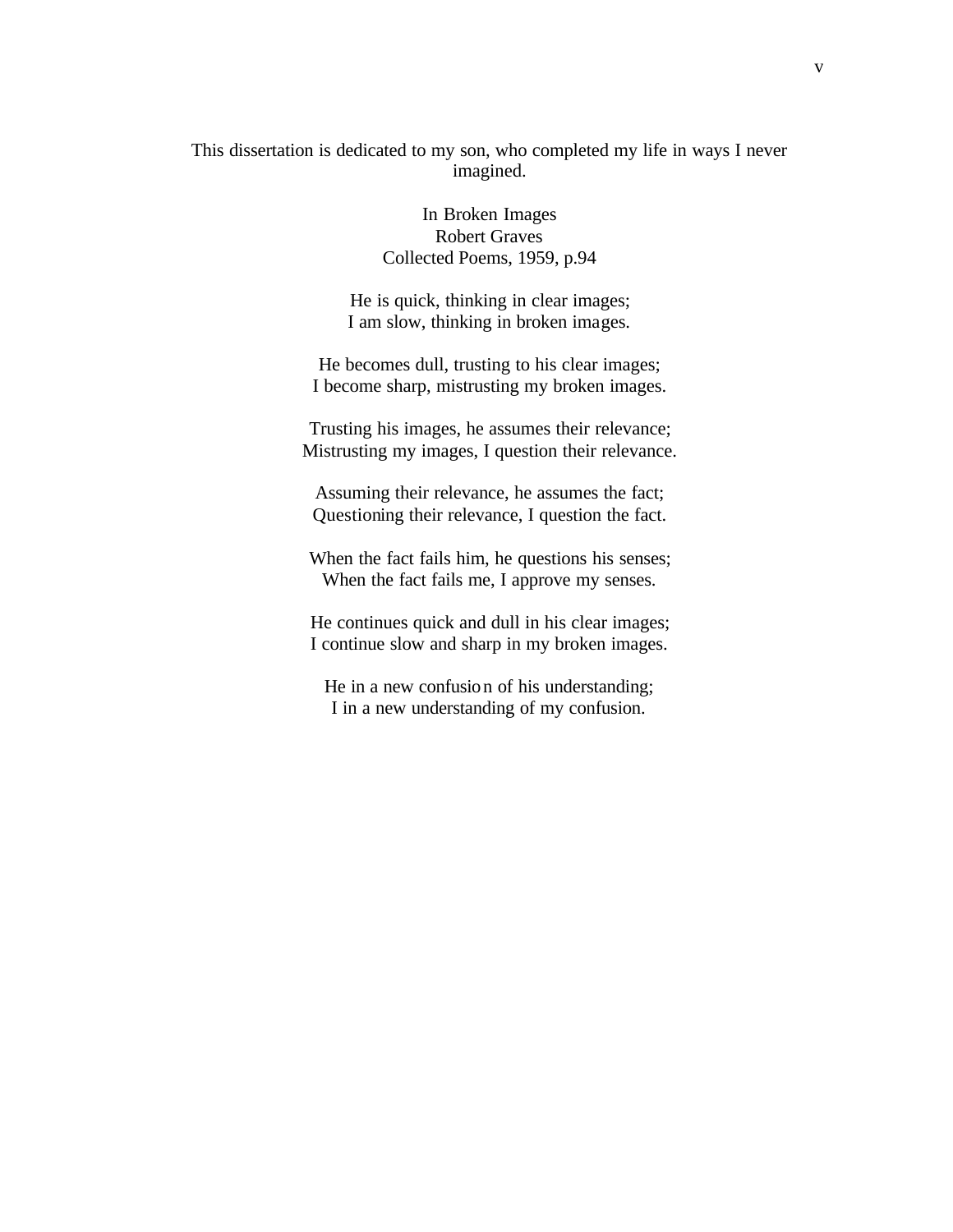This dissertation is dedicated to my son, who completed my life in ways I never imagined.

In Broken Images
Robert Graves
Collected Poems, 1959, p.94

He is quick, thinking in clear images;
I am slow, thinking in broken images.

He becomes dull, trusting to his clear images;
I become sharp, mistrusting my broken images.

Trusting his images, he assumes their relevance;
Mistrusting my images, I question their relevance.

Assuming their relevance, he assumes the fact;
Questioning their relevance, I question the fact.

When the fact fails him, he questions his senses;
When the fact fails me, I approve my senses.

He continues quick and dull in his clear images;
I continue slow and sharp in my broken images.

He in a new confusion of his understanding;
I in a new understanding of my confusion.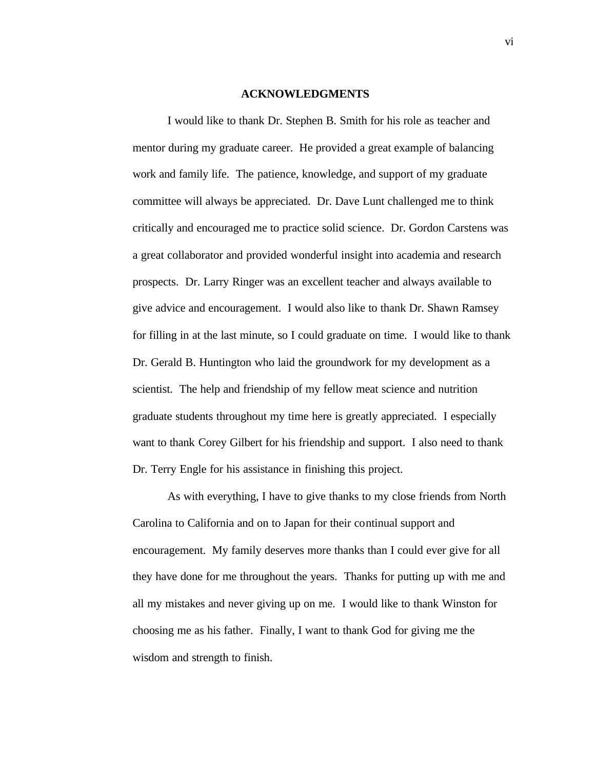## ACKNOWLEDGMENTS

I would like to thank Dr. Stephen B. Smith for his role as teacher and mentor during my graduate career. He provided a great example of balancing work and family life. The patience, knowledge, and support of my graduate committee will always be appreciated. Dr. Dave Lunt challenged me to think critically and encouraged me to practice solid science. Dr. Gordon Carstens was a great collaborator and provided wonderful insight into academia and research prospects. Dr. Larry Ringer was an excellent teacher and always available to give advice and encouragement. I would also like to thank Dr. Shawn Ramsey for filling in at the last minute, so I could graduate on time. I would like to thank Dr. Gerald B. Huntington who laid the groundwork for my development as a scientist. The help and friendship of my fellow meat science and nutrition graduate students throughout my time here is greatly appreciated. I especially want to thank Corey Gilbert for his friendship and support. I also need to thank Dr. Terry Engle for his assistance in finishing this project.

As with everything, I have to give thanks to my close friends from North Carolina to California and on to Japan for their continual support and encouragement. My family deserves more thanks than I could ever give for all they have done for me throughout the years. Thanks for putting up with me and all my mistakes and never giving up on me. I would like to thank Winston for choosing me as his father. Finally, I want to thank God for giving me the wisdom and strength to finish.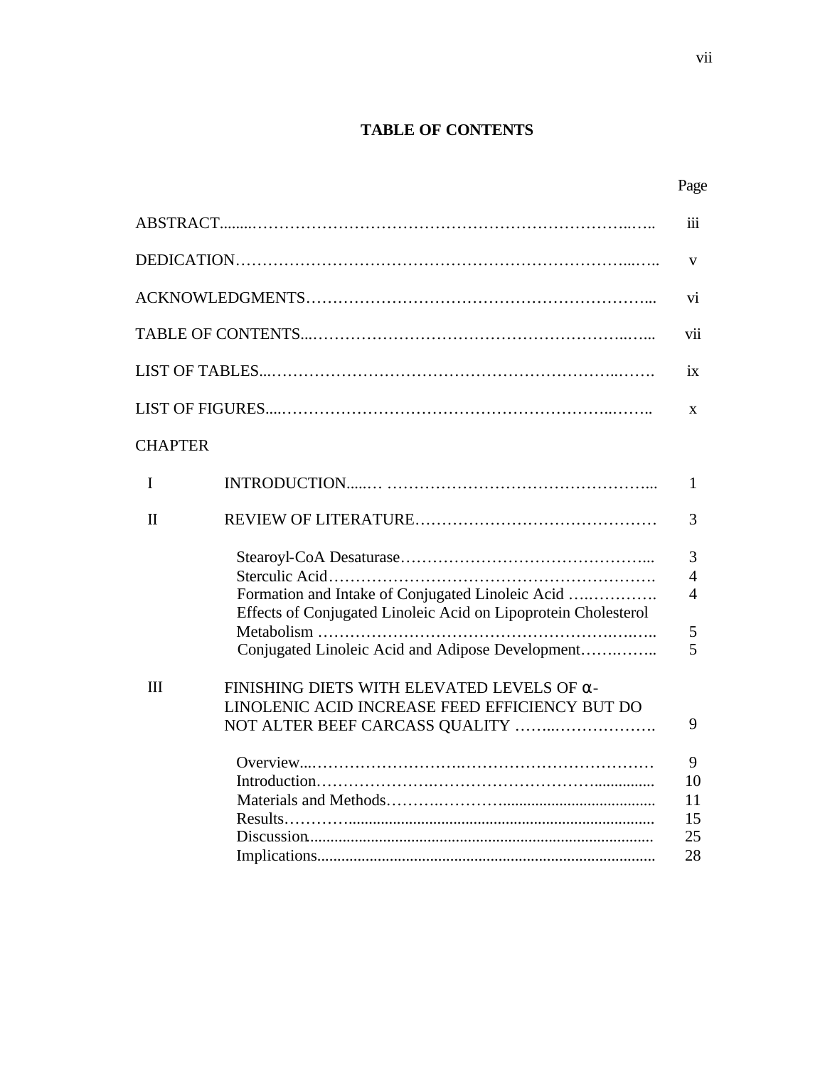# TABLE OF CONTENTS

| | | Page |
|---|---|---|
| ABSTRACT | | iii |
| DEDICATION | | v |
| ACKNOWLEDGMENTS | | vi |
| TABLE OF CONTENTS | | vii |
| LIST OF TABLES | | ix |
| LIST OF FIGURES | | x |
| CHAPTER | | |
| I | INTRODUCTION | 1 |
| II | REVIEW OF LITERATURE | 3 |
| | Stearoyl-CoA Desaturase | 3 |
| | Sterculic Acid | 4 |
| | Formation and Intake of Conjugated Linoleic Acid | 4 |
| | Effects of Conjugated Linoleic Acid on Lipoprotein Cholesterol Metabolism | 5 |
| | Conjugated Linoleic Acid and Adipose Development | 5 |
| III | FINISHING DIETS WITH ELEVATED LEVELS OF α-LINOLENIC ACID INCREASE FEED EFFICIENCY BUT DO NOT ALTER BEEF CARCASS QUALITY | 9 |
| | Overview | 9 |
| | Introduction | 10 |
| | Materials and Methods | 11 |
| | Results | 15 |
| | Discussion | 25 |
| | Implications | 28 |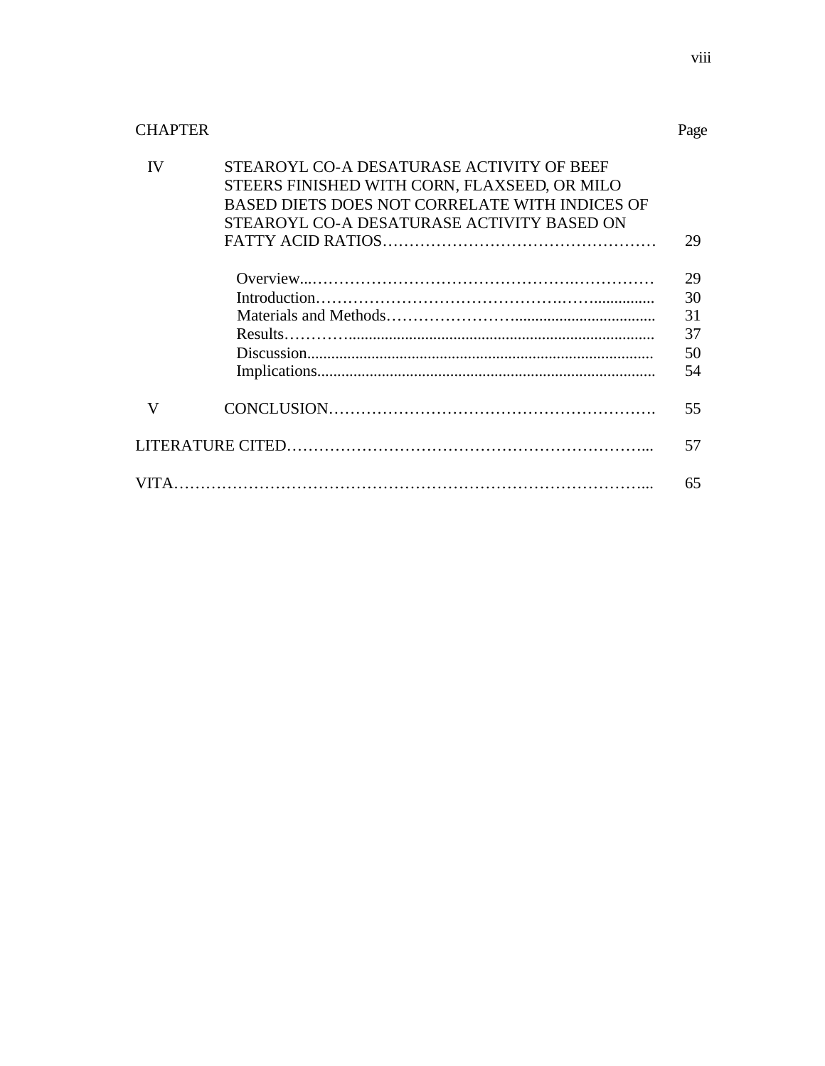| CHAPTER | | Page |
| --- | --- | --- |
| IV | STEAROYL CO-A DESATURASE ACTIVITY OF BEEF STEERS FINISHED WITH CORN, FLAXSEED, OR MILO BASED DIETS DOES NOT CORRELATE WITH INDICES OF STEAROYL CO-A DESATURASE ACTIVITY BASED ON FATTY ACID RATIOS | 29 |
| | Overview | 29 |
| | Introduction | 30 |
| | Materials and Methods | 31 |
| | Results | 37 |
| | Discussion | 50 |
| | Implications | 54 |
| V | CONCLUSION | 55 |
| LITERATURE CITED | | 57 |
| VITA | | 65 |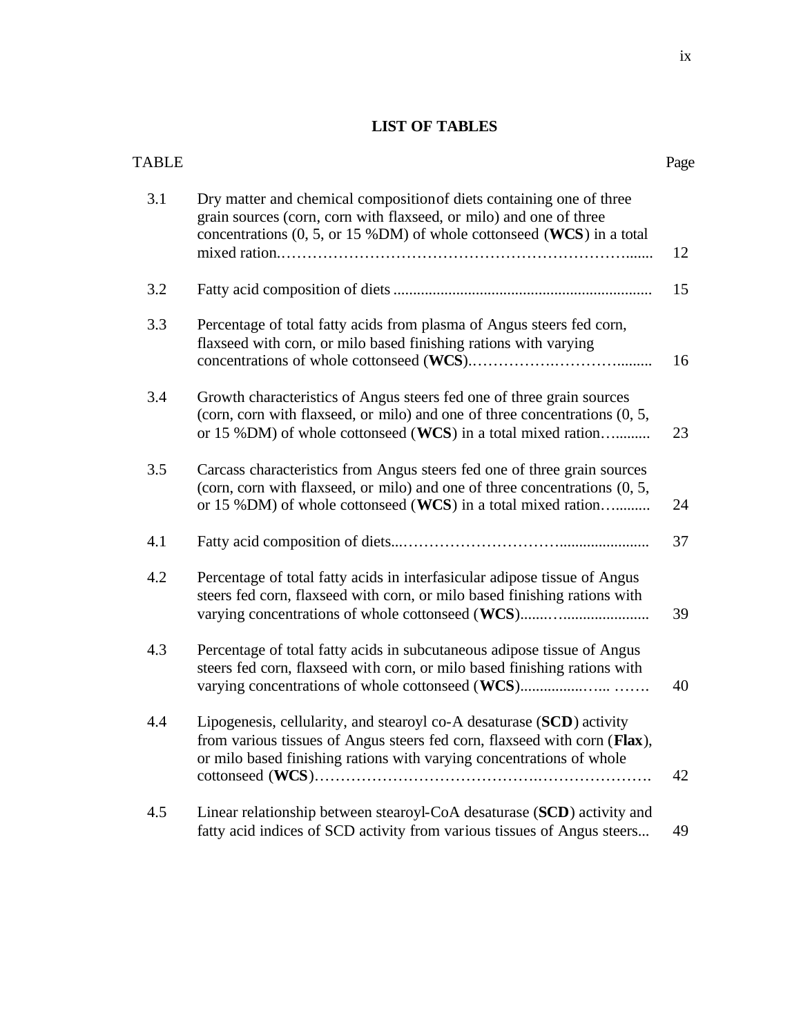## LIST OF TABLES

| TABLE | | Page |
|---|---|---|
| 3.1 | Dry matter and chemical composition of diets containing one of three grain sources (corn, corn with flaxseed, or milo) and one of three concentrations (0, 5, or 15 %DM) of whole cottonseed (**WCS**) in a total mixed ration. | 12 |
| 3.2 | Fatty acid composition of diets | 15 |
| 3.3 | Percentage of total fatty acids from plasma of Angus steers fed corn, flaxseed with corn, or milo based finishing rations with varying concentrations of whole cottonseed (**WCS**). | 16 |
| 3.4 | Growth characteristics of Angus steers fed one of three grain sources (corn, corn with flaxseed, or milo) and one of three concentrations (0, 5, or 15 %DM) of whole cottonseed (**WCS**) in a total mixed ration | 23 |
| 3.5 | Carcass characteristics from Angus steers fed one of three grain sources (corn, corn with flaxseed, or milo) and one of three concentrations (0, 5, or 15 %DM) of whole cottonseed (**WCS**) in a total mixed ration | 24 |
| 4.1 | Fatty acid composition of diets | 37 |
| 4.2 | Percentage of total fatty acids in interfasicular adipose tissue of Angus steers fed corn, flaxseed with corn, or milo based finishing rations with varying concentrations of whole cottonseed (**WCS**) | 39 |
| 4.3 | Percentage of total fatty acids in subcutaneous adipose tissue of Angus steers fed corn, flaxseed with corn, or milo based finishing rations with varying concentrations of whole cottonseed (**WCS**) | 40 |
| 4.4 | Lipogenesis, cellularity, and stearoyl co-A desaturase (**SCD**) activity from various tissues of Angus steers fed corn, flaxseed with corn (**Flax**), or milo based finishing rations with varying concentrations of whole cottonseed (**WCS**) | 42 |
| 4.5 | Linear relationship between stearoyl-CoA desaturase (**SCD**) activity and fatty acid indices of SCD activity from various tissues of Angus steers... | 49 |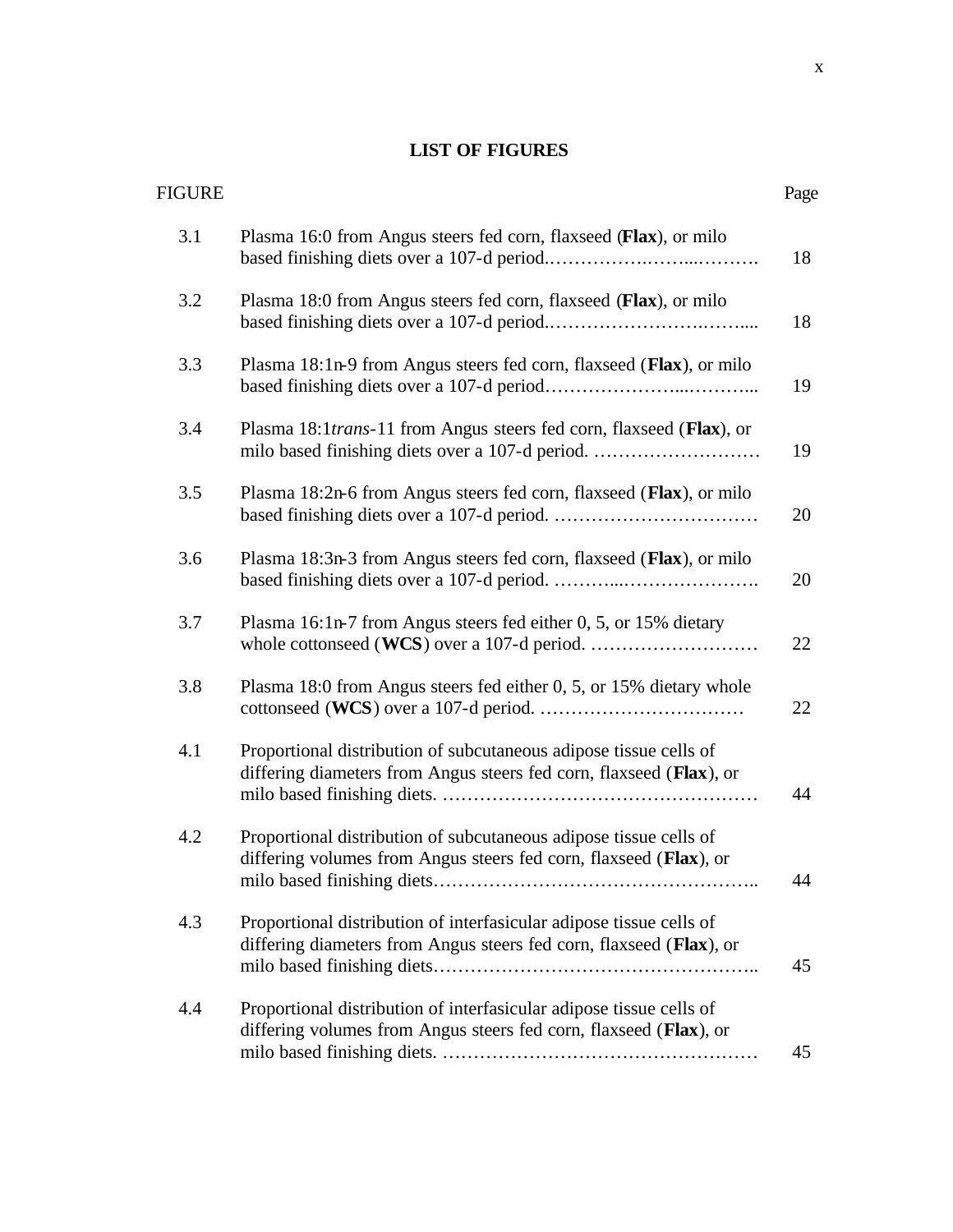## LIST OF FIGURES

| FIGURE | | Page |
|---|---|---|
| 3.1 | Plasma 16:0 from Angus steers fed corn, flaxseed (**Flax**), or milo based finishing diets over a 107-d period. | 18 |
| 3.2 | Plasma 18:0 from Angus steers fed corn, flaxseed (**Flax**), or milo based finishing diets over a 107-d period. | 18 |
| 3.3 | Plasma 18:1n-9 from Angus steers fed corn, flaxseed (**Flax**), or milo based finishing diets over a 107-d period | 19 |
| 3.4 | Plasma 18:1*trans*-11 from Angus steers fed corn, flaxseed (**Flax**), or milo based finishing diets over a 107-d period. | 19 |
| 3.5 | Plasma 18:2n-6 from Angus steers fed corn, flaxseed (**Flax**), or milo based finishing diets over a 107-d period. | 20 |
| 3.6 | Plasma 18:3n-3 from Angus steers fed corn, flaxseed (**Flax**), or milo based finishing diets over a 107-d period. | 20 |
| 3.7 | Plasma 16:1n-7 from Angus steers fed either 0, 5, or 15% dietary whole cottonseed (**WCS**) over a 107-d period. | 22 |
| 3.8 | Plasma 18:0 from Angus steers fed either 0, 5, or 15% dietary whole cottonseed (**WCS**) over a 107-d period. | 22 |
| 4.1 | Proportional distribution of subcutaneous adipose tissue cells of differing diameters from Angus steers fed corn, flaxseed (**Flax**), or milo based finishing diets. | 44 |
| 4.2 | Proportional distribution of subcutaneous adipose tissue cells of differing volumes from Angus steers fed corn, flaxseed (**Flax**), or milo based finishing diets | 44 |
| 4.3 | Proportional distribution of interfasicular adipose tissue cells of differing diameters from Angus steers fed corn, flaxseed (**Flax**), or milo based finishing diets | 45 |
| 4.4 | Proportional distribution of interfasicular adipose tissue cells of differing volumes from Angus steers fed corn, flaxseed (**Flax**), or milo based finishing diets. | 45 |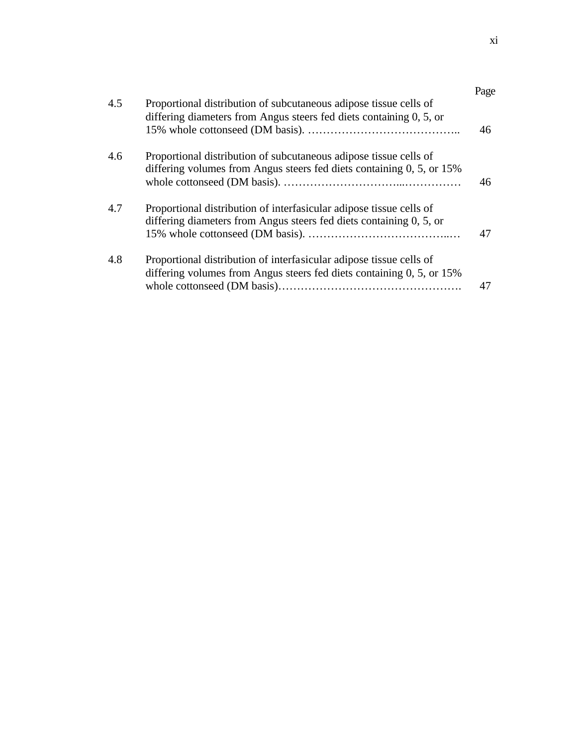| | | Page |
|---|---|---|
| 4.5 | Proportional distribution of subcutaneous adipose tissue cells of differing diameters from Angus steers fed diets containing 0, 5, or 15% whole cottonseed (DM basis). ………………………………….. | 46 |
| 4.6 | Proportional distribution of subcutaneous adipose tissue cells of differing volumes from Angus steers fed diets containing 0, 5, or 15% whole cottonseed (DM basis). …………………………...…………… | 46 |
| 4.7 | Proportional distribution of interfasicular adipose tissue cells of differing diameters from Angus steers fed diets containing 0, 5, or 15% whole cottonseed (DM basis). ………………………………..… | 47 |
| 4.8 | Proportional distribution of interfasicular adipose tissue cells of differing volumes from Angus steers fed diets containing 0, 5, or 15% whole cottonseed (DM basis)…………………………………………. | 47 |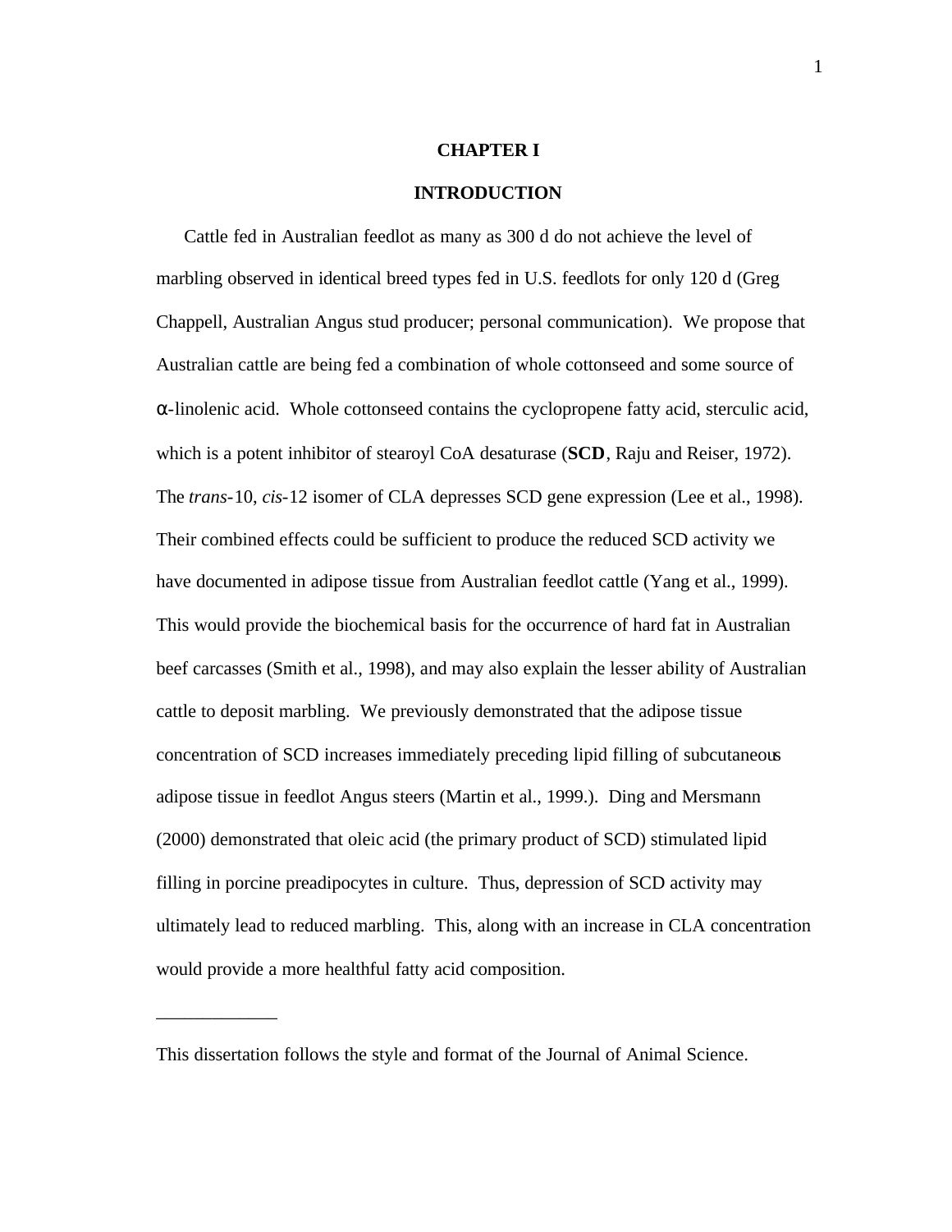# CHAPTER I

# INTRODUCTION

Cattle fed in Australian feedlot as many as 300 d do not achieve the level of marbling observed in identical breed types fed in U.S. feedlots for only 120 d (Greg Chappell, Australian Angus stud producer; personal communication). We propose that Australian cattle are being fed a combination of whole cottonseed and some source of α-linolenic acid. Whole cottonseed contains the cyclopropene fatty acid, sterculic acid, which is a potent inhibitor of stearoyl CoA desaturase (**SCD**, Raju and Reiser, 1972). The *trans*-10, *cis*-12 isomer of CLA depresses SCD gene expression (Lee et al., 1998). Their combined effects could be sufficient to produce the reduced SCD activity we have documented in adipose tissue from Australian feedlot cattle (Yang et al., 1999). This would provide the biochemical basis for the occurrence of hard fat in Australian beef carcasses (Smith et al., 1998), and may also explain the lesser ability of Australian cattle to deposit marbling. We previously demonstrated that the adipose tissue concentration of SCD increases immediately preceding lipid filling of subcutaneous adipose tissue in feedlot Angus steers (Martin et al., 1999.). Ding and Mersmann (2000) demonstrated that oleic acid (the primary product of SCD) stimulated lipid filling in porcine preadipocytes in culture. Thus, depression of SCD activity may ultimately lead to reduced marbling. This, along with an increase in CLA concentration would provide a more healthful fatty acid composition.

---

This dissertation follows the style and format of the Journal of Animal Science.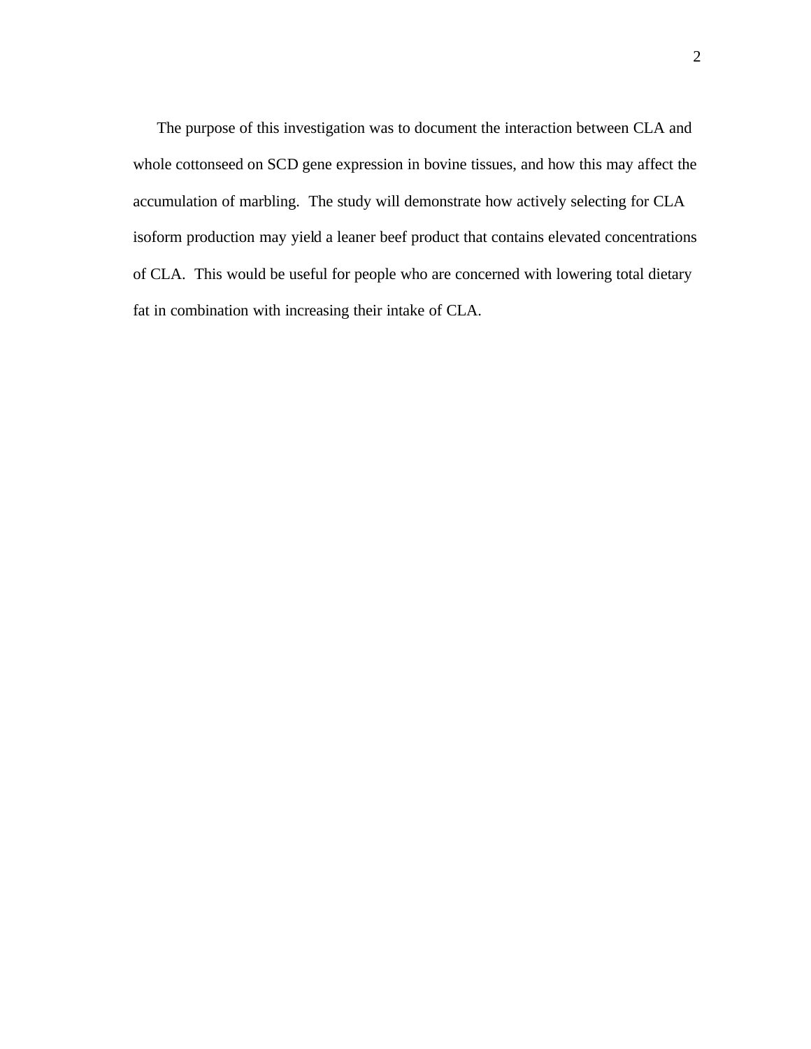The purpose of this investigation was to document the interaction between CLA and whole cottonseed on SCD gene expression in bovine tissues, and how this may affect the accumulation of marbling. The study will demonstrate how actively selecting for CLA isoform production may yield a leaner beef product that contains elevated concentrations of CLA. This would be useful for people who are concerned with lowering total dietary fat in combination with increasing their intake of CLA.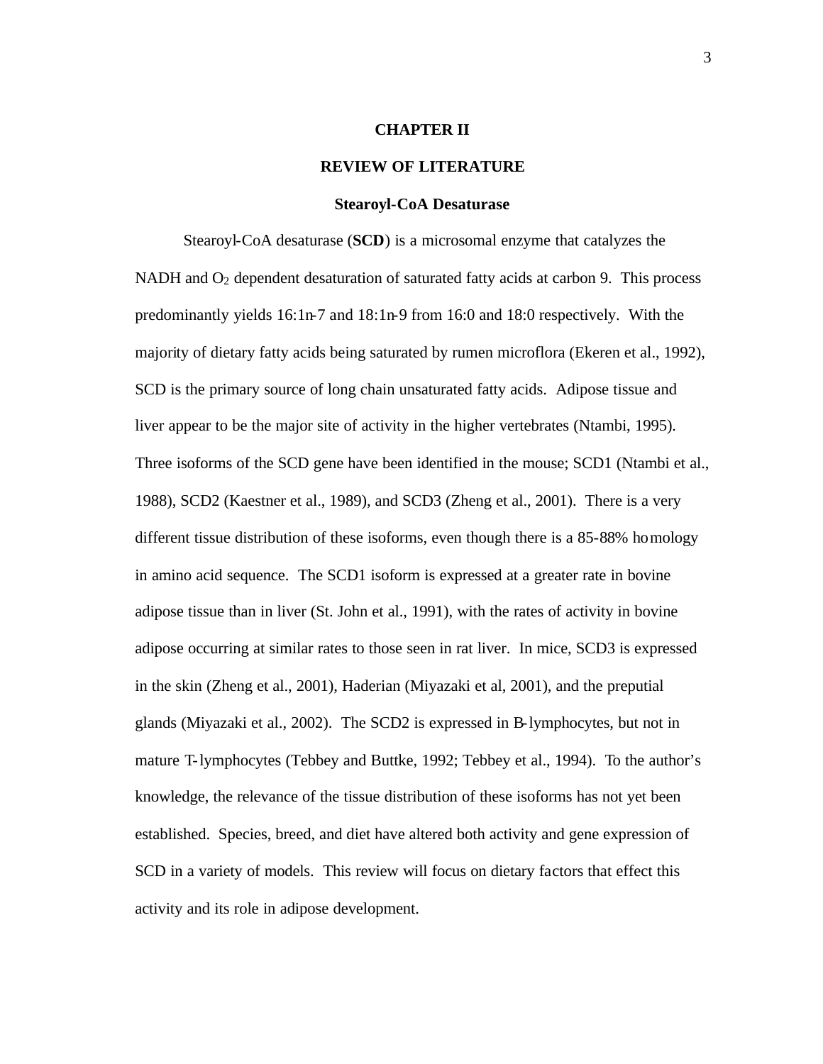# CHAPTER II

# REVIEW OF LITERATURE

## Stearoyl-CoA Desaturase

Stearoyl-CoA desaturase (**SCD**) is a microsomal enzyme that catalyzes the NADH and $O_2$ dependent desaturation of saturated fatty acids at carbon 9. This process predominantly yields 16:1n-7 and 18:1n-9 from 16:0 and 18:0 respectively. With the majority of dietary fatty acids being saturated by rumen microflora (Ekeren et al., 1992), SCD is the primary source of long chain unsaturated fatty acids. Adipose tissue and liver appear to be the major site of activity in the higher vertebrates (Ntambi, 1995). Three isoforms of the SCD gene have been identified in the mouse; SCD1 (Ntambi et al., 1988), SCD2 (Kaestner et al., 1989), and SCD3 (Zheng et al., 2001). There is a very different tissue distribution of these isoforms, even though there is a 85-88% homology in amino acid sequence. The SCD1 isoform is expressed at a greater rate in bovine adipose tissue than in liver (St. John et al., 1991), with the rates of activity in bovine adipose occurring at similar rates to those seen in rat liver. In mice, SCD3 is expressed in the skin (Zheng et al., 2001), Haderian (Miyazaki et al, 2001), and the preputial glands (Miyazaki et al., 2002). The SCD2 is expressed in B-lymphocytes, but not in mature T-lymphocytes (Tebbey and Buttke, 1992; Tebbey et al., 1994). To the author's knowledge, the relevance of the tissue distribution of these isoforms has not yet been established. Species, breed, and diet have altered both activity and gene expression of SCD in a variety of models. This review will focus on dietary factors that effect this activity and its role in adipose development.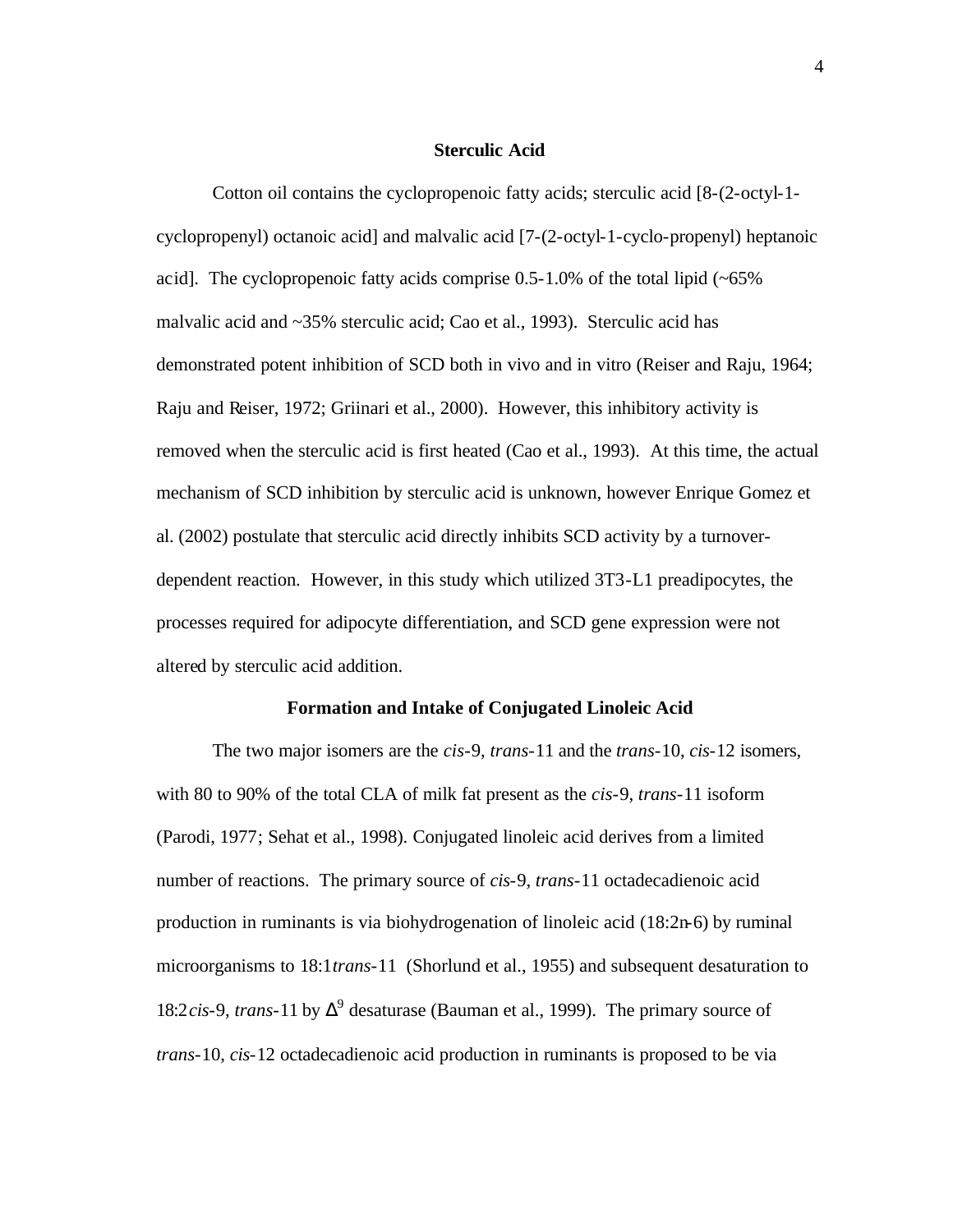## Sterculic Acid

Cotton oil contains the cyclopropenoic fatty acids; sterculic acid [8-(2-octyl-1-cyclopropenyl) octanoic acid] and malvalic acid [7-(2-octyl-1-cyclo-propenyl) heptanoic acid]. The cyclopropenoic fatty acids comprise 0.5-1.0% of the total lipid (~65% malvalic acid and ~35% sterculic acid; Cao et al., 1993). Sterculic acid has demonstrated potent inhibition of SCD both in vivo and in vitro (Reiser and Raju, 1964; Raju and Reiser, 1972; Griinari et al., 2000). However, this inhibitory activity is removed when the sterculic acid is first heated (Cao et al., 1993). At this time, the actual mechanism of SCD inhibition by sterculic acid is unknown, however Enrique Gomez et al. (2002) postulate that sterculic acid directly inhibits SCD activity by a turnover-dependent reaction. However, in this study which utilized 3T3-L1 preadipocytes, the processes required for adipocyte differentiation, and SCD gene expression were not altered by sterculic acid addition.

## Formation and Intake of Conjugated Linoleic Acid

The two major isomers are the *cis*-9, *trans*-11 and the *trans*-10, *cis*-12 isomers, with 80 to 90% of the total CLA of milk fat present as the *cis*-9, *trans*-11 isoform (Parodi, 1977; Sehat et al., 1998). Conjugated linoleic acid derives from a limited number of reactions. The primary source of *cis*-9, *trans*-11 octadecadienoic acid production in ruminants is via biohydrogenation of linoleic acid (18:2n-6) by ruminal microorganisms to 18:1*trans*-11 (Shorlund et al., 1955) and subsequent desaturation to 18:2*cis*-9, *trans*-11 by $\Delta^9$ desaturase (Bauman et al., 1999). The primary source of *trans*-10, *cis*-12 octadecadienoic acid production in ruminants is proposed to be via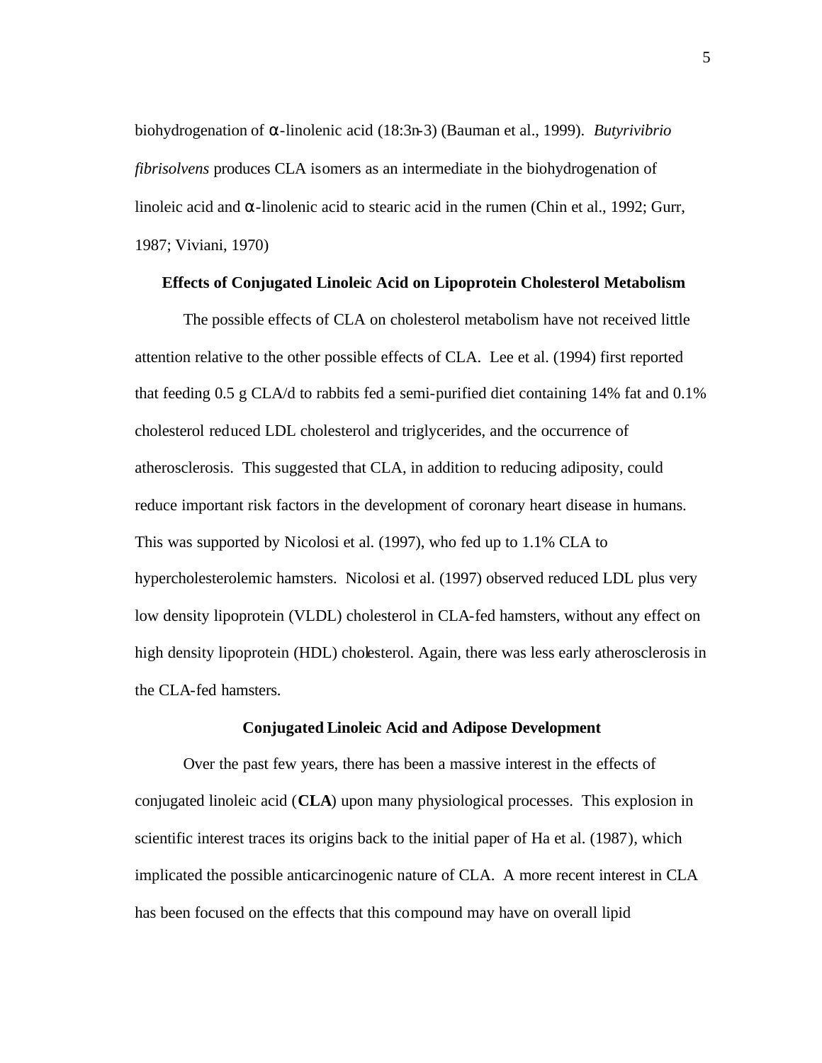biohydrogenation of α-linolenic acid (18:3n-3) (Bauman et al., 1999). *Butyrivibrio fibrisolvens* produces CLA isomers as an intermediate in the biohydrogenation of linoleic acid and α-linolenic acid to stearic acid in the rumen (Chin et al., 1992; Gurr, 1987; Viviani, 1970)

### Effects of Conjugated Linoleic Acid on Lipoprotein Cholesterol Metabolism

The possible effects of CLA on cholesterol metabolism have not received little attention relative to the other possible effects of CLA. Lee et al. (1994) first reported that feeding 0.5 g CLA/d to rabbits fed a semi-purified diet containing 14% fat and 0.1% cholesterol reduced LDL cholesterol and triglycerides, and the occurrence of atherosclerosis. This suggested that CLA, in addition to reducing adiposity, could reduce important risk factors in the development of coronary heart disease in humans. This was supported by Nicolosi et al. (1997), who fed up to 1.1% CLA to hypercholesterolemic hamsters. Nicolosi et al. (1997) observed reduced LDL plus very low density lipoprotein (VLDL) cholesterol in CLA-fed hamsters, without any effect on high density lipoprotein (HDL) cholesterol. Again, there was less early atherosclerosis in the CLA-fed hamsters.

### Conjugated Linoleic Acid and Adipose Development

Over the past few years, there has been a massive interest in the effects of conjugated linoleic acid (**CLA**) upon many physiological processes. This explosion in scientific interest traces its origins back to the initial paper of Ha et al. (1987), which implicated the possible anticarcinogenic nature of CLA. A more recent interest in CLA has been focused on the effects that this compound may have on overall lipid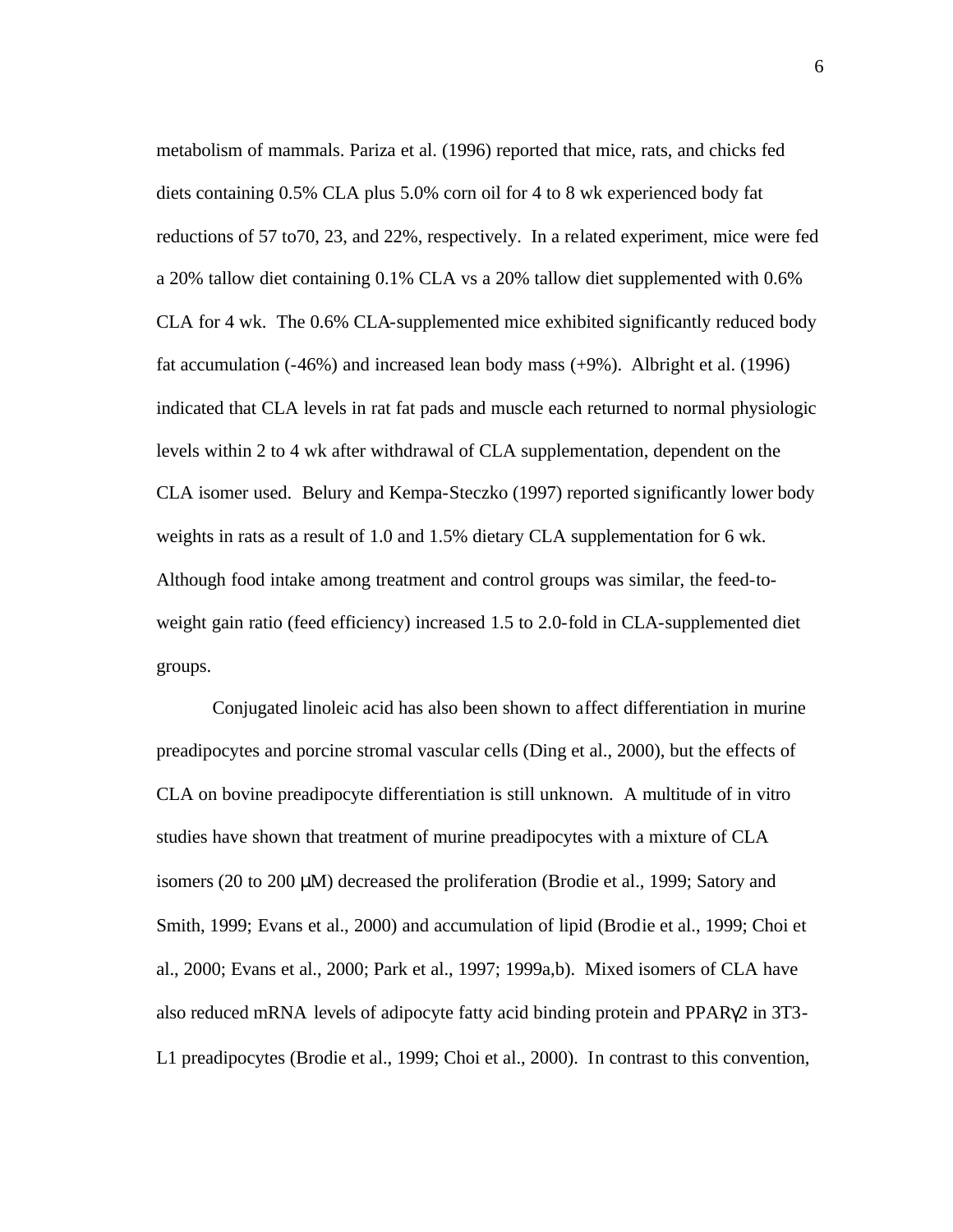metabolism of mammals. Pariza et al. (1996) reported that mice, rats, and chicks fed diets containing 0.5% CLA plus 5.0% corn oil for 4 to 8 wk experienced body fat reductions of 57 to70, 23, and 22%, respectively. In a related experiment, mice were fed a 20% tallow diet containing 0.1% CLA vs a 20% tallow diet supplemented with 0.6% CLA for 4 wk. The 0.6% CLA-supplemented mice exhibited significantly reduced body fat accumulation (-46%) and increased lean body mass (+9%). Albright et al. (1996) indicated that CLA levels in rat fat pads and muscle each returned to normal physiologic levels within 2 to 4 wk after withdrawal of CLA supplementation, dependent on the CLA isomer used. Belury and Kempa-Steczko (1997) reported significantly lower body weights in rats as a result of 1.0 and 1.5% dietary CLA supplementation for 6 wk. Although food intake among treatment and control groups was similar, the feed-to-weight gain ratio (feed efficiency) increased 1.5 to 2.0-fold in CLA-supplemented diet groups.

Conjugated linoleic acid has also been shown to affect differentiation in murine preadipocytes and porcine stromal vascular cells (Ding et al., 2000), but the effects of CLA on bovine preadipocyte differentiation is still unknown. A multitude of in vitro studies have shown that treatment of murine preadipocytes with a mixture of CLA isomers (20 to 200 μM) decreased the proliferation (Brodie et al., 1999; Satory and Smith, 1999; Evans et al., 2000) and accumulation of lipid (Brodie et al., 1999; Choi et al., 2000; Evans et al., 2000; Park et al., 1997; 1999a,b). Mixed isomers of CLA have also reduced mRNA levels of adipocyte fatty acid binding protein and PPARγ2 in 3T3-L1 preadipocytes (Brodie et al., 1999; Choi et al., 2000). In contrast to this convention,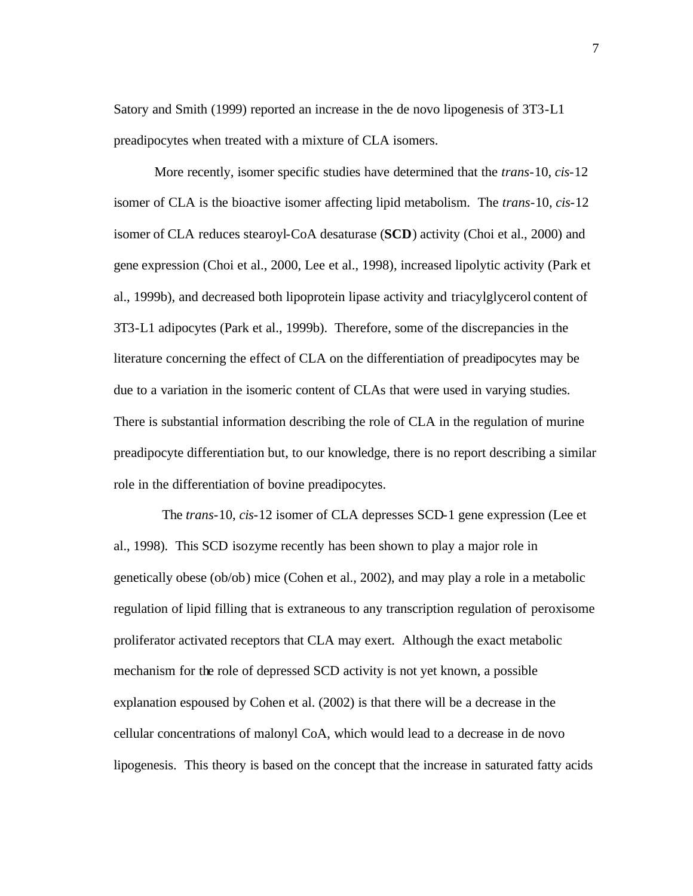Satory and Smith (1999) reported an increase in the de novo lipogenesis of 3T3-L1 preadipocytes when treated with a mixture of CLA isomers.

More recently, isomer specific studies have determined that the *trans*-10, *cis*-12 isomer of CLA is the bioactive isomer affecting lipid metabolism. The *trans*-10, *cis*-12 isomer of CLA reduces stearoyl-CoA desaturase (**SCD**) activity (Choi et al., 2000) and gene expression (Choi et al., 2000, Lee et al., 1998), increased lipolytic activity (Park et al., 1999b), and decreased both lipoprotein lipase activity and triacylglycerol content of 3T3-L1 adipocytes (Park et al., 1999b). Therefore, some of the discrepancies in the literature concerning the effect of CLA on the differentiation of preadipocytes may be due to a variation in the isomeric content of CLAs that were used in varying studies. There is substantial information describing the role of CLA in the regulation of murine preadipocyte differentiation but, to our knowledge, there is no report describing a similar role in the differentiation of bovine preadipocytes.

The *trans*-10, *cis*-12 isomer of CLA depresses SCD-1 gene expression (Lee et al., 1998). This SCD isozyme recently has been shown to play a major role in genetically obese (ob/ob) mice (Cohen et al., 2002), and may play a role in a metabolic regulation of lipid filling that is extraneous to any transcription regulation of peroxisome proliferator activated receptors that CLA may exert. Although the exact metabolic mechanism for the role of depressed SCD activity is not yet known, a possible explanation espoused by Cohen et al. (2002) is that there will be a decrease in the cellular concentrations of malonyl CoA, which would lead to a decrease in de novo lipogenesis. This theory is based on the concept that the increase in saturated fatty acids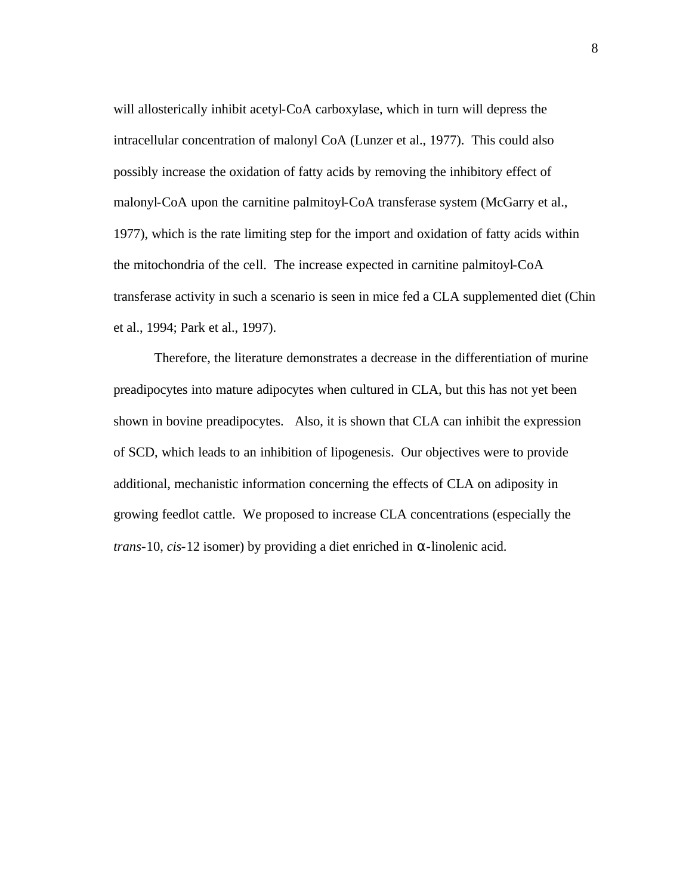will allosterically inhibit acetyl-CoA carboxylase, which in turn will depress the intracellular concentration of malonyl CoA (Lunzer et al., 1977). This could also possibly increase the oxidation of fatty acids by removing the inhibitory effect of malonyl-CoA upon the carnitine palmitoyl-CoA transferase system (McGarry et al., 1977), which is the rate limiting step for the import and oxidation of fatty acids within the mitochondria of the cell. The increase expected in carnitine palmitoyl-CoA transferase activity in such a scenario is seen in mice fed a CLA supplemented diet (Chin et al., 1994; Park et al., 1997).

Therefore, the literature demonstrates a decrease in the differentiation of murine preadipocytes into mature adipocytes when cultured in CLA, but this has not yet been shown in bovine preadipocytes. Also, it is shown that CLA can inhibit the expression of SCD, which leads to an inhibition of lipogenesis. Our objectives were to provide additional, mechanistic information concerning the effects of CLA on adiposity in growing feedlot cattle. We proposed to increase CLA concentrations (especially the *trans*-10, *cis*-12 isomer) by providing a diet enriched in α-linolenic acid.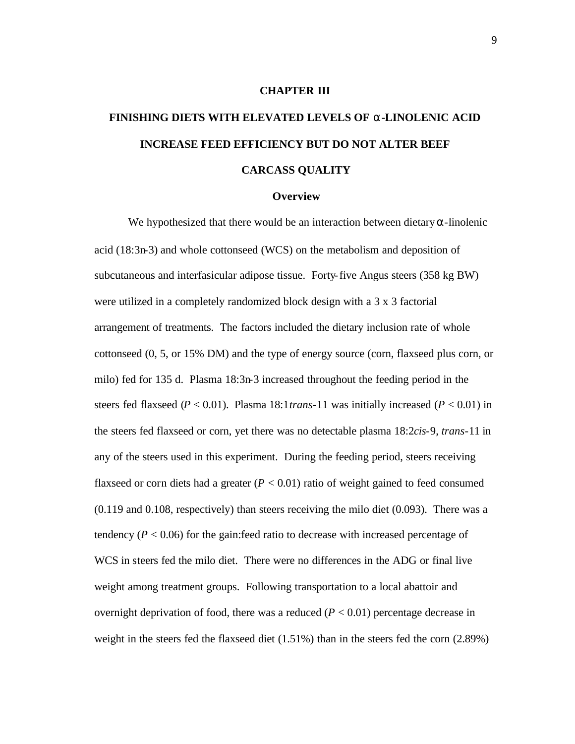# CHAPTER III

# FINISHING DIETS WITH ELEVATED LEVELS OF α-LINOLENIC ACID INCREASE FEED EFFICIENCY BUT DO NOT ALTER BEEF CARCASS QUALITY

## Overview

We hypothesized that there would be an interaction between dietary α-linolenic acid (18:3n-3) and whole cottonseed (WCS) on the metabolism and deposition of subcutaneous and interfasicular adipose tissue. Forty-five Angus steers (358 kg BW) were utilized in a completely randomized block design with a 3 x 3 factorial arrangement of treatments. The factors included the dietary inclusion rate of whole cottonseed (0, 5, or 15% DM) and the type of energy source (corn, flaxseed plus corn, or milo) fed for 135 d. Plasma 18:3n-3 increased throughout the feeding period in the steers fed flaxseed ($P < 0.01$). Plasma 18:1*trans*-11 was initially increased ($P < 0.01$) in the steers fed flaxseed or corn, yet there was no detectable plasma 18:2*cis*-9, *trans*-11 in any of the steers used in this experiment. During the feeding period, steers receiving flaxseed or corn diets had a greater ($P < 0.01$) ratio of weight gained to feed consumed (0.119 and 0.108, respectively) than steers receiving the milo diet (0.093). There was a tendency ($P < 0.06$) for the gain:feed ratio to decrease with increased percentage of WCS in steers fed the milo diet. There were no differences in the ADG or final live weight among treatment groups. Following transportation to a local abattoir and overnight deprivation of food, there was a reduced ($P < 0.01$) percentage decrease in weight in the steers fed the flaxseed diet (1.51%) than in the steers fed the corn (2.89%)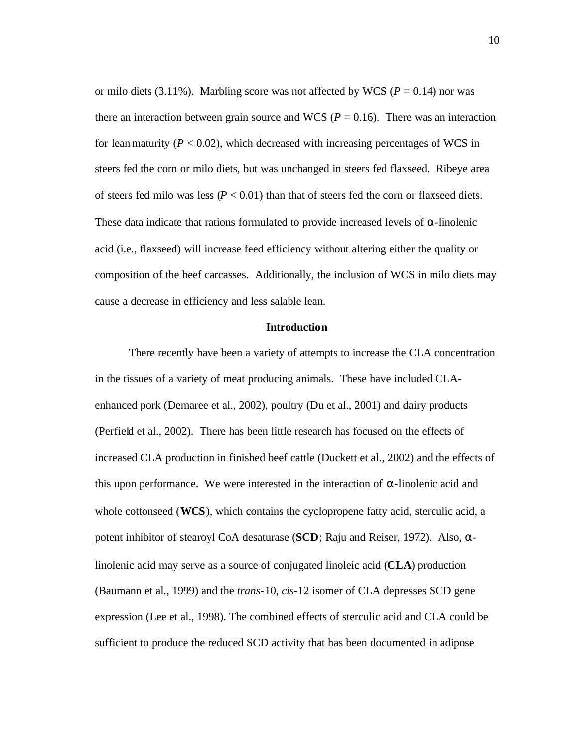or milo diets (3.11%). Marbling score was not affected by WCS ($P = 0.14$) nor was there an interaction between grain source and WCS ($P = 0.16$). There was an interaction for lean maturity ($P < 0.02$), which decreased with increasing percentages of WCS in steers fed the corn or milo diets, but was unchanged in steers fed flaxseed. Ribeye area of steers fed milo was less ($P < 0.01$) than that of steers fed the corn or flaxseed diets. These data indicate that rations formulated to provide increased levels of α-linolenic acid (i.e., flaxseed) will increase feed efficiency without altering either the quality or composition of the beef carcasses. Additionally, the inclusion of WCS in milo diets may cause a decrease in efficiency and less salable lean.

## Introduction

There recently have been a variety of attempts to increase the CLA concentration in the tissues of a variety of meat producing animals. These have included CLA-enhanced pork (Demaree et al., 2002), poultry (Du et al., 2001) and dairy products (Perfield et al., 2002). There has been little research has focused on the effects of increased CLA production in finished beef cattle (Duckett et al., 2002) and the effects of this upon performance. We were interested in the interaction of α-linolenic acid and whole cottonseed (**WCS**), which contains the cyclopropene fatty acid, sterculic acid, a potent inhibitor of stearoyl CoA desaturase (**SCD**; Raju and Reiser, 1972). Also, α-linolenic acid may serve as a source of conjugated linoleic acid (**CLA**) production (Baumann et al., 1999) and the *trans*-10, *cis*-12 isomer of CLA depresses SCD gene expression (Lee et al., 1998). The combined effects of sterculic acid and CLA could be sufficient to produce the reduced SCD activity that has been documented in adipose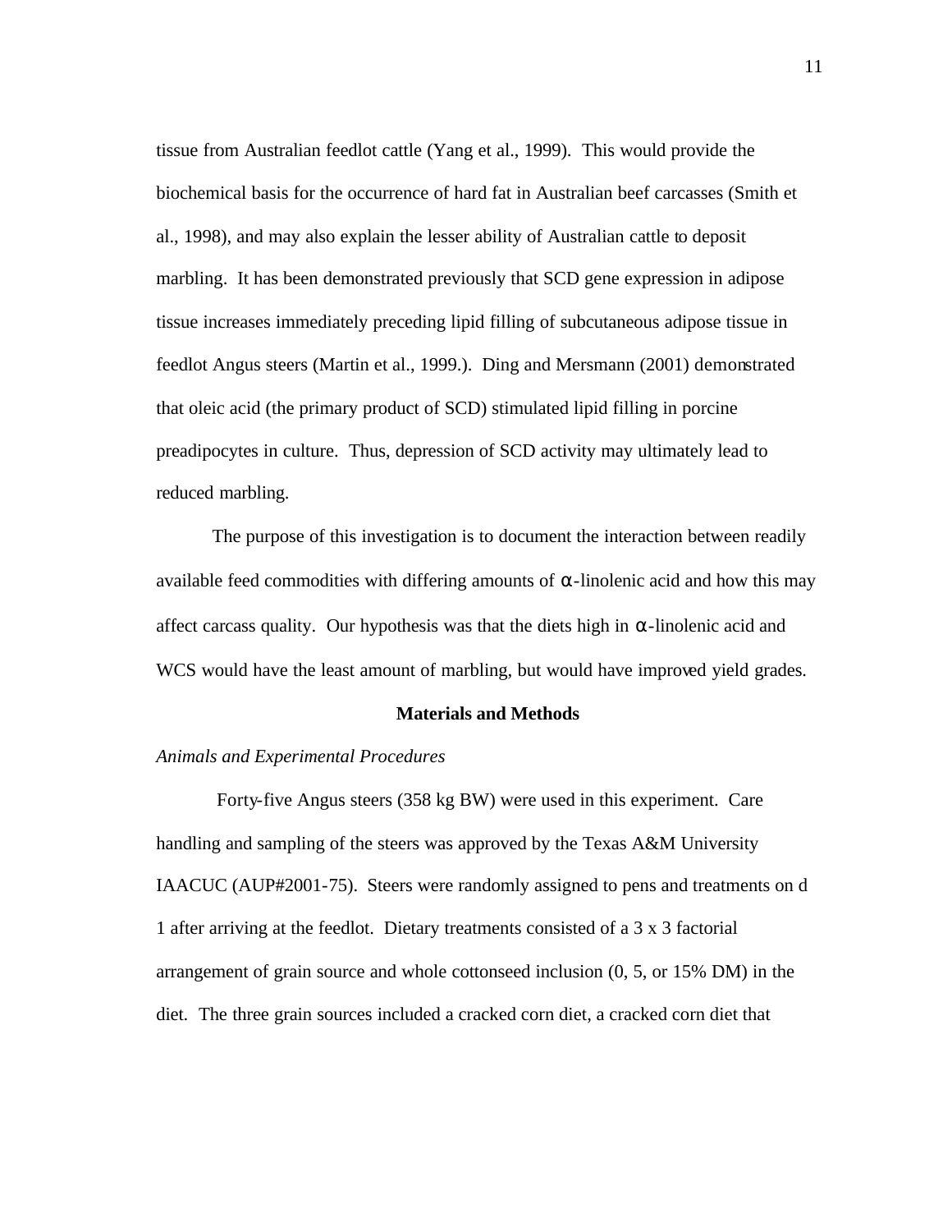tissue from Australian feedlot cattle (Yang et al., 1999). This would provide the biochemical basis for the occurrence of hard fat in Australian beef carcasses (Smith et al., 1998), and may also explain the lesser ability of Australian cattle to deposit marbling. It has been demonstrated previously that SCD gene expression in adipose tissue increases immediately preceding lipid filling of subcutaneous adipose tissue in feedlot Angus steers (Martin et al., 1999.). Ding and Mersmann (2001) demonstrated that oleic acid (the primary product of SCD) stimulated lipid filling in porcine preadipocytes in culture. Thus, depression of SCD activity may ultimately lead to reduced marbling.

The purpose of this investigation is to document the interaction between readily available feed commodities with differing amounts of α-linolenic acid and how this may affect carcass quality. Our hypothesis was that the diets high in α-linolenic acid and WCS would have the least amount of marbling, but would have improved yield grades.

## Materials and Methods

### *Animals and Experimental Procedures*

Forty-five Angus steers (358 kg BW) were used in this experiment. Care handling and sampling of the steers was approved by the Texas A&M University IAACUC (AUP#2001-75). Steers were randomly assigned to pens and treatments on d 1 after arriving at the feedlot. Dietary treatments consisted of a 3 x 3 factorial arrangement of grain source and whole cottonseed inclusion (0, 5, or 15% DM) in the diet. The three grain sources included a cracked corn diet, a cracked corn diet that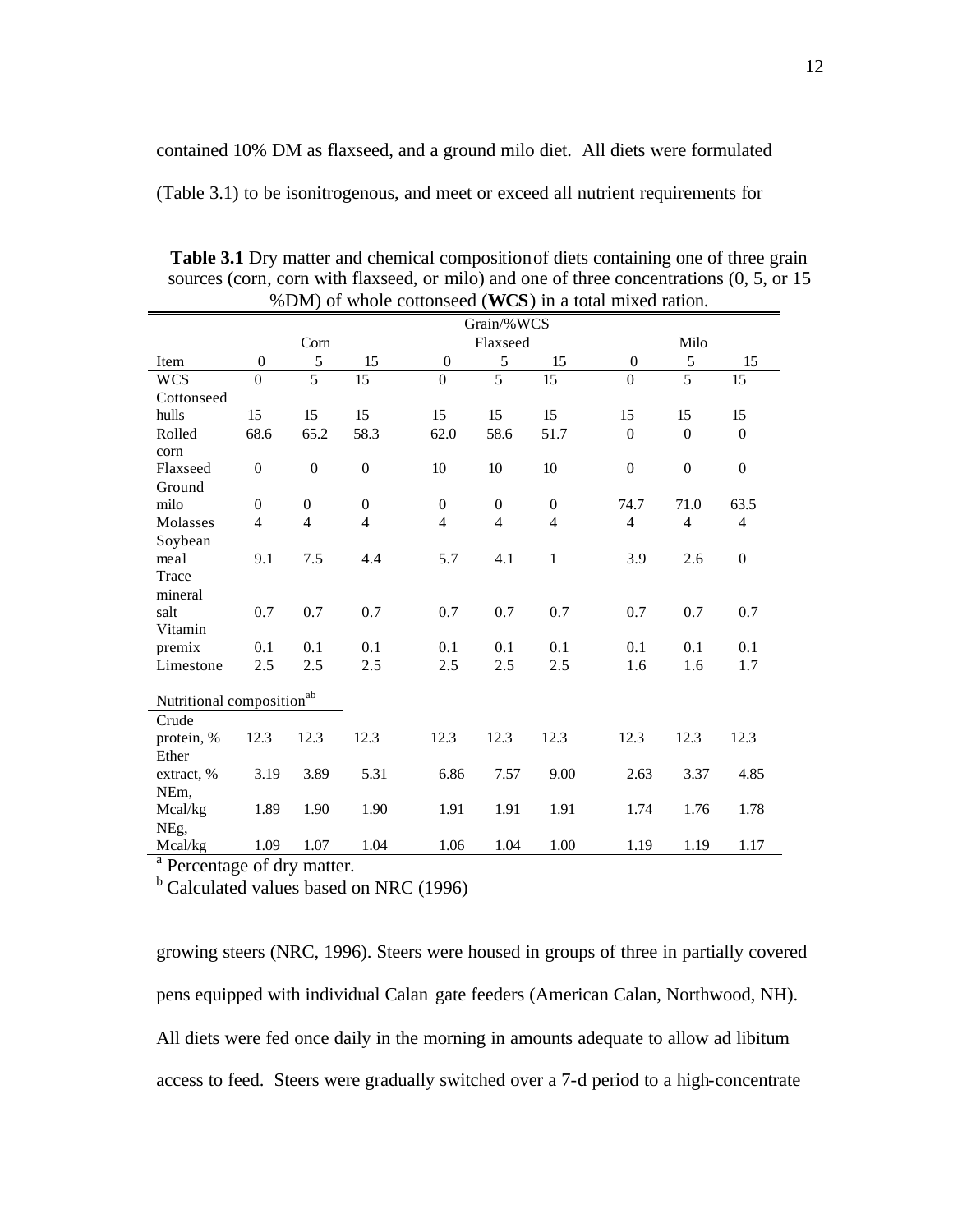contained 10% DM as flaxseed, and a ground milo diet. All diets were formulated (Table 3.1) to be isonitrogenous, and meet or exceed all nutrient requirements for

**Table 3.1** Dry matter and chemical composition of diets containing one of three grain sources (corn, corn with flaxseed, or milo) and one of three concentrations (0, 5, or 15 %DM) of whole cottonseed (**WCS**) in a total mixed ration.

| | Grain/%WCS | | | | | | | | |
|---|---|---|---|---|---|---|---|---|---|
| | Corn | | | Flaxseed | | | Milo | | |
| Item | 0 | 5 | 15 | 0 | 5 | 15 | 0 | 5 | 15 |
| WCS | 0 | 5 | 15 | 0 | 5 | 15 | 0 | 5 | 15 |
| Cottonseed hulls | 15 | 15 | 15 | 15 | 15 | 15 | 15 | 15 | 15 |
| Rolled corn | 68.6 | 65.2 | 58.3 | 62.0 | 58.6 | 51.7 | 0 | 0 | 0 |
| Flaxseed | 0 | 0 | 0 | 10 | 10 | 10 | 0 | 0 | 0 |
| Ground milo | 0 | 0 | 0 | 0 | 0 | 0 | 74.7 | 71.0 | 63.5 |
| Molasses | 4 | 4 | 4 | 4 | 4 | 4 | 4 | 4 | 4 |
| Soybean meal | 9.1 | 7.5 | 4.4 | 5.7 | 4.1 | 1 | 3.9 | 2.6 | 0 |
| Trace mineral salt | 0.7 | 0.7 | 0.7 | 0.7 | 0.7 | 0.7 | 0.7 | 0.7 | 0.7 |
| Vitamin premix | 0.1 | 0.1 | 0.1 | 0.1 | 0.1 | 0.1 | 0.1 | 0.1 | 0.1 |
| Limestone | 2.5 | 2.5 | 2.5 | 2.5 | 2.5 | 2.5 | 1.6 | 1.6 | 1.7 |
| Nutritional composition[ab] | | | | | | | | | |
| Crude protein, % | 12.3 | 12.3 | 12.3 | 12.3 | 12.3 | 12.3 | 12.3 | 12.3 | 12.3 |
| Ether extract, % | 3.19 | 3.89 | 5.31 | 6.86 | 7.57 | 9.00 | 2.63 | 3.37 | 4.85 |
| NEm, Mcal/kg | 1.89 | 1.90 | 1.90 | 1.91 | 1.91 | 1.91 | 1.74 | 1.76 | 1.78 |
| NEg, Mcal/kg | 1.09 | 1.07 | 1.04 | 1.06 | 1.04 | 1.00 | 1.19 | 1.19 | 1.17 |

[a] Percentage of dry matter.
[b] Calculated values based on NRC (1996)

growing steers (NRC, 1996). Steers were housed in groups of three in partially covered pens equipped with individual Calan gate feeders (American Calan, Northwood, NH). All diets were fed once daily in the morning in amounts adequate to allow ad libitum access to feed. Steers were gradually switched over a 7-d period to a high-concentrate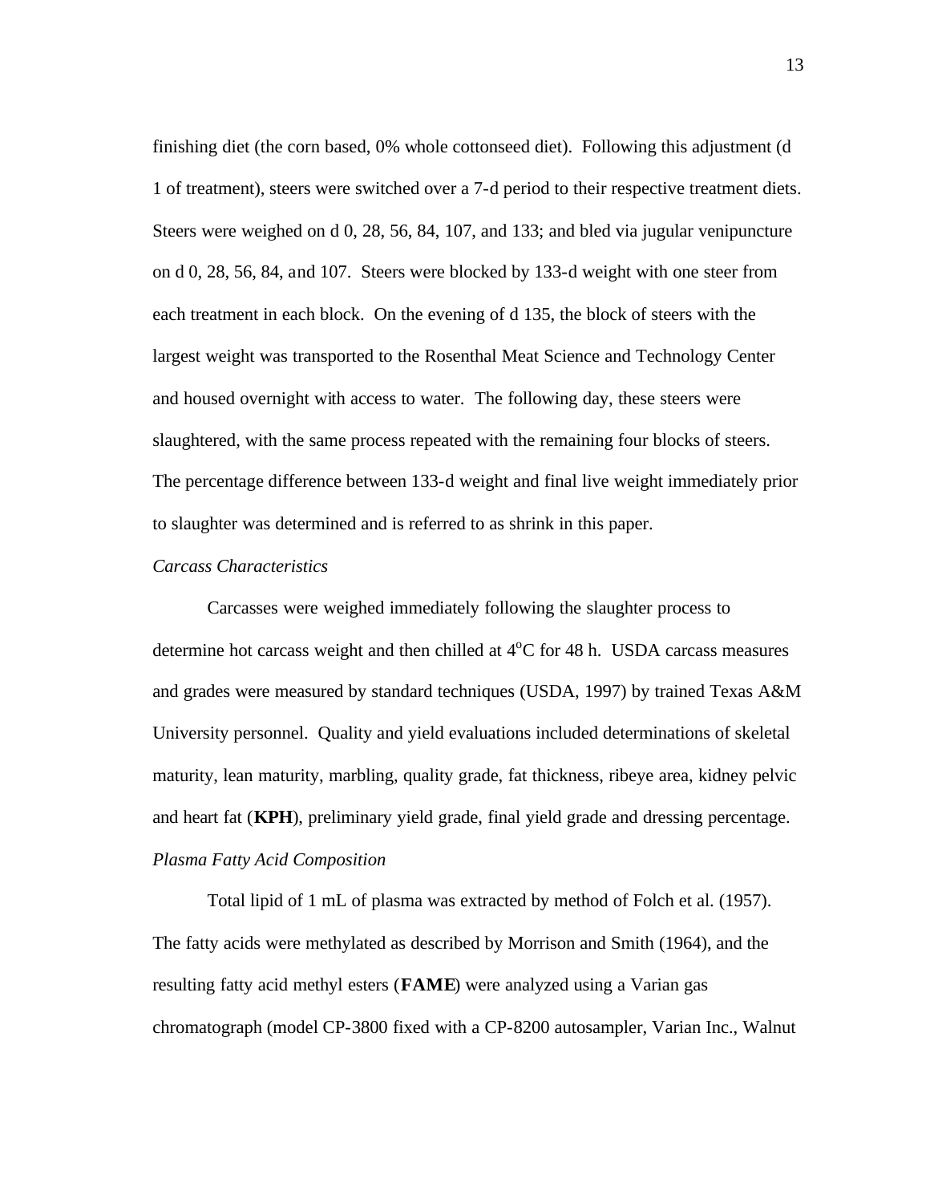finishing diet (the corn based, 0% whole cottonseed diet). Following this adjustment (d 1 of treatment), steers were switched over a 7-d period to their respective treatment diets. Steers were weighed on d 0, 28, 56, 84, 107, and 133; and bled via jugular venipuncture on d 0, 28, 56, 84, and 107. Steers were blocked by 133-d weight with one steer from each treatment in each block. On the evening of d 135, the block of steers with the largest weight was transported to the Rosenthal Meat Science and Technology Center and housed overnight with access to water. The following day, these steers were slaughtered, with the same process repeated with the remaining four blocks of steers. The percentage difference between 133-d weight and final live weight immediately prior to slaughter was determined and is referred to as shrink in this paper.

*Carcass Characteristics*

Carcasses were weighed immediately following the slaughter process to determine hot carcass weight and then chilled at 4$^{o}$C for 48 h. USDA carcass measures and grades were measured by standard techniques (USDA, 1997) by trained Texas A&M University personnel. Quality and yield evaluations included determinations of skeletal maturity, lean maturity, marbling, quality grade, fat thickness, ribeye area, kidney pelvic and heart fat (**KPH**), preliminary yield grade, final yield grade and dressing percentage.

*Plasma Fatty Acid Composition*

Total lipid of 1 mL of plasma was extracted by method of Folch et al. (1957). The fatty acids were methylated as described by Morrison and Smith (1964), and the resulting fatty acid methyl esters (**FAME**) were analyzed using a Varian gas chromatograph (model CP-3800 fixed with a CP-8200 autosampler, Varian Inc., Walnut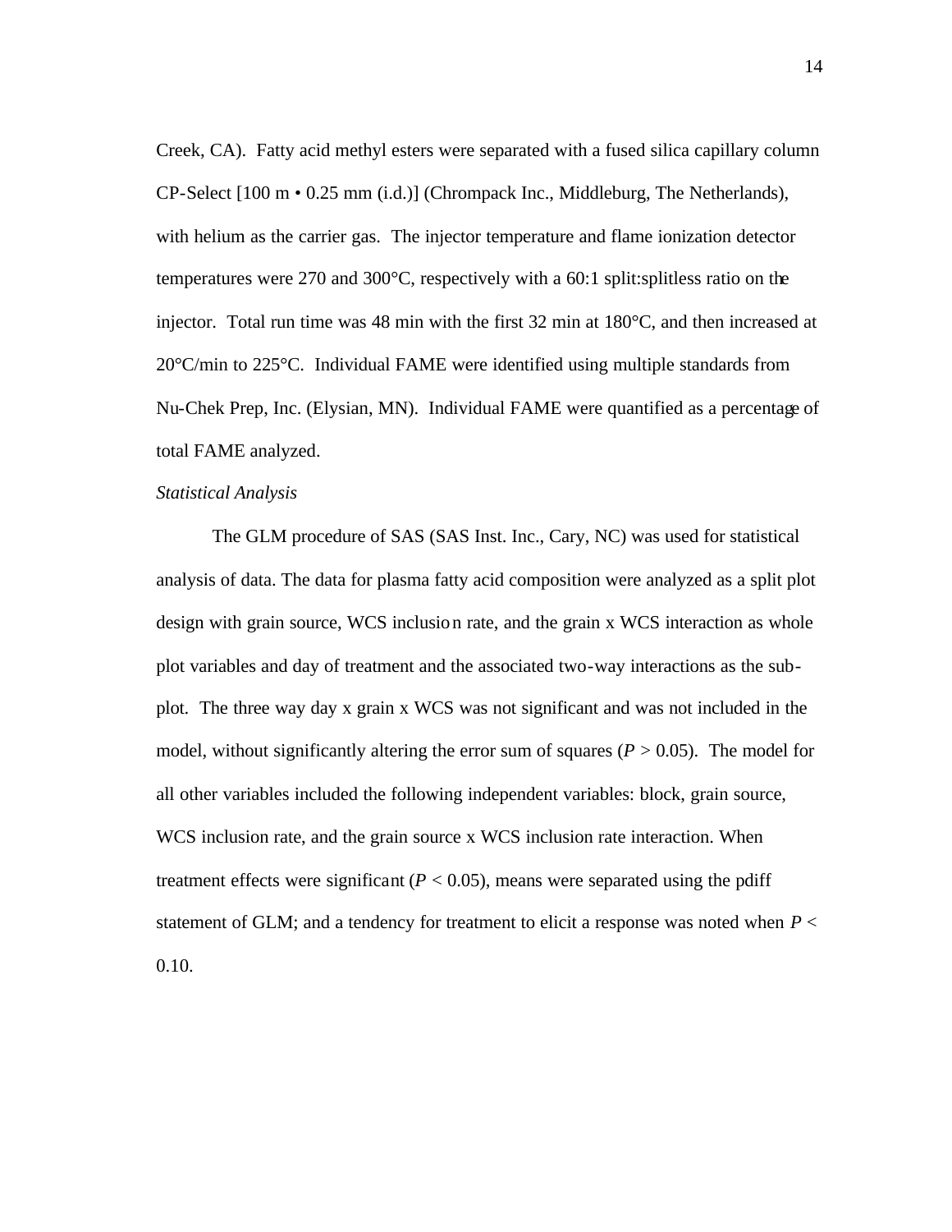Creek, CA). Fatty acid methyl esters were separated with a fused silica capillary column CP-Select [100 m • 0.25 mm (i.d.)] (Chrompack Inc., Middleburg, The Netherlands), with helium as the carrier gas. The injector temperature and flame ionization detector temperatures were 270 and 300°C, respectively with a 60:1 split:splitless ratio on the injector. Total run time was 48 min with the first 32 min at 180°C, and then increased at 20°C/min to 225°C. Individual FAME were identified using multiple standards from Nu-Chek Prep, Inc. (Elysian, MN). Individual FAME were quantified as a percentage of total FAME analyzed.

*Statistical Analysis*

The GLM procedure of SAS (SAS Inst. Inc., Cary, NC) was used for statistical analysis of data. The data for plasma fatty acid composition were analyzed as a split plot design with grain source, WCS inclusion rate, and the grain x WCS interaction as whole plot variables and day of treatment and the associated two-way interactions as the sub-plot. The three way day x grain x WCS was not significant and was not included in the model, without significantly altering the error sum of squares ($P > 0.05$). The model for all other variables included the following independent variables: block, grain source, WCS inclusion rate, and the grain source x WCS inclusion rate interaction. When treatment effects were significant ($P < 0.05$), means were separated using the pdiff statement of GLM; and a tendency for treatment to elicit a response was noted when $P < 0.10$.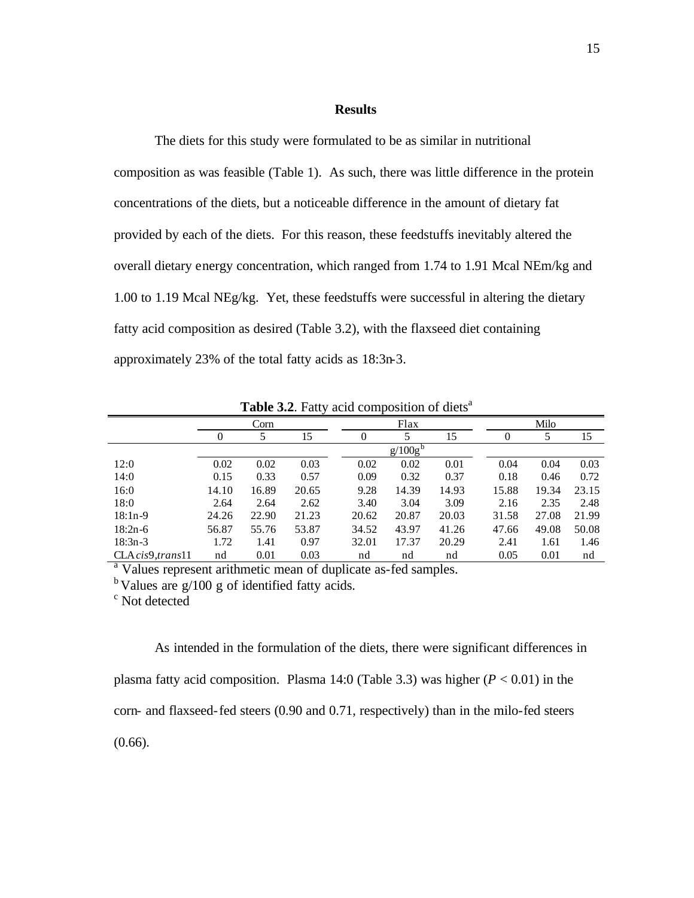## Results

The diets for this study were formulated to be as similar in nutritional composition as was feasible (Table 1). As such, there was little difference in the protein concentrations of the diets, but a noticeable difference in the amount of dietary fat provided by each of the diets. For this reason, these feedstuffs inevitably altered the overall dietary energy concentration, which ranged from 1.74 to 1.91 Mcal NEm/kg and 1.00 to 1.19 Mcal NEg/kg. Yet, these feedstuffs were successful in altering the dietary fatty acid composition as desired (Table 3.2), with the flaxseed diet containing approximately 23% of the total fatty acids as 18:3n-3.

**Table 3.2**. Fatty acid composition of diets[a]

| | Corn | | | Flax | | | Milo | | |
|---|---|---|---|---|---|---|---|---|---|
| | 0 | 5 | 15 | 0 | 5 | 15 | 0 | 5 | 15 |
| | | | | | g/100g[b] | | | | |
| 12:0 | 0.02 | 0.02 | 0.03 | 0.02 | 0.02 | 0.01 | 0.04 | 0.04 | 0.03 |
| 14:0 | 0.15 | 0.33 | 0.57 | 0.09 | 0.32 | 0.37 | 0.18 | 0.46 | 0.72 |
| 16:0 | 14.10 | 16.89 | 20.65 | 9.28 | 14.39 | 14.93 | 15.88 | 19.34 | 23.15 |
| 18:0 | 2.64 | 2.64 | 2.62 | 3.40 | 3.04 | 3.09 | 2.16 | 2.35 | 2.48 |
| 18:1n-9 | 24.26 | 22.90 | 21.23 | 20.62 | 20.87 | 20.03 | 31.58 | 27.08 | 21.99 |
| 18:2n-6 | 56.87 | 55.76 | 53.87 | 34.52 | 43.97 | 41.26 | 47.66 | 49.08 | 50.08 |
| 18:3n-3 | 1.72 | 1.41 | 0.97 | 32.01 | 17.37 | 20.29 | 2.41 | 1.61 | 1.46 |
| CLA *cis*9,*trans*11 | nd | 0.01 | 0.03 | nd | nd | nd | 0.05 | 0.01 | nd |

[a] Values represent arithmetic mean of duplicate as-fed samples.
[b] Values are g/100 g of identified fatty acids.
[c] Not detected

As intended in the formulation of the diets, there were significant differences in plasma fatty acid composition. Plasma 14:0 (Table 3.3) was higher ($P < 0.01$) in the corn- and flaxseed-fed steers (0.90 and 0.71, respectively) than in the milo-fed steers (0.66).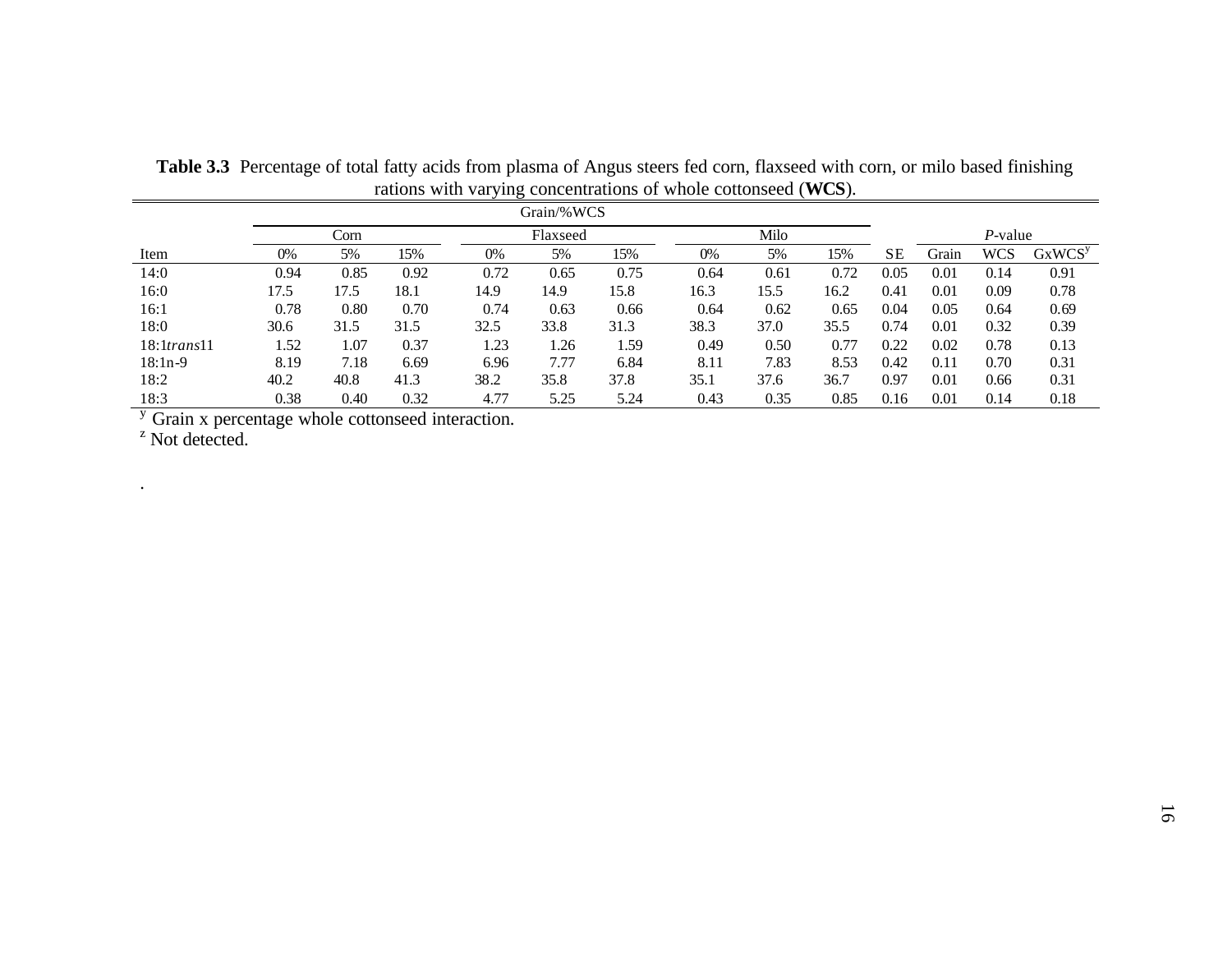**Table 3.3** Percentage of total fatty acids from plasma of Angus steers fed corn, flaxseed with corn, or milo based finishing rations with varying concentrations of whole cottonseed (**WCS**).

| | Grain/%WCS | | | | | | | | | | | | |
|---|---|---|---|---|---|---|---|---|---|---|---|---|---|
| | Corn | | | Flaxseed | | | Milo | | | | *P*-value | | |
| Item | 0% | 5% | 15% | 0% | 5% | 15% | 0% | 5% | 15% | SE | Grain | WCS | GxWCS[y] |
| 14:0 | 0.94 | 0.85 | 0.92 | 0.72 | 0.65 | 0.75 | 0.64 | 0.61 | 0.72 | 0.05 | 0.01 | 0.14 | 0.91 |
| 16:0 | 17.5 | 17.5 | 18.1 | 14.9 | 14.9 | 15.8 | 16.3 | 15.5 | 16.2 | 0.41 | 0.01 | 0.09 | 0.78 |
| 16:1 | 0.78 | 0.80 | 0.70 | 0.74 | 0.63 | 0.66 | 0.64 | 0.62 | 0.65 | 0.04 | 0.05 | 0.64 | 0.69 |
| 18:0 | 30.6 | 31.5 | 31.5 | 32.5 | 33.8 | 31.3 | 38.3 | 37.0 | 35.5 | 0.74 | 0.01 | 0.32 | 0.39 |
| 18:1*trans*11 | 1.52 | 1.07 | 0.37 | 1.23 | 1.26 | 1.59 | 0.49 | 0.50 | 0.77 | 0.22 | 0.02 | 0.78 | 0.13 |
| 18:1n-9 | 8.19 | 7.18 | 6.69 | 6.96 | 7.77 | 6.84 | 8.11 | 7.83 | 8.53 | 0.42 | 0.11 | 0.70 | 0.31 |
| 18:2 | 40.2 | 40.8 | 41.3 | 38.2 | 35.8 | 37.8 | 35.1 | 37.6 | 36.7 | 0.97 | 0.01 | 0.66 | 0.31 |
| 18:3 | 0.38 | 0.40 | 0.32 | 4.77 | 5.25 | 5.24 | 0.43 | 0.35 | 0.85 | 0.16 | 0.01 | 0.14 | 0.18 |

[y] Grain x percentage whole cottonseed interaction.
[z] Not detected.

.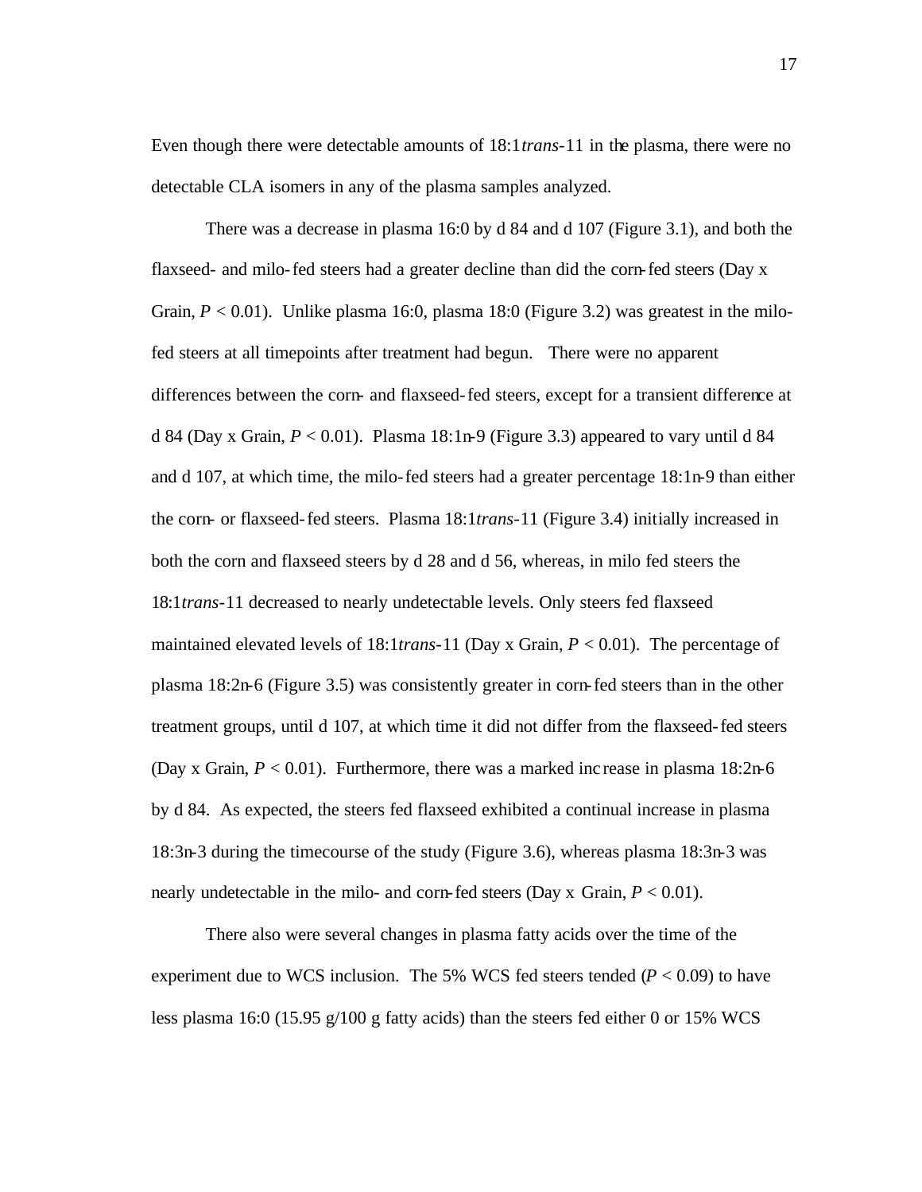Even though there were detectable amounts of 18:1*trans*-11 in the plasma, there were no detectable CLA isomers in any of the plasma samples analyzed.

There was a decrease in plasma 16:0 by d 84 and d 107 (Figure 3.1), and both the flaxseed- and milo-fed steers had a greater decline than did the corn-fed steers (Day x Grain, $P < 0.01$). Unlike plasma 16:0, plasma 18:0 (Figure 3.2) was greatest in the milo-fed steers at all timepoints after treatment had begun. There were no apparent differences between the corn- and flaxseed-fed steers, except for a transient difference at d 84 (Day x Grain, $P < 0.01$). Plasma 18:1n-9 (Figure 3.3) appeared to vary until d 84 and d 107, at which time, the milo-fed steers had a greater percentage 18:1n-9 than either the corn- or flaxseed-fed steers. Plasma 18:1*trans*-11 (Figure 3.4) initially increased in both the corn and flaxseed steers by d 28 and d 56, whereas, in milo fed steers the 18:1*trans*-11 decreased to nearly undetectable levels. Only steers fed flaxseed maintained elevated levels of 18:1*trans*-11 (Day x Grain, $P < 0.01$). The percentage of plasma 18:2n-6 (Figure 3.5) was consistently greater in corn-fed steers than in the other treatment groups, until d 107, at which time it did not differ from the flaxseed-fed steers (Day x Grain, $P < 0.01$). Furthermore, there was a marked increase in plasma 18:2n-6 by d 84. As expected, the steers fed flaxseed exhibited a continual increase in plasma 18:3n-3 during the timecourse of the study (Figure 3.6), whereas plasma 18:3n-3 was nearly undetectable in the milo- and corn-fed steers (Day x Grain, $P < 0.01$).

There also were several changes in plasma fatty acids over the time of the experiment due to WCS inclusion. The 5% WCS fed steers tended ($P < 0.09$) to have less plasma 16:0 (15.95 g/100 g fatty acids) than the steers fed either 0 or 15% WCS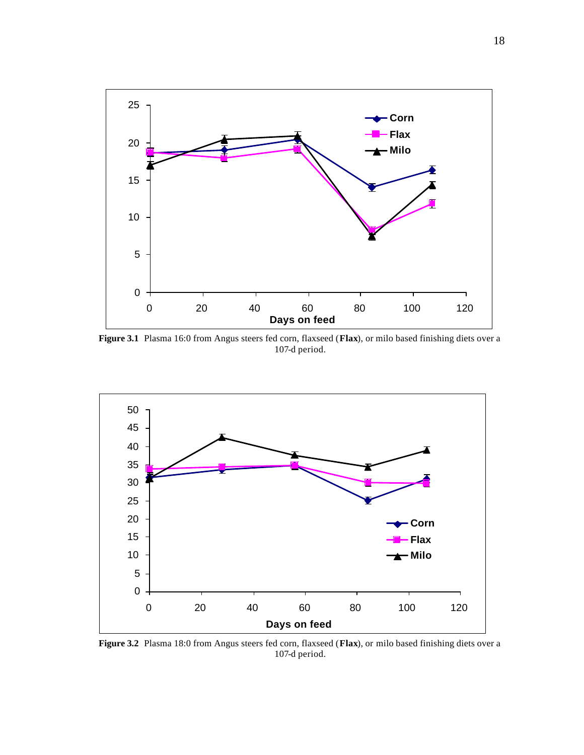**Figure 3.1** Plasma 16:0 from Angus steers fed corn, flaxseed (**Flax**), or milo based finishing diets over a 107-d period.

**Figure 3.2** Plasma 18:0 from Angus steers fed corn, flaxseed (**Flax**), or milo based finishing diets over a 107-d period.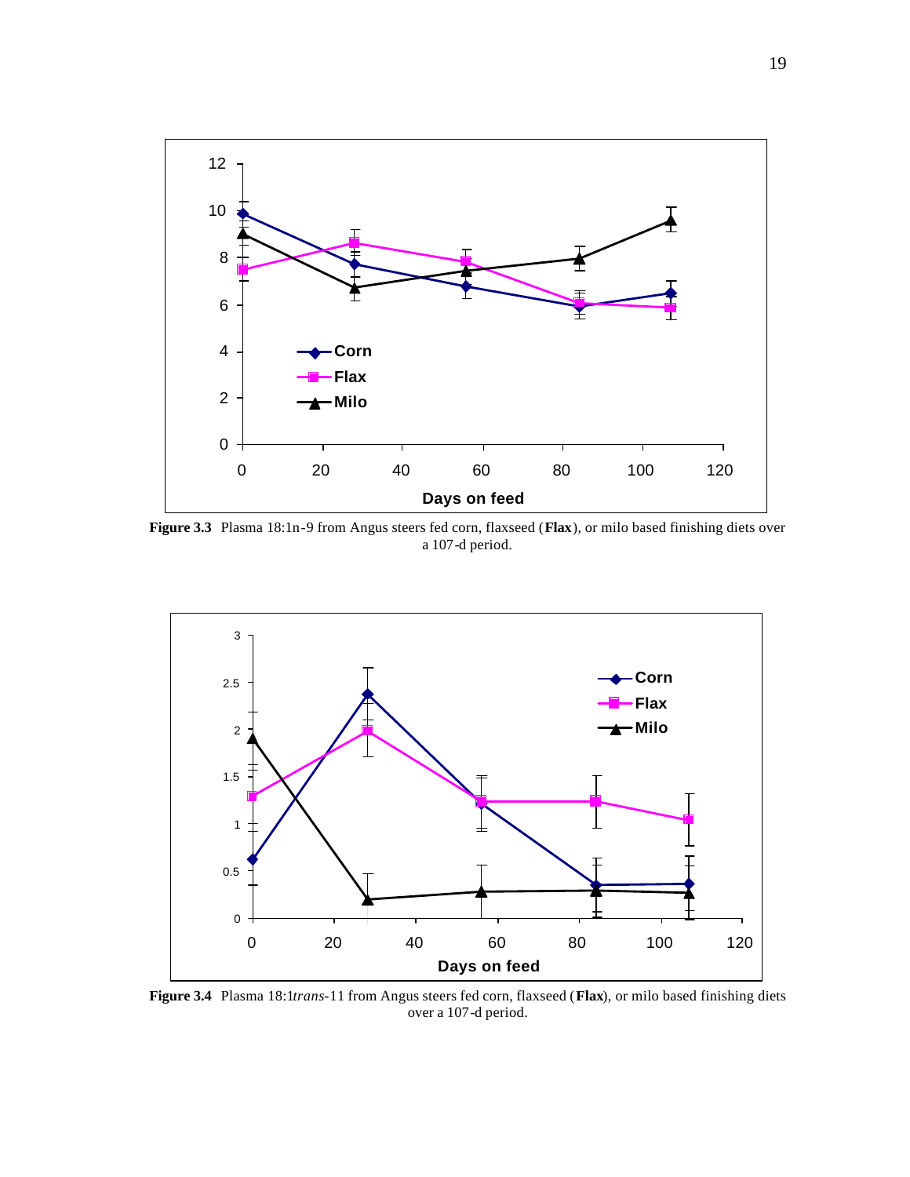**Figure 3.3** Plasma 18:1n-9 from Angus steers fed corn, flaxseed (**Flax**), or milo based finishing diets over a 107-d period.

**Figure 3.4** Plasma 18:1*trans*-11 from Angus steers fed corn, flaxseed (**Flax**), or milo based finishing diets over a 107-d period.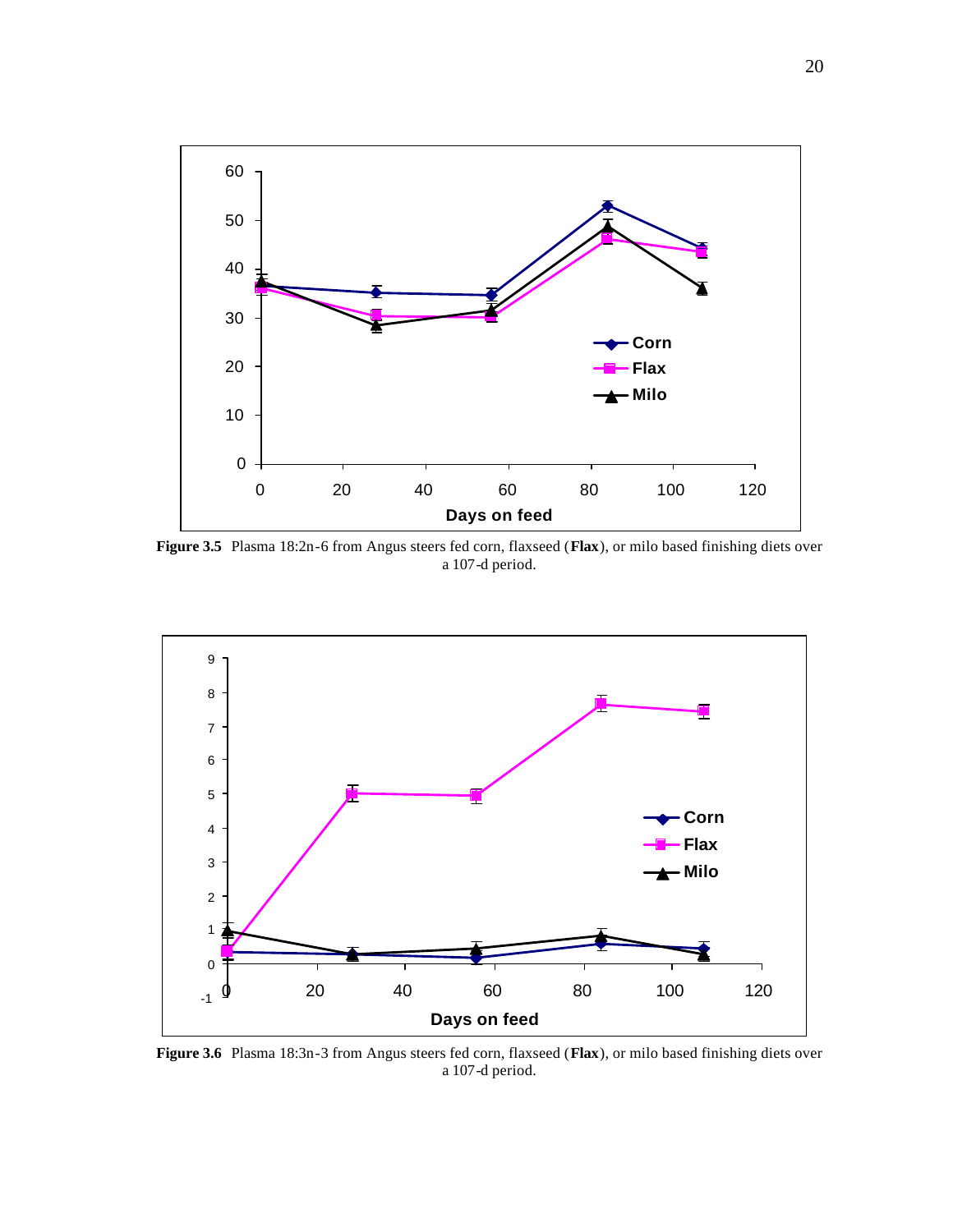**Figure 3.5** Plasma 18:2n-6 from Angus steers fed corn, flaxseed (**Flax**), or milo based finishing diets over a 107-d period.

**Figure 3.6** Plasma 18:3n-3 from Angus steers fed corn, flaxseed (**Flax**), or milo based finishing diets over a 107-d period.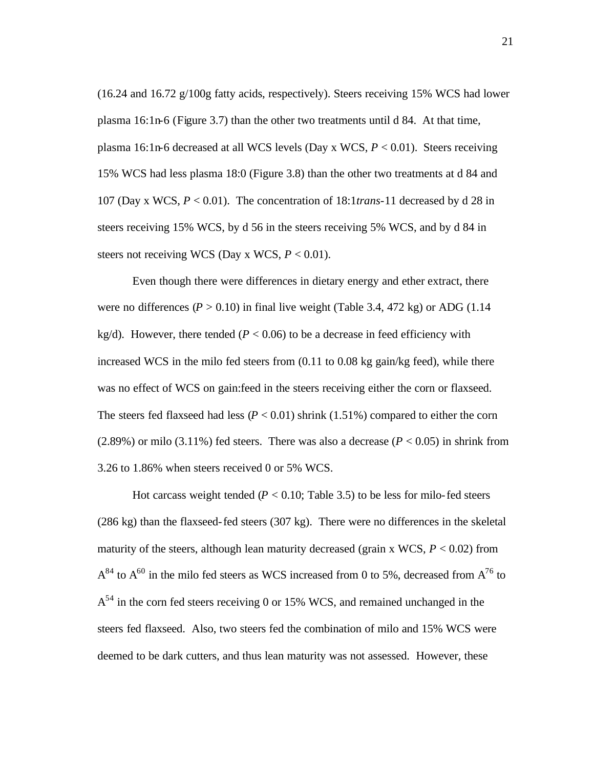(16.24 and 16.72 g/100g fatty acids, respectively). Steers receiving 15% WCS had lower plasma 16:1n-6 (Figure 3.7) than the other two treatments until d 84. At that time, plasma 16:1n-6 decreased at all WCS levels (Day x WCS, $P < 0.01$). Steers receiving 15% WCS had less plasma 18:0 (Figure 3.8) than the other two treatments at d 84 and 107 (Day x WCS, $P < 0.01$). The concentration of 18:1*trans*-11 decreased by d 28 in steers receiving 15% WCS, by d 56 in the steers receiving 5% WCS, and by d 84 in steers not receiving WCS (Day x WCS, $P < 0.01$).

Even though there were differences in dietary energy and ether extract, there were no differences ($P > 0.10$) in final live weight (Table 3.4, 472 kg) or ADG (1.14 kg/d). However, there tended ($P < 0.06$) to be a decrease in feed efficiency with increased WCS in the milo fed steers from (0.11 to 0.08 kg gain/kg feed), while there was no effect of WCS on gain:feed in the steers receiving either the corn or flaxseed. The steers fed flaxseed had less ($P < 0.01$) shrink (1.51%) compared to either the corn (2.89%) or milo (3.11%) fed steers. There was also a decrease ($P < 0.05$) in shrink from 3.26 to 1.86% when steers received 0 or 5% WCS.

Hot carcass weight tended ($P < 0.10$; Table 3.5) to be less for milo-fed steers (286 kg) than the flaxseed-fed steers (307 kg). There were no differences in the skeletal maturity of the steers, although lean maturity decreased (grain x WCS, $P < 0.02$) from $A^{84}$ to $A^{60}$ in the milo fed steers as WCS increased from 0 to 5%, decreased from $A^{76}$ to $A^{54}$ in the corn fed steers receiving 0 or 15% WCS, and remained unchanged in the steers fed flaxseed. Also, two steers fed the combination of milo and 15% WCS were deemed to be dark cutters, and thus lean maturity was not assessed. However, these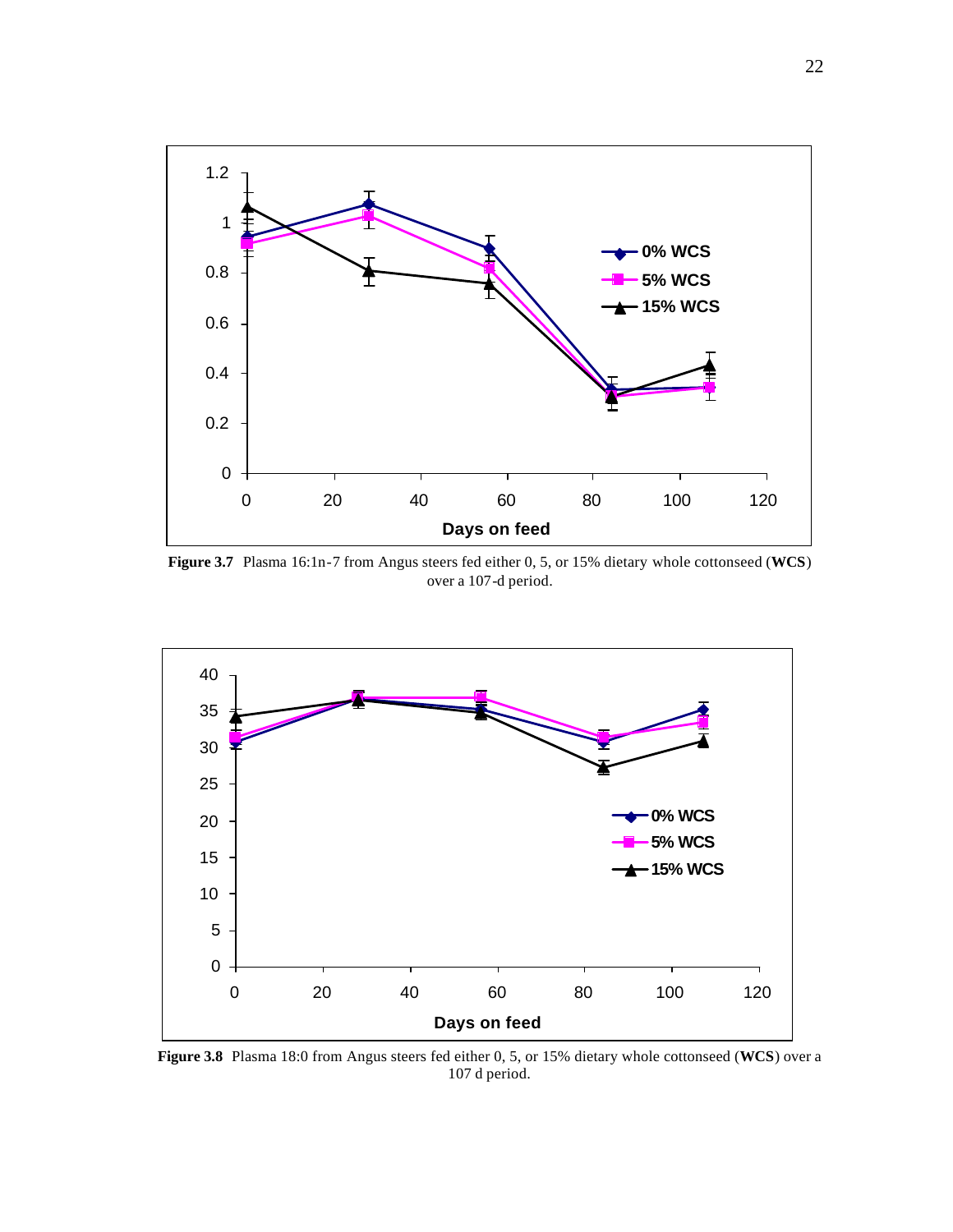**Figure 3.7** Plasma 16:1n-7 from Angus steers fed either 0, 5, or 15% dietary whole cottonseed (**WCS**) over a 107-d period.

**Figure 3.8** Plasma 18:0 from Angus steers fed either 0, 5, or 15% dietary whole cottonseed (**WCS**) over a 107 d period.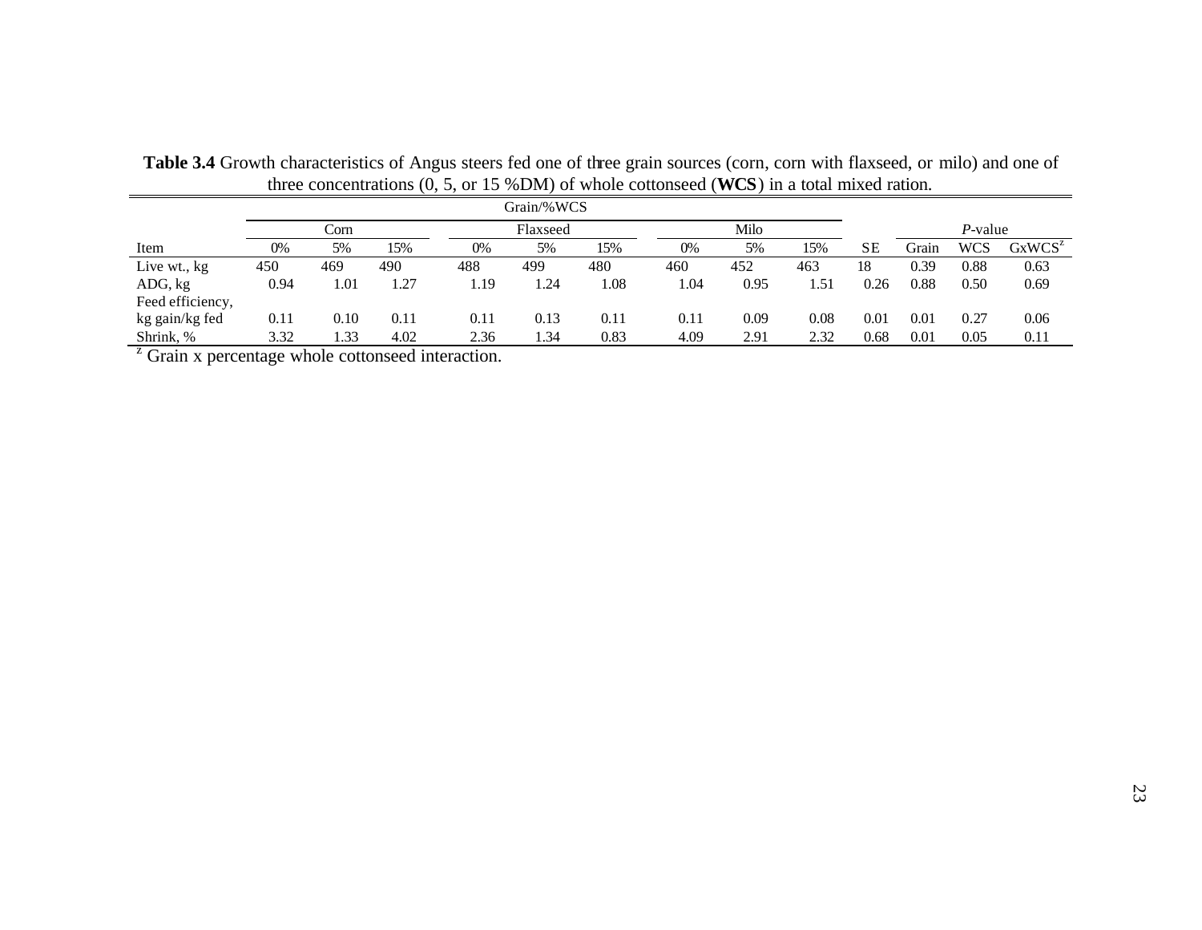**Table 3.4** Growth characteristics of Angus steers fed one of three grain sources (corn, corn with flaxseed, or milo) and one of three concentrations (0, 5, or 15 %DM) of whole cottonseed (**WCS**) in a total mixed ration.

| | Grain/%WCS | | | | | | | | | | | | |
|---|---|---|---|---|---|---|---|---|---|---|---|---|---|
| | Corn | | | Flaxseed | | | Milo | | | | *P*-value | | |
| Item | 0% | 5% | 15% | 0% | 5% | 15% | 0% | 5% | 15% | SE | Grain | WCS | GxWCS[z] |
| Live wt., kg | 450 | 469 | 490 | 488 | 499 | 480 | 460 | 452 | 463 | 18 | 0.39 | 0.88 | 0.63 |
| ADG, kg | 0.94 | 1.01 | 1.27 | 1.19 | 1.24 | 1.08 | 1.04 | 0.95 | 1.51 | 0.26 | 0.88 | 0.50 | 0.69 |
| Feed efficiency, kg gain/kg fed | 0.11 | 0.10 | 0.11 | 0.11 | 0.13 | 0.11 | 0.11 | 0.09 | 0.08 | 0.01 | 0.01 | 0.27 | 0.06 |
| Shrink, % | 3.32 | 1.33 | 4.02 | 2.36 | 1.34 | 0.83 | 4.09 | 2.91 | 2.32 | 0.68 | 0.01 | 0.05 | 0.11 |

[z] Grain x percentage whole cottonseed interaction.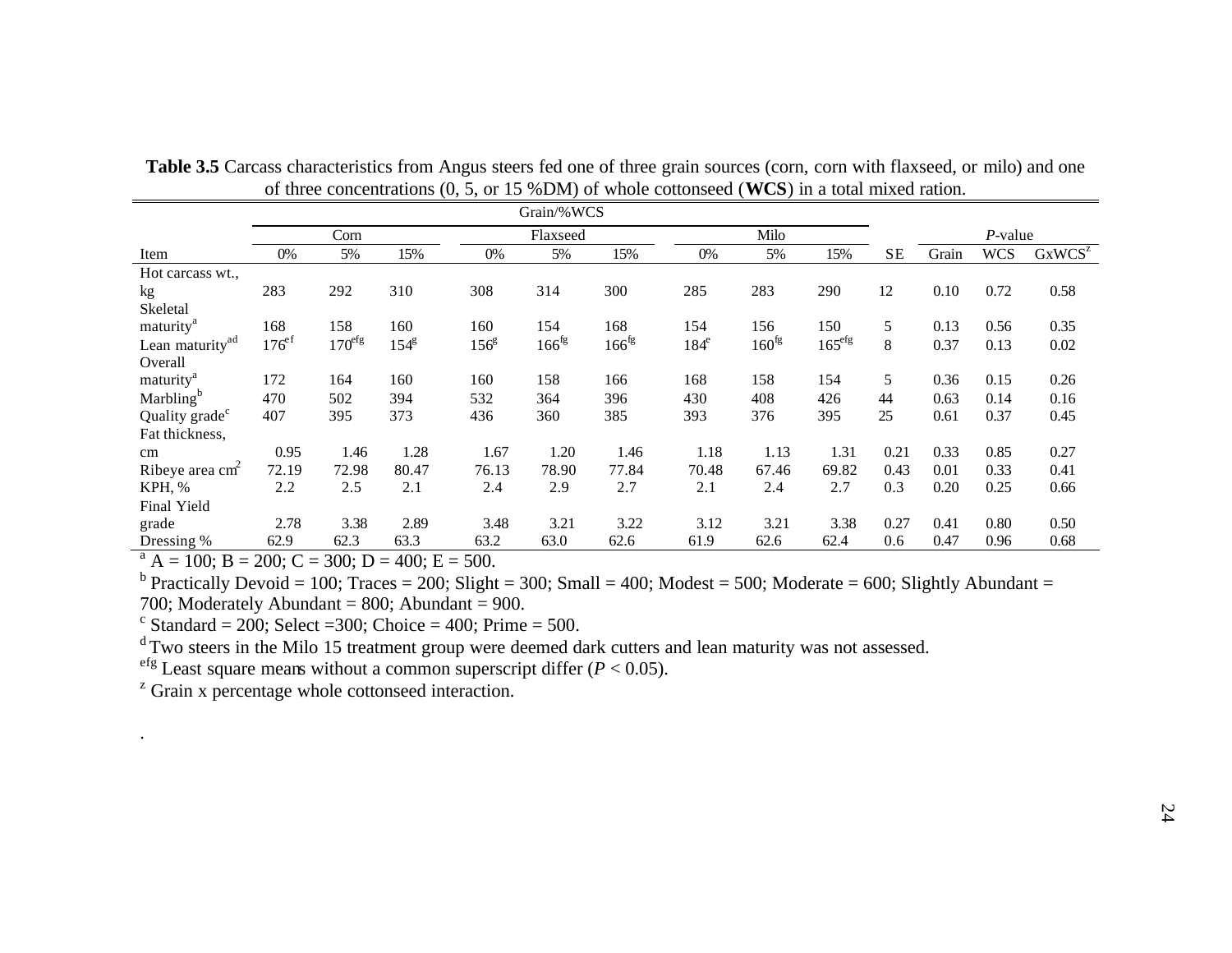**Table 3.5** Carcass characteristics from Angus steers fed one of three grain sources (corn, corn with flaxseed, or milo) and one of three concentrations (0, 5, or 15 %DM) of whole cottonseed (**WCS**) in a total mixed ration.

| | Grain/%WCS | | | | | | | | | | | | |
|---|---|---|---|---|---|---|---|---|---|---|---|---|---|
| | Corn | | | Flaxseed | | | Milo | | | | *P*-value | | |
| Item | 0% | 5% | 15% | 0% | 5% | 15% | 0% | 5% | 15% | SE | Grain | WCS | GxWCS[z] |
| Hot carcass wt., kg | 283 | 292 | 310 | 308 | 314 | 300 | 285 | 283 | 290 | 12 | 0.10 | 0.72 | 0.58 |
| Skeletal maturity[a] | 168 | 158 | 160 | 160 | 154 | 168 | 154 | 156 | 150 | 5 | 0.13 | 0.56 | 0.35 |
| Lean maturity[ad] | 176[ef] | 170[efg] | 154[g] | 156[g] | 166[fg] | 166[fg] | 184[e] | 160[fg] | 165[efg] | 8 | 0.37 | 0.13 | 0.02 |
| Overall maturity[a] | 172 | 164 | 160 | 160 | 158 | 166 | 168 | 158 | 154 | 5 | 0.36 | 0.15 | 0.26 |
| Marbling[b] | 470 | 502 | 394 | 532 | 364 | 396 | 430 | 408 | 426 | 44 | 0.63 | 0.14 | 0.16 |
| Quality grade[c] | 407 | 395 | 373 | 436 | 360 | 385 | 393 | 376 | 395 | 25 | 0.61 | 0.37 | 0.45 |
| Fat thickness, cm | 0.95 | 1.46 | 1.28 | 1.67 | 1.20 | 1.46 | 1.18 | 1.13 | 1.31 | 0.21 | 0.33 | 0.85 | 0.27 |
| Ribeye area $cm^2$ | 72.19 | 72.98 | 80.47 | 76.13 | 78.90 | 77.84 | 70.48 | 67.46 | 69.82 | 0.43 | 0.01 | 0.33 | 0.41 |
| KPH, % | 2.2 | 2.5 | 2.1 | 2.4 | 2.9 | 2.7 | 2.1 | 2.4 | 2.7 | 0.3 | 0.20 | 0.25 | 0.66 |
| Final Yield grade | 2.78 | 3.38 | 2.89 | 3.48 | 3.21 | 3.22 | 3.12 | 3.21 | 3.38 | 0.27 | 0.41 | 0.80 | 0.50 |
| Dressing % | 62.9 | 62.3 | 63.3 | 63.2 | 63.0 | 62.6 | 61.9 | 62.6 | 62.4 | 0.6 | 0.47 | 0.96 | 0.68 |

[a] A = 100; B = 200; C = 300; D = 400; E = 500.

[b] Practically Devoid = 100; Traces = 200; Slight = 300; Small = 400; Modest = 500; Moderate = 600; Slightly Abundant = 700; Moderately Abundant = 800; Abundant = 900.

[c] Standard = 200; Select =300; Choice = 400; Prime = 500.

[d] Two steers in the Milo 15 treatment group were deemed dark cutters and lean maturity was not assessed.

[efg] Least square means without a common superscript differ ($P < 0.05$).

[z] Grain x percentage whole cottonseed interaction.

.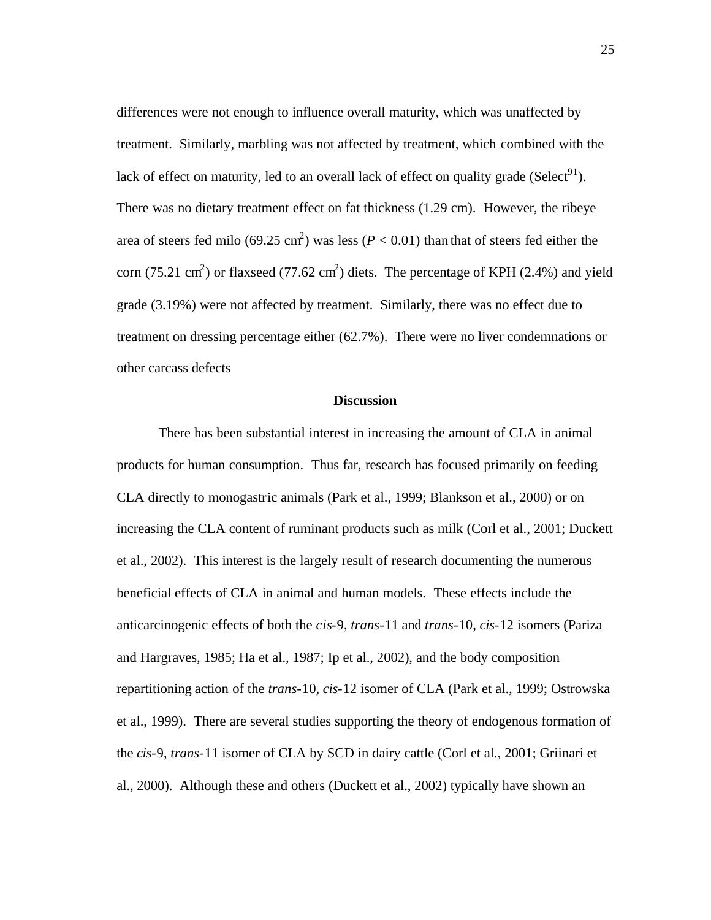differences were not enough to influence overall maturity, which was unaffected by treatment. Similarly, marbling was not affected by treatment, which combined with the lack of effect on maturity, led to an overall lack of effect on quality grade (Select[91]). There was no dietary treatment effect on fat thickness (1.29 cm). However, the ribeye area of steers fed milo (69.25 $cm^2$) was less ($P < 0.01$) than that of steers fed either the corn (75.21 $cm^2$) or flaxseed (77.62 $cm^2$) diets. The percentage of KPH (2.4%) and yield grade (3.19%) were not affected by treatment. Similarly, there was no effect due to treatment on dressing percentage either (62.7%). There were no liver condemnations or other carcass defects

**Discussion**

There has been substantial interest in increasing the amount of CLA in animal products for human consumption. Thus far, research has focused primarily on feeding CLA directly to monogastric animals (Park et al., 1999; Blankson et al., 2000) or on increasing the CLA content of ruminant products such as milk (Corl et al., 2001; Duckett et al., 2002). This interest is the largely result of research documenting the numerous beneficial effects of CLA in animal and human models. These effects include the anticarcinogenic effects of both the *cis*-9, *trans*-11 and *trans*-10, *cis*-12 isomers (Pariza and Hargraves, 1985; Ha et al., 1987; Ip et al., 2002), and the body composition repartitioning action of the *trans*-10, *cis*-12 isomer of CLA (Park et al., 1999; Ostrowska et al., 1999). There are several studies supporting the theory of endogenous formation of the *cis*-9, *trans*-11 isomer of CLA by SCD in dairy cattle (Corl et al., 2001; Griinari et al., 2000). Although these and others (Duckett et al., 2002) typically have shown an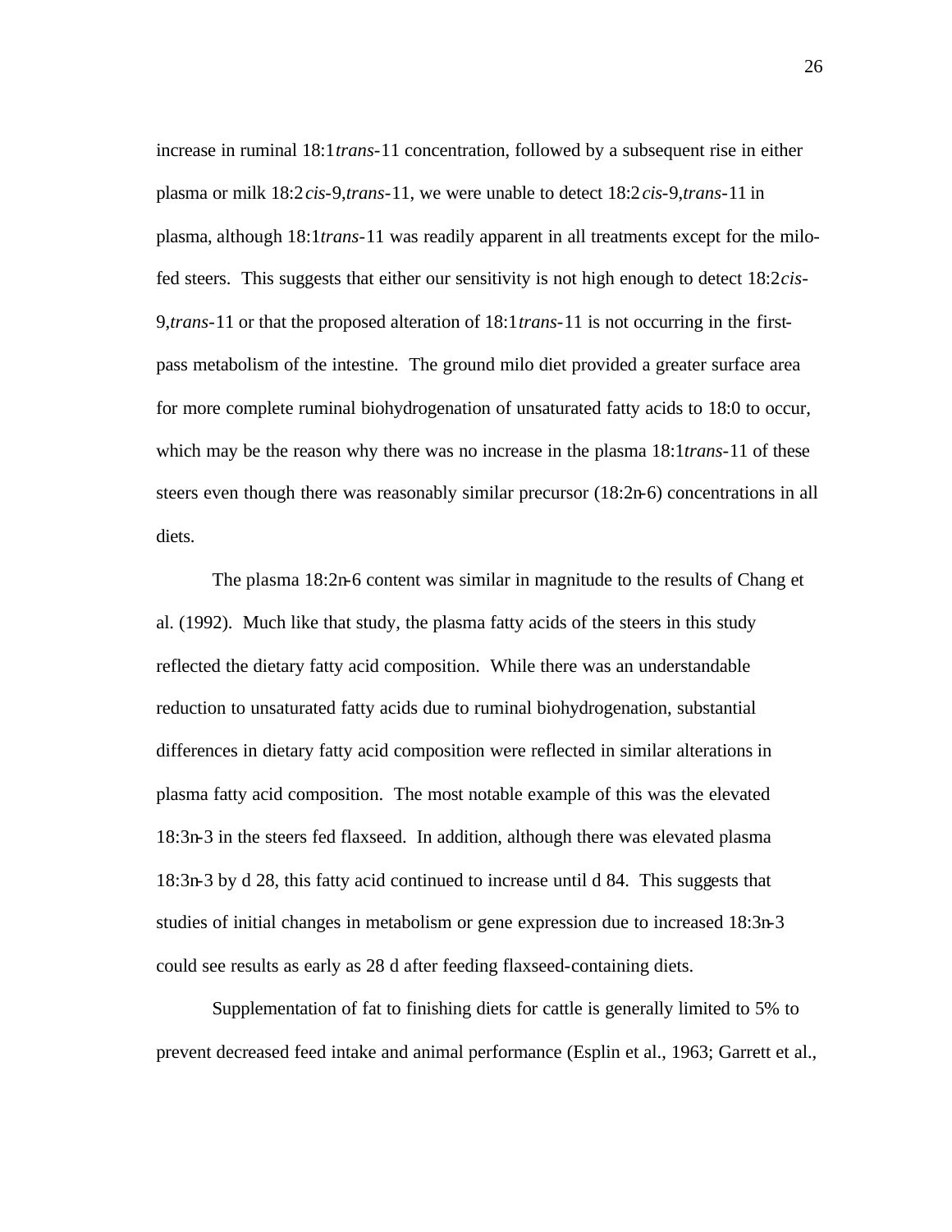increase in ruminal 18:1*trans*-11 concentration, followed by a subsequent rise in either plasma or milk 18:2*cis*-9,*trans*-11, we were unable to detect 18:2*cis*-9,*trans*-11 in plasma, although 18:1*trans*-11 was readily apparent in all treatments except for the milo-fed steers. This suggests that either our sensitivity is not high enough to detect 18:2*cis*-9,*trans*-11 or that the proposed alteration of 18:1*trans*-11 is not occurring in the first-pass metabolism of the intestine. The ground milo diet provided a greater surface area for more complete ruminal biohydrogenation of unsaturated fatty acids to 18:0 to occur, which may be the reason why there was no increase in the plasma 18:1*trans*-11 of these steers even though there was reasonably similar precursor (18:2n-6) concentrations in all diets.

The plasma 18:2n-6 content was similar in magnitude to the results of Chang et al. (1992). Much like that study, the plasma fatty acids of the steers in this study reflected the dietary fatty acid composition. While there was an understandable reduction to unsaturated fatty acids due to ruminal biohydrogenation, substantial differences in dietary fatty acid composition were reflected in similar alterations in plasma fatty acid composition. The most notable example of this was the elevated 18:3n-3 in the steers fed flaxseed. In addition, although there was elevated plasma 18:3n-3 by d 28, this fatty acid continued to increase until d 84. This suggests that studies of initial changes in metabolism or gene expression due to increased 18:3n-3 could see results as early as 28 d after feeding flaxseed-containing diets.

Supplementation of fat to finishing diets for cattle is generally limited to 5% to prevent decreased feed intake and animal performance (Esplin et al., 1963; Garrett et al.,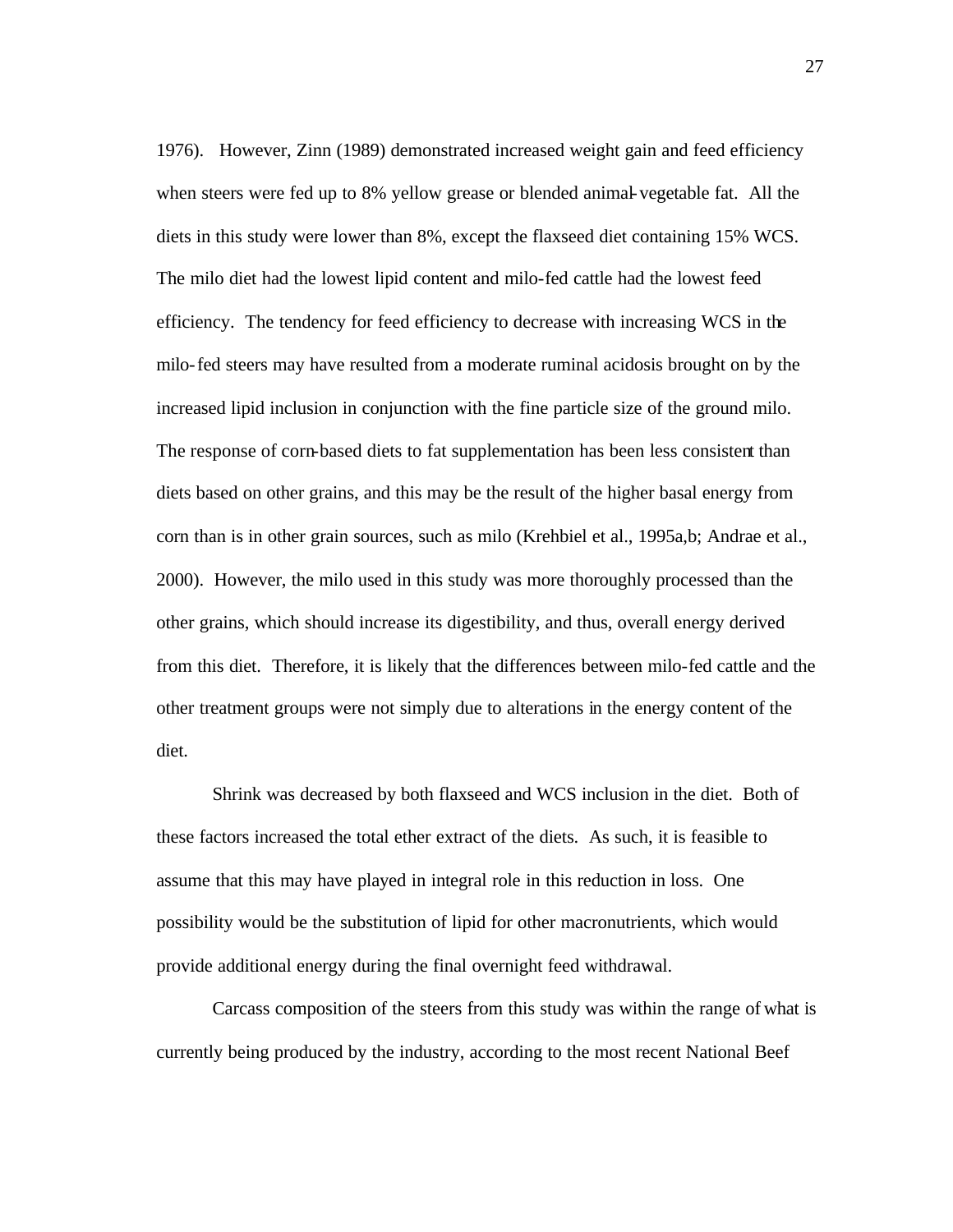1976). However, Zinn (1989) demonstrated increased weight gain and feed efficiency when steers were fed up to 8% yellow grease or blended animal-vegetable fat. All the diets in this study were lower than 8%, except the flaxseed diet containing 15% WCS. The milo diet had the lowest lipid content and milo-fed cattle had the lowest feed efficiency. The tendency for feed efficiency to decrease with increasing WCS in the milo-fed steers may have resulted from a moderate ruminal acidosis brought on by the increased lipid inclusion in conjunction with the fine particle size of the ground milo. The response of corn-based diets to fat supplementation has been less consistent than diets based on other grains, and this may be the result of the higher basal energy from corn than is in other grain sources, such as milo (Krehbiel et al., 1995a,b; Andrae et al., 2000). However, the milo used in this study was more thoroughly processed than the other grains, which should increase its digestibility, and thus, overall energy derived from this diet. Therefore, it is likely that the differences between milo-fed cattle and the other treatment groups were not simply due to alterations in the energy content of the diet.

Shrink was decreased by both flaxseed and WCS inclusion in the diet. Both of these factors increased the total ether extract of the diets. As such, it is feasible to assume that this may have played in integral role in this reduction in loss. One possibility would be the substitution of lipid for other macronutrients, which would provide additional energy during the final overnight feed withdrawal.

Carcass composition of the steers from this study was within the range of what is currently being produced by the industry, according to the most recent National Beef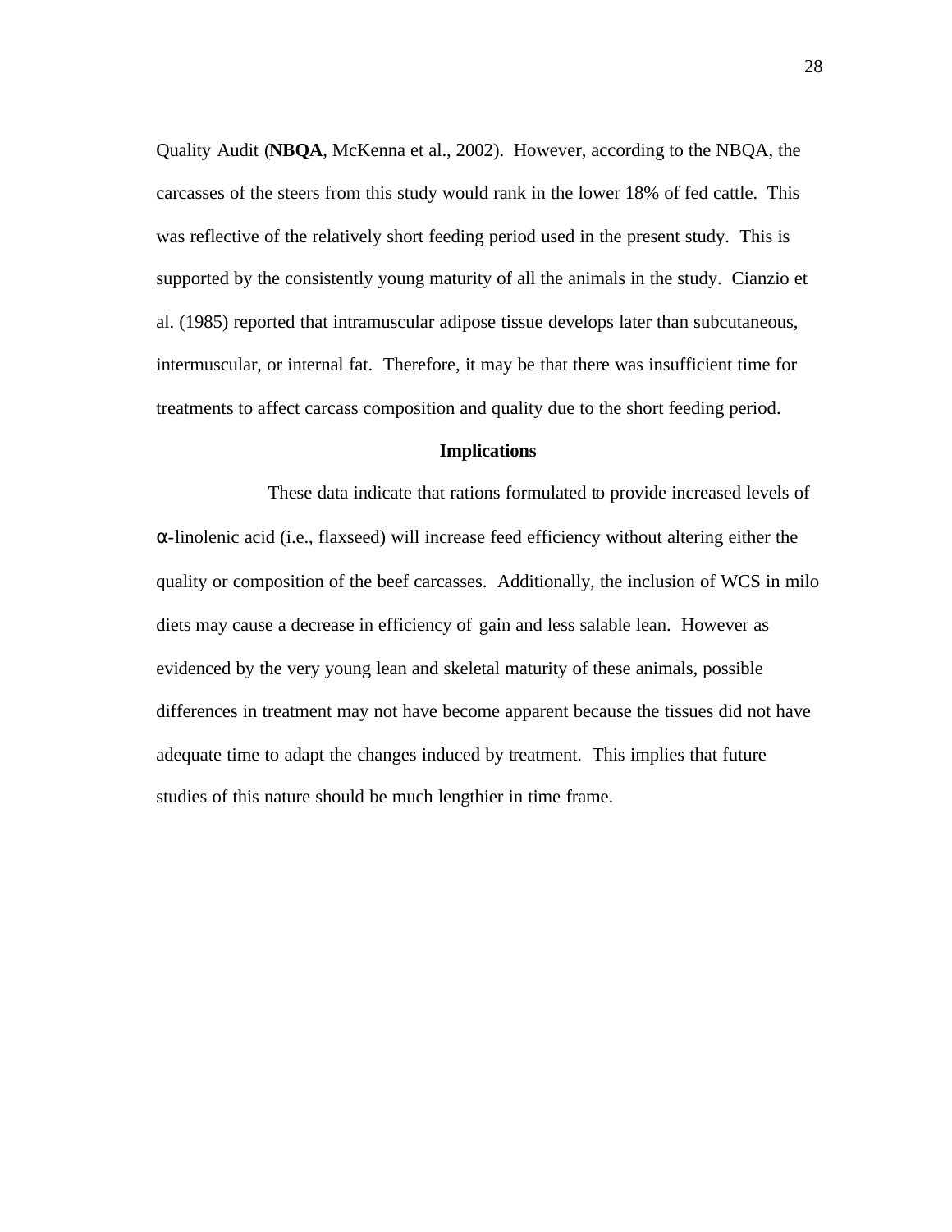Quality Audit (**NBQA**, McKenna et al., 2002). However, according to the NBQA, the carcasses of the steers from this study would rank in the lower 18% of fed cattle. This was reflective of the relatively short feeding period used in the present study. This is supported by the consistently young maturity of all the animals in the study. Cianzio et al. (1985) reported that intramuscular adipose tissue develops later than subcutaneous, intermuscular, or internal fat. Therefore, it may be that there was insufficient time for treatments to affect carcass composition and quality due to the short feeding period.

### Implications

These data indicate that rations formulated to provide increased levels of α-linolenic acid (i.e., flaxseed) will increase feed efficiency without altering either the quality or composition of the beef carcasses. Additionally, the inclusion of WCS in milo diets may cause a decrease in efficiency of gain and less salable lean. However as evidenced by the very young lean and skeletal maturity of these animals, possible differences in treatment may not have become apparent because the tissues did not have adequate time to adapt the changes induced by treatment. This implies that future studies of this nature should be much lengthier in time frame.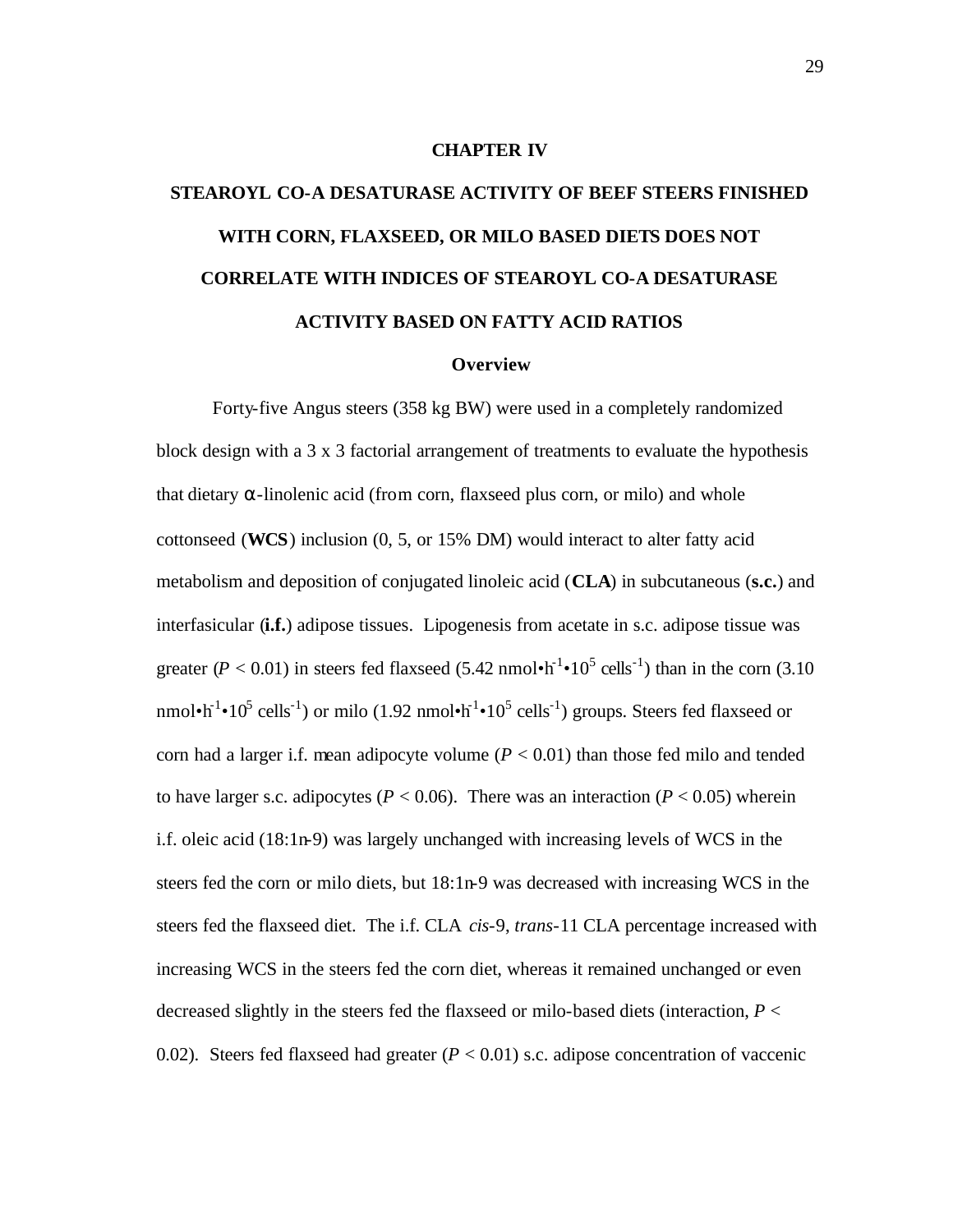# CHAPTER IV

# STEAROYL CO-A DESATURASE ACTIVITY OF BEEF STEERS FINISHED WITH CORN, FLAXSEED, OR MILO BASED DIETS DOES NOT CORRELATE WITH INDICES OF STEAROYL CO-A DESATURASE ACTIVITY BASED ON FATTY ACID RATIOS

## Overview

Forty-five Angus steers (358 kg BW) were used in a completely randomized block design with a 3 x 3 factorial arrangement of treatments to evaluate the hypothesis that dietary $\alpha$-linolenic acid (from corn, flaxseed plus corn, or milo) and whole cottonseed (**WCS**) inclusion (0, 5, or 15% DM) would interact to alter fatty acid metabolism and deposition of conjugated linoleic acid (**CLA**) in subcutaneous (**s.c.**) and interfasicular (**i.f.**) adipose tissues. Lipogenesis from acetate in s.c. adipose tissue was greater ($P < 0.01$) in steers fed flaxseed (5.42 $\text{nmol}\bullet\text{h}^{-1}\bullet 10^5\ \text{cells}^{-1}$) than in the corn (3.10 $\text{nmol}\bullet\text{h}^{-1}\bullet 10^5\ \text{cells}^{-1}$) or milo (1.92 $\text{nmol}\bullet\text{h}^{-1}\bullet 10^5\ \text{cells}^{-1}$) groups. Steers fed flaxseed or corn had a larger i.f. mean adipocyte volume ($P < 0.01$) than those fed milo and tended to have larger s.c. adipocytes ($P < 0.06$). There was an interaction ($P < 0.05$) wherein i.f. oleic acid (18:1n-9) was largely unchanged with increasing levels of WCS in the steers fed the corn or milo diets, but 18:1n-9 was decreased with increasing WCS in the steers fed the flaxseed diet. The i.f. CLA *cis*-9, *trans*-11 CLA percentage increased with increasing WCS in the steers fed the corn diet, whereas it remained unchanged or even decreased slightly in the steers fed the flaxseed or milo-based diets (interaction, $P < 0.02$). Steers fed flaxseed had greater ($P < 0.01$) s.c. adipose concentration of vaccenic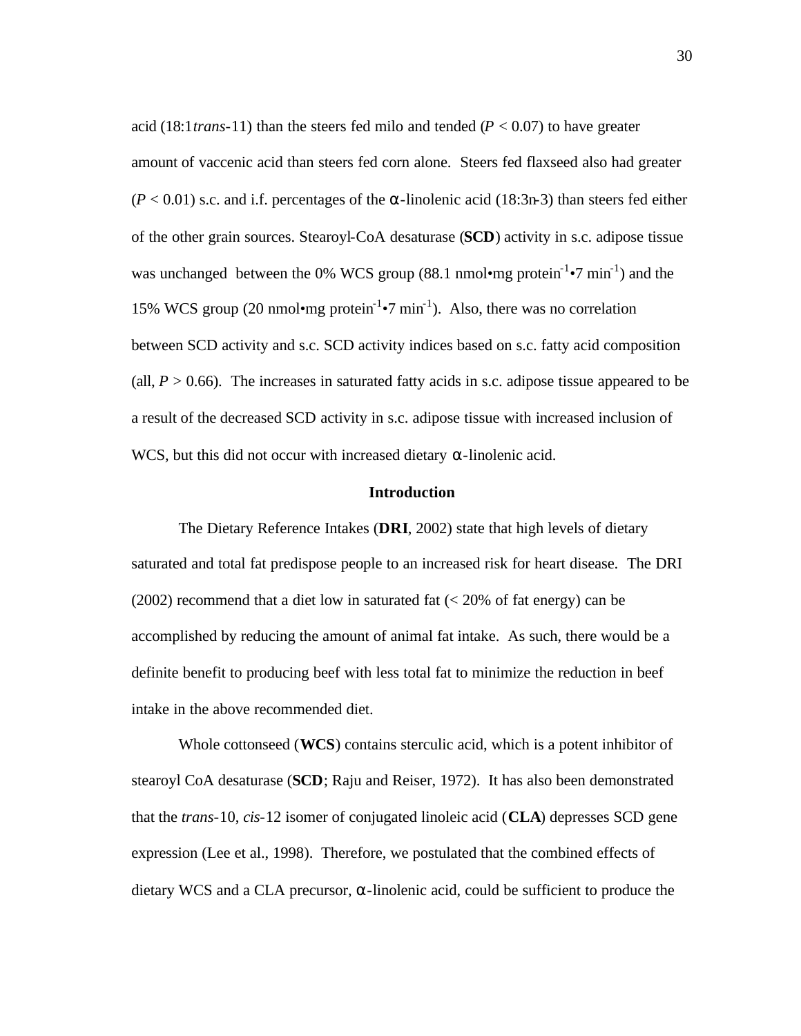acid (18:1*trans*-11) than the steers fed milo and tended ($P < 0.07$) to have greater amount of vaccenic acid than steers fed corn alone. Steers fed flaxseed also had greater ($P < 0.01$) s.c. and i.f. percentages of the α-linolenic acid (18:3n-3) than steers fed either of the other grain sources. Stearoyl-CoA desaturase (**SCD**) activity in s.c. adipose tissue was unchanged between the 0% WCS group (88.1 nmol•mg protein$^{-1}$•7 min$^{-1}$) and the 15% WCS group (20 nmol•mg protein$^{-1}$•7 min$^{-1}$). Also, there was no correlation between SCD activity and s.c. SCD activity indices based on s.c. fatty acid composition (all, $P > 0.66$). The increases in saturated fatty acids in s.c. adipose tissue appeared to be a result of the decreased SCD activity in s.c. adipose tissue with increased inclusion of WCS, but this did not occur with increased dietary α-linolenic acid.

## Introduction

The Dietary Reference Intakes (**DRI**, 2002) state that high levels of dietary saturated and total fat predispose people to an increased risk for heart disease. The DRI (2002) recommend that a diet low in saturated fat (< 20% of fat energy) can be accomplished by reducing the amount of animal fat intake. As such, there would be a definite benefit to producing beef with less total fat to minimize the reduction in beef intake in the above recommended diet.

Whole cottonseed (**WCS**) contains sterculic acid, which is a potent inhibitor of stearoyl CoA desaturase (**SCD**; Raju and Reiser, 1972). It has also been demonstrated that the *trans*-10, *cis*-12 isomer of conjugated linoleic acid (**CLA**) depresses SCD gene expression (Lee et al., 1998). Therefore, we postulated that the combined effects of dietary WCS and a CLA precursor, α-linolenic acid, could be sufficient to produce the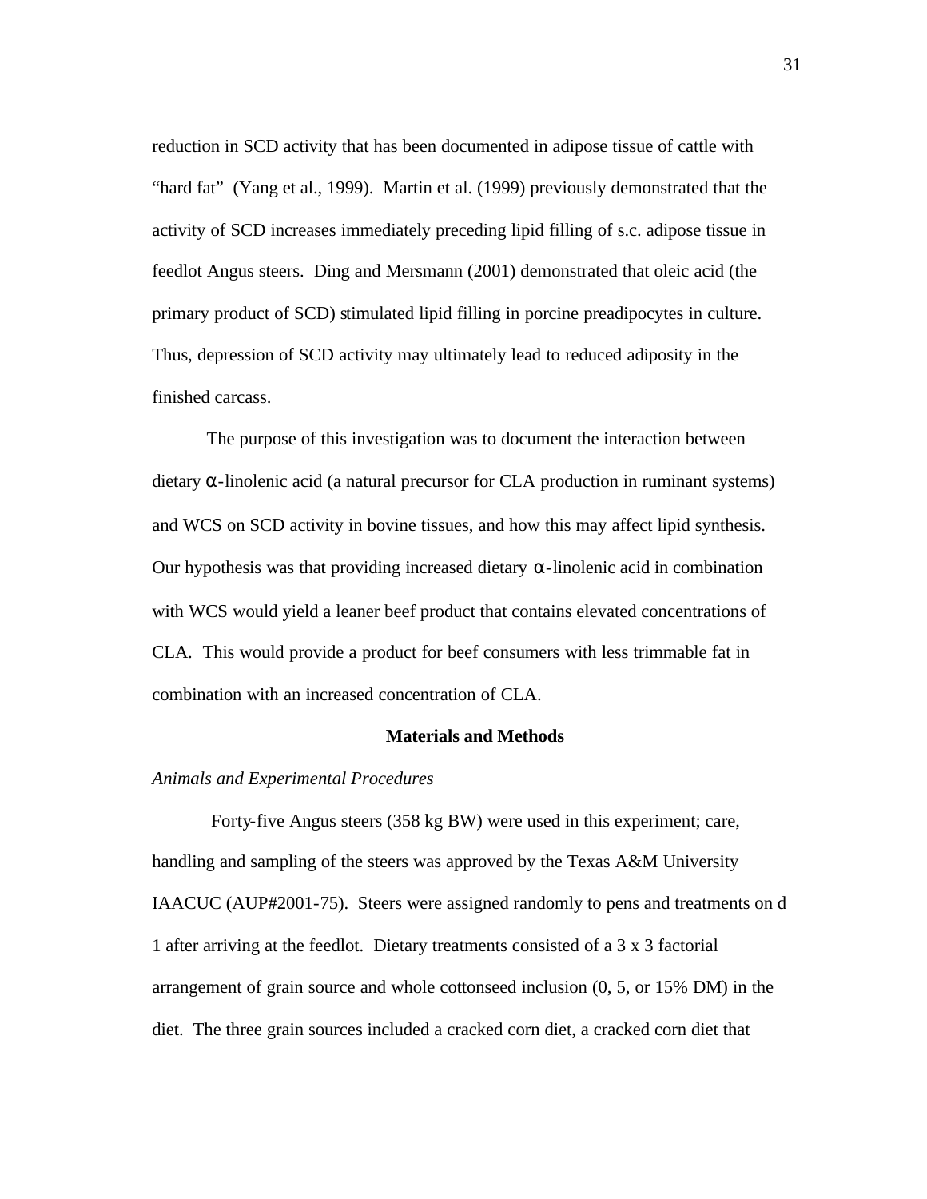reduction in SCD activity that has been documented in adipose tissue of cattle with "hard fat" (Yang et al., 1999). Martin et al. (1999) previously demonstrated that the activity of SCD increases immediately preceding lipid filling of s.c. adipose tissue in feedlot Angus steers. Ding and Mersmann (2001) demonstrated that oleic acid (the primary product of SCD) stimulated lipid filling in porcine preadipocytes in culture. Thus, depression of SCD activity may ultimately lead to reduced adiposity in the finished carcass.

The purpose of this investigation was to document the interaction between dietary α-linolenic acid (a natural precursor for CLA production in ruminant systems) and WCS on SCD activity in bovine tissues, and how this may affect lipid synthesis. Our hypothesis was that providing increased dietary α-linolenic acid in combination with WCS would yield a leaner beef product that contains elevated concentrations of CLA. This would provide a product for beef consumers with less trimmable fat in combination with an increased concentration of CLA.

## Materials and Methods

*Animals and Experimental Procedures*

Forty-five Angus steers (358 kg BW) were used in this experiment; care, handling and sampling of the steers was approved by the Texas A&M University IAACUC (AUP#2001-75). Steers were assigned randomly to pens and treatments on d 1 after arriving at the feedlot. Dietary treatments consisted of a 3 x 3 factorial arrangement of grain source and whole cottonseed inclusion (0, 5, or 15% DM) in the diet. The three grain sources included a cracked corn diet, a cracked corn diet that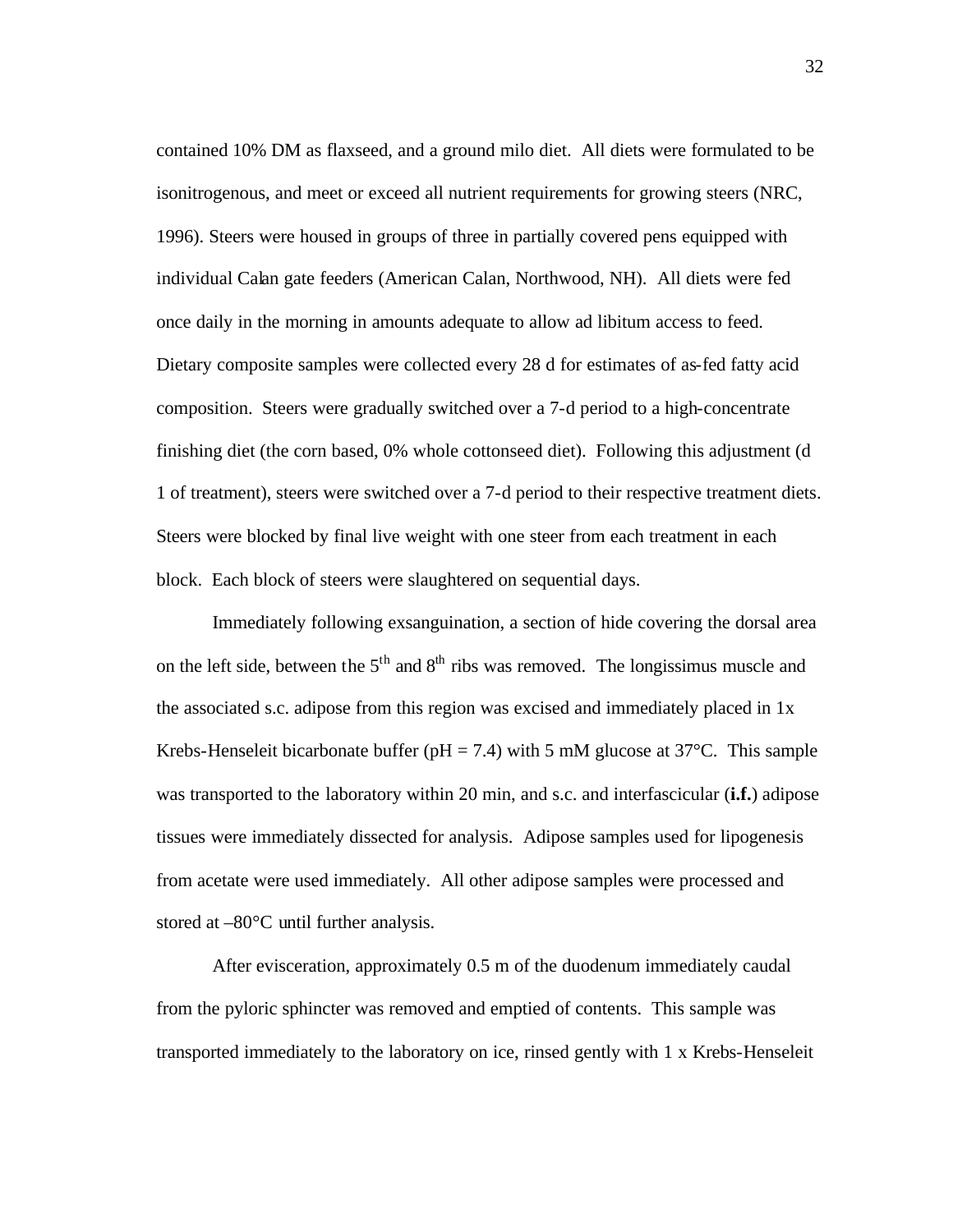contained 10% DM as flaxseed, and a ground milo diet. All diets were formulated to be isonitrogenous, and meet or exceed all nutrient requirements for growing steers (NRC, 1996). Steers were housed in groups of three in partially covered pens equipped with individual Calan gate feeders (American Calan, Northwood, NH). All diets were fed once daily in the morning in amounts adequate to allow ad libitum access to feed. Dietary composite samples were collected every 28 d for estimates of as-fed fatty acid composition. Steers were gradually switched over a 7-d period to a high-concentrate finishing diet (the corn based, 0% whole cottonseed diet). Following this adjustment (d 1 of treatment), steers were switched over a 7-d period to their respective treatment diets. Steers were blocked by final live weight with one steer from each treatment in each block. Each block of steers were slaughtered on sequential days.

Immediately following exsanguination, a section of hide covering the dorsal area on the left side, between the 5$^{th}$ and 8$^{th}$ ribs was removed. The longissimus muscle and the associated s.c. adipose from this region was excised and immediately placed in 1x Krebs-Henseleit bicarbonate buffer (pH = 7.4) with 5 mM glucose at 37°C. This sample was transported to the laboratory within 20 min, and s.c. and interfascicular (**i.f.**) adipose tissues were immediately dissected for analysis. Adipose samples used for lipogenesis from acetate were used immediately. All other adipose samples were processed and stored at –80°C until further analysis.

After evisceration, approximately 0.5 m of the duodenum immediately caudal from the pyloric sphincter was removed and emptied of contents. This sample was transported immediately to the laboratory on ice, rinsed gently with 1 x Krebs-Henseleit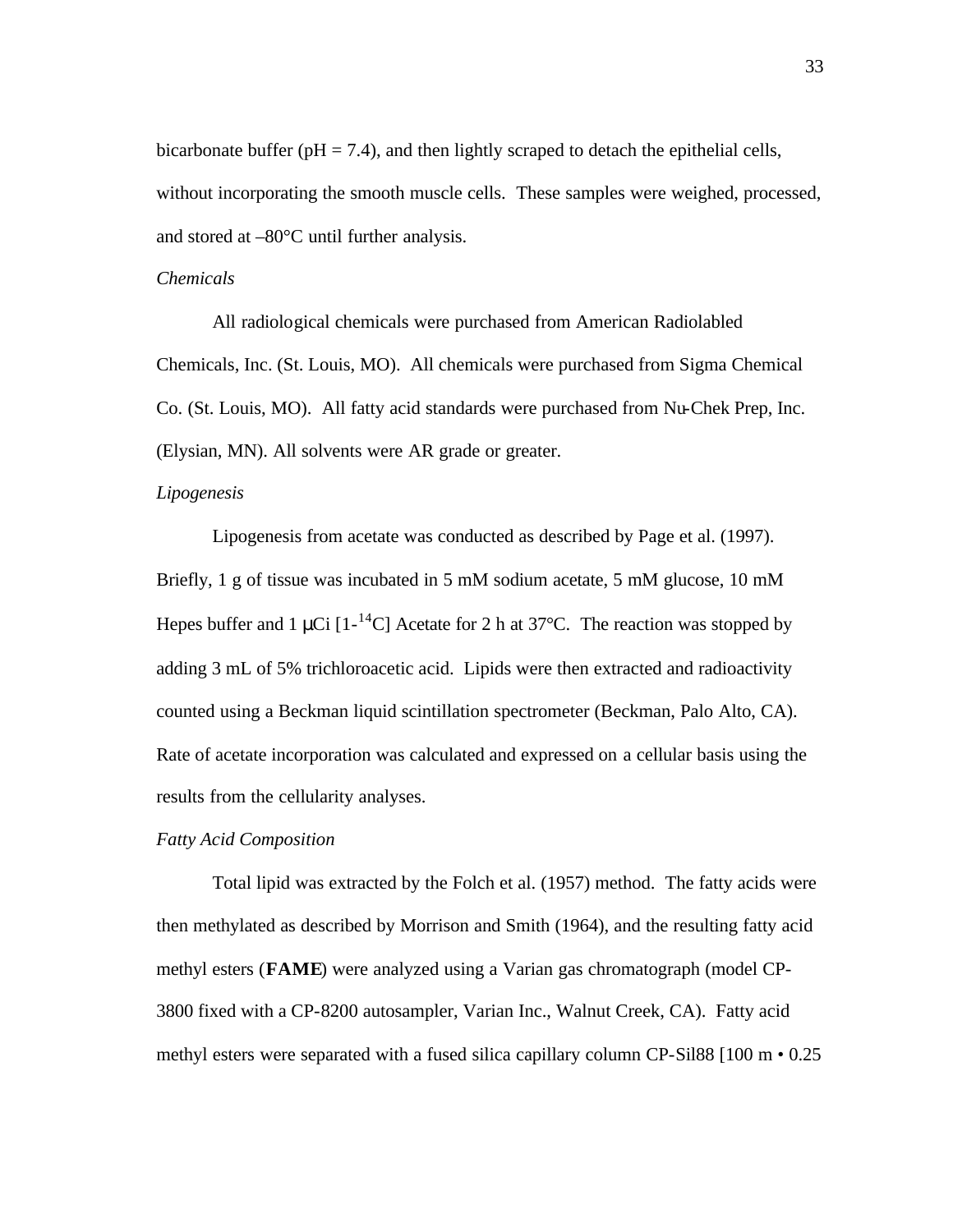bicarbonate buffer (pH = 7.4), and then lightly scraped to detach the epithelial cells, without incorporating the smooth muscle cells. These samples were weighed, processed, and stored at –80°C until further analysis.

*Chemicals*

All radiological chemicals were purchased from American Radiolabled Chemicals, Inc. (St. Louis, MO). All chemicals were purchased from Sigma Chemical Co. (St. Louis, MO). All fatty acid standards were purchased from Nu-Chek Prep, Inc. (Elysian, MN). All solvents were AR grade or greater.

*Lipogenesis*

Lipogenesis from acetate was conducted as described by Page et al. (1997). Briefly, 1 g of tissue was incubated in 5 mM sodium acetate, 5 mM glucose, 10 mM Hepes buffer and 1 μCi [1-$^{14}$C] Acetate for 2 h at 37°C. The reaction was stopped by adding 3 mL of 5% trichloroacetic acid. Lipids were then extracted and radioactivity counted using a Beckman liquid scintillation spectrometer (Beckman, Palo Alto, CA). Rate of acetate incorporation was calculated and expressed on a cellular basis using the results from the cellularity analyses.

*Fatty Acid Composition*

Total lipid was extracted by the Folch et al. (1957) method. The fatty acids were then methylated as described by Morrison and Smith (1964), and the resulting fatty acid methyl esters (**FAME**) were analyzed using a Varian gas chromatograph (model CP-3800 fixed with a CP-8200 autosampler, Varian Inc., Walnut Creek, CA). Fatty acid methyl esters were separated with a fused silica capillary column CP-Sil88 [100 m • 0.25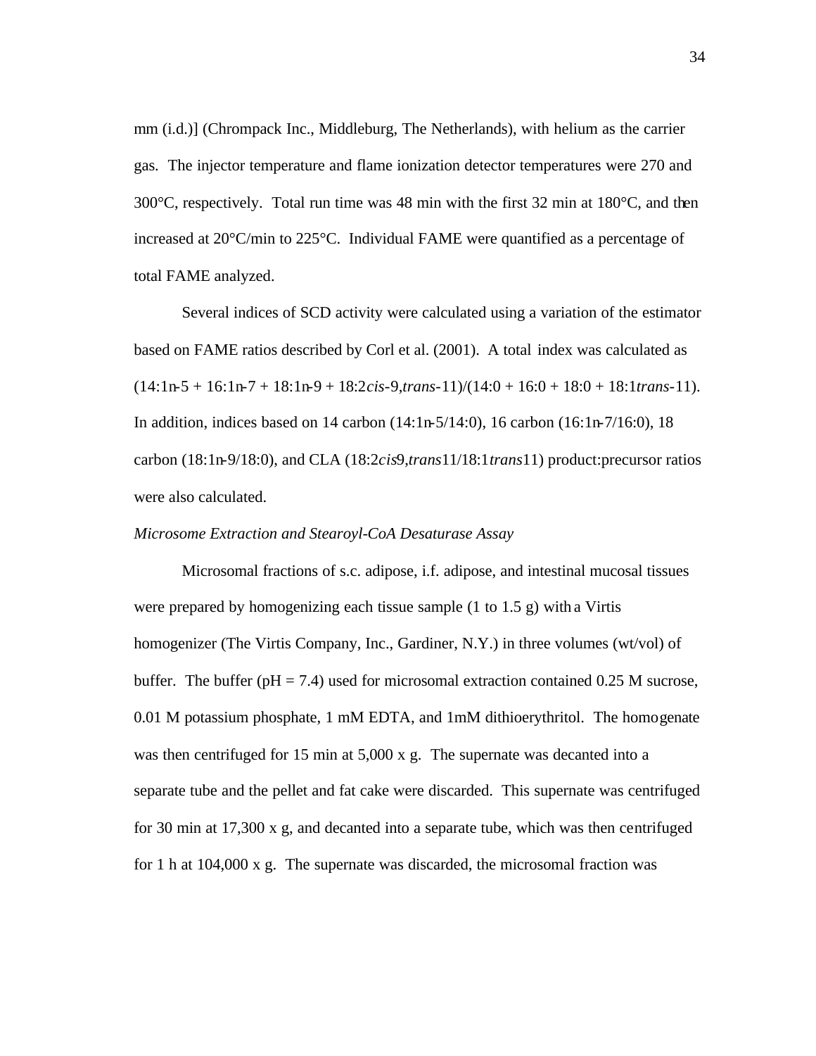mm (i.d.)] (Chrompack Inc., Middleburg, The Netherlands), with helium as the carrier gas. The injector temperature and flame ionization detector temperatures were 270 and 300°C, respectively. Total run time was 48 min with the first 32 min at 180°C, and then increased at 20°C/min to 225°C. Individual FAME were quantified as a percentage of total FAME analyzed.

Several indices of SCD activity were calculated using a variation of the estimator based on FAME ratios described by Corl et al. (2001). A total index was calculated as (14:1n-5 + 16:1n-7 + 18:1n-9 + 18:2*cis*-9,*trans*-11)/(14:0 + 16:0 + 18:0 + 18:1*trans*-11). In addition, indices based on 14 carbon (14:1n-5/14:0), 16 carbon (16:1n-7/16:0), 18 carbon (18:1n-9/18:0), and CLA (18:2*cis*9,*trans*11/18:1*trans*11) product:precursor ratios were also calculated.

*Microsome Extraction and Stearoyl-CoA Desaturase Assay*

Microsomal fractions of s.c. adipose, i.f. adipose, and intestinal mucosal tissues were prepared by homogenizing each tissue sample (1 to 1.5 g) with a Virtis homogenizer (The Virtis Company, Inc., Gardiner, N.Y.) in three volumes (wt/vol) of buffer. The buffer (pH = 7.4) used for microsomal extraction contained 0.25 M sucrose, 0.01 M potassium phosphate, 1 mM EDTA, and 1mM dithioerythritol. The homogenate was then centrifuged for 15 min at 5,000 x g. The supernate was decanted into a separate tube and the pellet and fat cake were discarded. This supernate was centrifuged for 30 min at 17,300 x g, and decanted into a separate tube, which was then centrifuged for 1 h at 104,000 x g. The supernate was discarded, the microsomal fraction was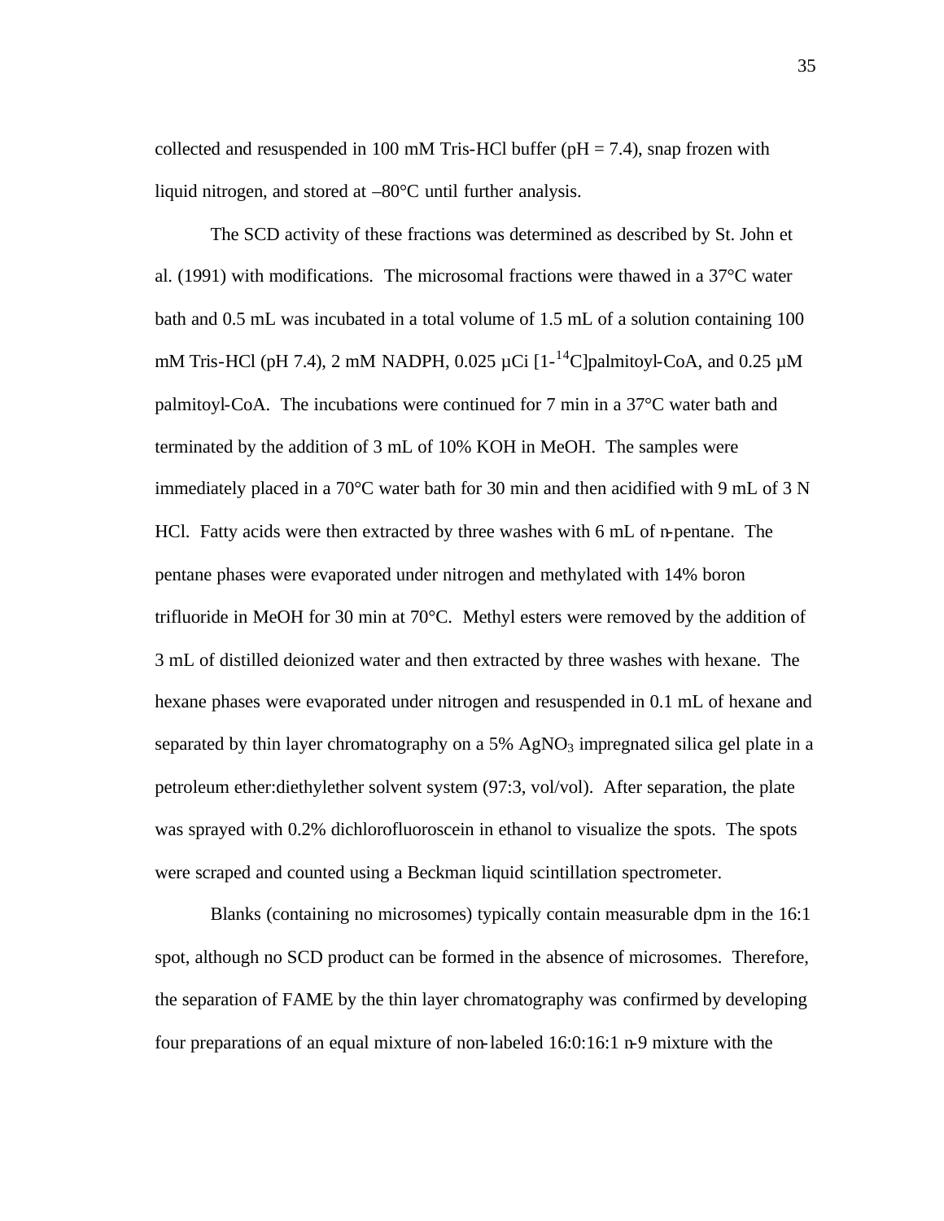collected and resuspended in 100 mM Tris-HCl buffer (pH = 7.4), snap frozen with liquid nitrogen, and stored at –80°C until further analysis.

The SCD activity of these fractions was determined as described by St. John et al. (1991) with modifications. The microsomal fractions were thawed in a 37°C water bath and 0.5 mL was incubated in a total volume of 1.5 mL of a solution containing 100 mM Tris-HCl (pH 7.4), 2 mM NADPH, 0.025 µCi [1-$^{14}$C]palmitoyl-CoA, and 0.25 µM palmitoyl-CoA. The incubations were continued for 7 min in a 37°C water bath and terminated by the addition of 3 mL of 10% KOH in MeOH. The samples were immediately placed in a 70°C water bath for 30 min and then acidified with 9 mL of 3 N HCl. Fatty acids were then extracted by three washes with 6 mL of n-pentane. The pentane phases were evaporated under nitrogen and methylated with 14% boron trifluoride in MeOH for 30 min at 70°C. Methyl esters were removed by the addition of 3 mL of distilled deionized water and then extracted by three washes with hexane. The hexane phases were evaporated under nitrogen and resuspended in 0.1 mL of hexane and separated by thin layer chromatography on a 5% $AgNO_3$ impregnated silica gel plate in a petroleum ether:diethylether solvent system (97:3, vol/vol). After separation, the plate was sprayed with 0.2% dichlorofluoroscein in ethanol to visualize the spots. The spots were scraped and counted using a Beckman liquid scintillation spectrometer.

Blanks (containing no microsomes) typically contain measurable dpm in the 16:1 spot, although no SCD product can be formed in the absence of microsomes. Therefore, the separation of FAME by the thin layer chromatography was confirmed by developing four preparations of an equal mixture of non-labeled 16:0:16:1 n-9 mixture with the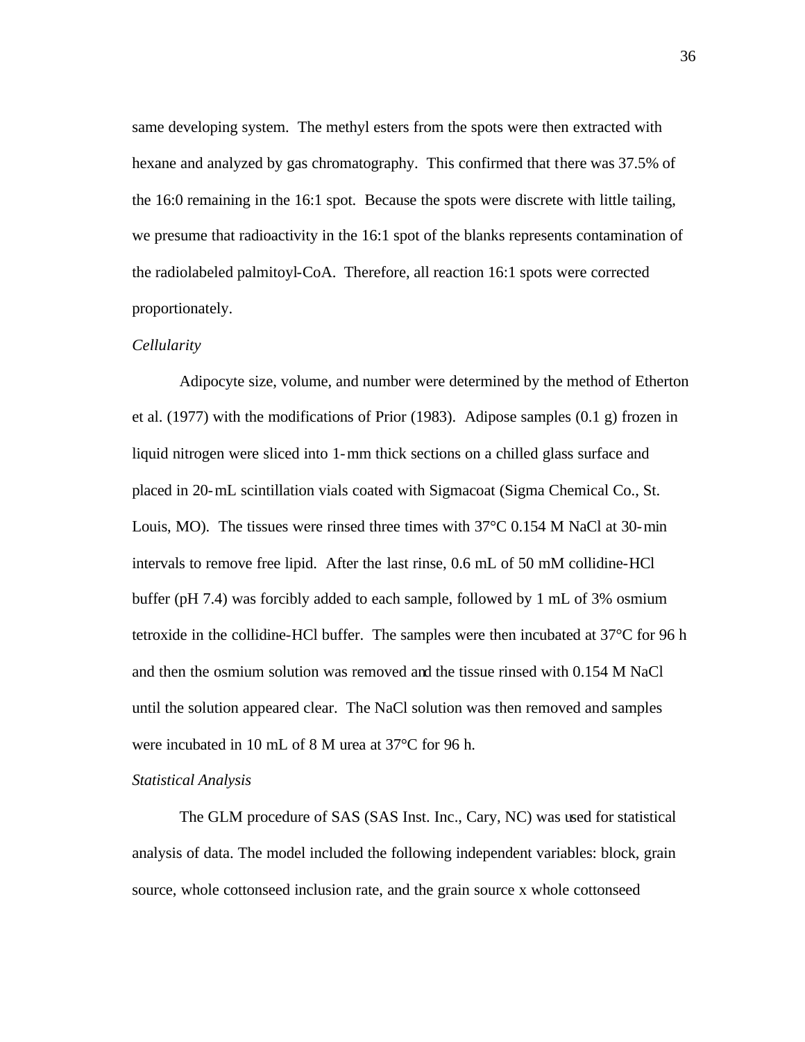same developing system. The methyl esters from the spots were then extracted with hexane and analyzed by gas chromatography. This confirmed that there was 37.5% of the 16:0 remaining in the 16:1 spot. Because the spots were discrete with little tailing, we presume that radioactivity in the 16:1 spot of the blanks represents contamination of the radiolabeled palmitoyl-CoA. Therefore, all reaction 16:1 spots were corrected proportionately.

*Cellularity*

Adipocyte size, volume, and number were determined by the method of Etherton et al. (1977) with the modifications of Prior (1983). Adipose samples (0.1 g) frozen in liquid nitrogen were sliced into 1-mm thick sections on a chilled glass surface and placed in 20-mL scintillation vials coated with Sigmacoat (Sigma Chemical Co., St. Louis, MO). The tissues were rinsed three times with 37°C 0.154 M NaCl at 30-min intervals to remove free lipid. After the last rinse, 0.6 mL of 50 mM collidine-HCl buffer (pH 7.4) was forcibly added to each sample, followed by 1 mL of 3% osmium tetroxide in the collidine-HCl buffer. The samples were then incubated at 37°C for 96 h and then the osmium solution was removed and the tissue rinsed with 0.154 M NaCl until the solution appeared clear. The NaCl solution was then removed and samples were incubated in 10 mL of 8 M urea at 37°C for 96 h.

*Statistical Analysis*

The GLM procedure of SAS (SAS Inst. Inc., Cary, NC) was used for statistical analysis of data. The model included the following independent variables: block, grain source, whole cottonseed inclusion rate, and the grain source x whole cottonseed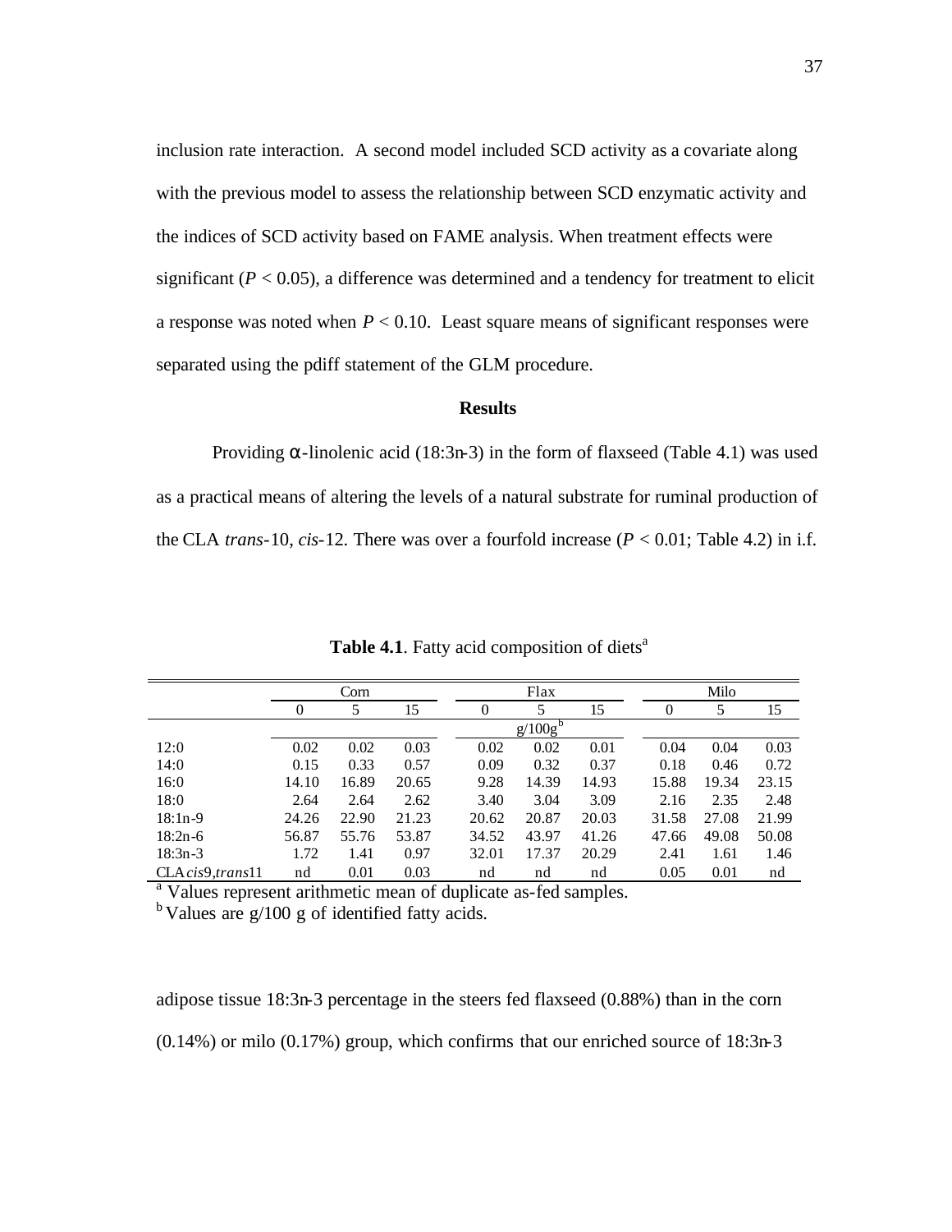inclusion rate interaction. A second model included SCD activity as a covariate along with the previous model to assess the relationship between SCD enzymatic activity and the indices of SCD activity based on FAME analysis. When treatment effects were significant ($P < 0.05$), a difference was determined and a tendency for treatment to elicit a response was noted when $P < 0.10$. Least square means of significant responses were separated using the pdiff statement of the GLM procedure.

### Results

Providing α-linolenic acid (18:3n-3) in the form of flaxseed (Table 4.1) was used as a practical means of altering the levels of a natural substrate for ruminal production of the CLA *trans*-10, *cis*-12. There was over a fourfold increase ($P < 0.01$; Table 4.2) in i.f.

**Table 4.1**. Fatty acid composition of diets[a]

| | Corn | | | Flax | | | Milo | | |
|---|---|---|---|---|---|---|---|---|---|
| | 0 | 5 | 15 | 0 | 5 | 15 | 0 | 5 | 15 |
| | | | | | g/100g[b] | | | | |
| 12:0 | 0.02 | 0.02 | 0.03 | 0.02 | 0.02 | 0.01 | 0.04 | 0.04 | 0.03 |
| 14:0 | 0.15 | 0.33 | 0.57 | 0.09 | 0.32 | 0.37 | 0.18 | 0.46 | 0.72 |
| 16:0 | 14.10 | 16.89 | 20.65 | 9.28 | 14.39 | 14.93 | 15.88 | 19.34 | 23.15 |
| 18:0 | 2.64 | 2.64 | 2.62 | 3.40 | 3.04 | 3.09 | 2.16 | 2.35 | 2.48 |
| 18:1n-9 | 24.26 | 22.90 | 21.23 | 20.62 | 20.87 | 20.03 | 31.58 | 27.08 | 21.99 |
| 18:2n-6 | 56.87 | 55.76 | 53.87 | 34.52 | 43.97 | 41.26 | 47.66 | 49.08 | 50.08 |
| 18:3n-3 | 1.72 | 1.41 | 0.97 | 32.01 | 17.37 | 20.29 | 2.41 | 1.61 | 1.46 |
| CLA *cis*9,*trans*11 | nd | 0.01 | 0.03 | nd | nd | nd | 0.05 | 0.01 | nd |

[a] Values represent arithmetic mean of duplicate as-fed samples.
[b] Values are g/100 g of identified fatty acids.

adipose tissue 18:3n-3 percentage in the steers fed flaxseed (0.88%) than in the corn (0.14%) or milo (0.17%) group, which confirms that our enriched source of 18:3n-3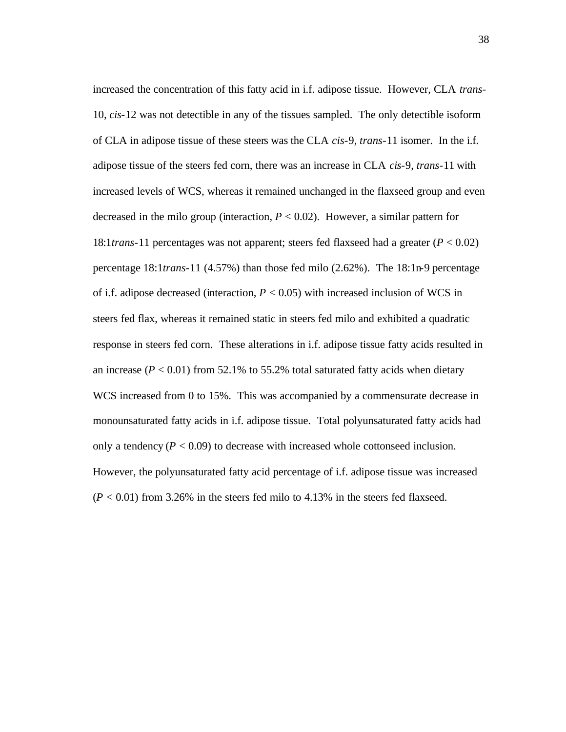increased the concentration of this fatty acid in i.f. adipose tissue. However, CLA *trans*-10, *cis*-12 was not detectible in any of the tissues sampled. The only detectible isoform of CLA in adipose tissue of these steers was the CLA *cis*-9, *trans*-11 isomer. In the i.f. adipose tissue of the steers fed corn, there was an increase in CLA *cis*-9, *trans*-11 with increased levels of WCS, whereas it remained unchanged in the flaxseed group and even decreased in the milo group (interaction, $P < 0.02$). However, a similar pattern for 18:1*trans*-11 percentages was not apparent; steers fed flaxseed had a greater ($P < 0.02$) percentage 18:1*trans*-11 (4.57%) than those fed milo (2.62%). The 18:1n-9 percentage of i.f. adipose decreased (interaction, $P < 0.05$) with increased inclusion of WCS in steers fed flax, whereas it remained static in steers fed milo and exhibited a quadratic response in steers fed corn. These alterations in i.f. adipose tissue fatty acids resulted in an increase ($P < 0.01$) from 52.1% to 55.2% total saturated fatty acids when dietary WCS increased from 0 to 15%. This was accompanied by a commensurate decrease in monounsaturated fatty acids in i.f. adipose tissue. Total polyunsaturated fatty acids had only a tendency ($P < 0.09$) to decrease with increased whole cottonseed inclusion. However, the polyunsaturated fatty acid percentage of i.f. adipose tissue was increased ($P < 0.01$) from 3.26% in the steers fed milo to 4.13% in the steers fed flaxseed.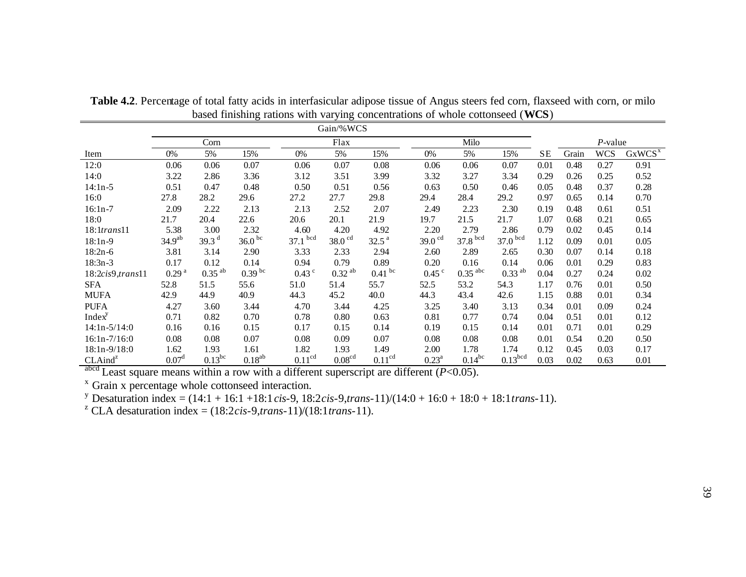**Table 4.2**. Percentage of total fatty acids in interfasicular adipose tissue of Angus steers fed corn, flaxseed with corn, or milo based finishing rations with varying concentrations of whole cottonseed (**WCS**)

| | Gain/%WCS | | | | | | | | | | | | |
|---|---|---|---|---|---|---|---|---|---|---|---|---|---|
| | Corn | | | Flax | | | Milo | | | | *P*-value | | |
| Item | 0% | 5% | 15% | 0% | 5% | 15% | 0% | 5% | 15% | SE | Grain | WCS | GxWCS[x] |
| 12:0 | 0.06 | 0.06 | 0.07 | 0.06 | 0.07 | 0.08 | 0.06 | 0.06 | 0.07 | 0.01 | 0.48 | 0.27 | 0.91 |
| 14:0 | 3.22 | 2.86 | 3.36 | 3.12 | 3.51 | 3.99 | 3.32 | 3.27 | 3.34 | 0.29 | 0.26 | 0.25 | 0.52 |
| 14:1n-5 | 0.51 | 0.47 | 0.48 | 0.50 | 0.51 | 0.56 | 0.63 | 0.50 | 0.46 | 0.05 | 0.48 | 0.37 | 0.28 |
| 16:0 | 27.8 | 28.2 | 29.6 | 27.2 | 27.7 | 29.8 | 29.4 | 28.4 | 29.2 | 0.97 | 0.65 | 0.14 | 0.70 |
| 16:1n-7 | 2.09 | 2.22 | 2.13 | 2.13 | 2.52 | 2.07 | 2.49 | 2.23 | 2.30 | 0.19 | 0.48 | 0.61 | 0.51 |
| 18:0 | 21.7 | 20.4 | 22.6 | 20.6 | 20.1 | 21.9 | 19.7 | 21.5 | 21.7 | 1.07 | 0.68 | 0.21 | 0.65 |
| 18:1*trans*11 | 5.38 | 3.00 | 2.32 | 4.60 | 4.20 | 4.92 | 2.20 | 2.79 | 2.86 | 0.79 | 0.02 | 0.45 | 0.14 |
| 18:1n-9 | 34.9[ab] | 39.3[d] | 36.0[bc] | 37.1[bcd] | 38.0[cd] | 32.5[a] | 39.0[cd] | 37.8[bcd] | 37.0[bcd] | 1.12 | 0.09 | 0.01 | 0.05 |
| 18:2n-6 | 3.81 | 3.14 | 2.90 | 3.33 | 2.33 | 2.94 | 2.60 | 2.89 | 2.65 | 0.30 | 0.07 | 0.14 | 0.18 |
| 18:3n-3 | 0.17 | 0.12 | 0.14 | 0.94 | 0.79 | 0.89 | 0.20 | 0.16 | 0.14 | 0.06 | 0.01 | 0.29 | 0.83 |
| 18:2*cis*9,*trans*11 | 0.29[a] | 0.35[ab] | 0.39[bc] | 0.43[c] | 0.32[ab] | 0.41[bc] | 0.45[c] | 0.35[abc] | 0.33[ab] | 0.04 | 0.27 | 0.24 | 0.02 |
| SFA | 52.8 | 51.5 | 55.6 | 51.0 | 51.4 | 55.7 | 52.5 | 53.2 | 54.3 | 1.17 | 0.76 | 0.01 | 0.50 |
| MUFA | 42.9 | 44.9 | 40.9 | 44.3 | 45.2 | 40.0 | 44.3 | 43.4 | 42.6 | 1.15 | 0.88 | 0.01 | 0.34 |
| PUFA | 4.27 | 3.60 | 3.44 | 4.70 | 3.44 | 4.25 | 3.25 | 3.40 | 3.13 | 0.34 | 0.01 | 0.09 | 0.24 |
| Index[y] | 0.71 | 0.82 | 0.70 | 0.78 | 0.80 | 0.63 | 0.81 | 0.77 | 0.74 | 0.04 | 0.51 | 0.01 | 0.12 |
| 14:1n-5/14:0 | 0.16 | 0.16 | 0.15 | 0.17 | 0.15 | 0.14 | 0.19 | 0.15 | 0.14 | 0.01 | 0.71 | 0.01 | 0.29 |
| 16:1n-7/16:0 | 0.08 | 0.08 | 0.07 | 0.08 | 0.09 | 0.07 | 0.08 | 0.08 | 0.08 | 0.01 | 0.54 | 0.20 | 0.50 |
| 18:1n-9/18:0 | 1.62 | 1.93 | 1.61 | 1.82 | 1.93 | 1.49 | 2.00 | 1.78 | 1.74 | 0.12 | 0.45 | 0.03 | 0.17 |
| CLAind[z] | 0.07[d] | 0.13[bc] | 0.18[ab] | 0.11[cd] | 0.08[cd] | 0.11[cd] | 0.23[a] | 0.14[bc] | 0.13[bcd] | 0.03 | 0.02 | 0.63 | 0.01 |

[abcd] Least square means within a row with a different superscript are different ($P$<0.05).

[x] Grain x percentage whole cottonseed interaction.

[y] Desaturation index = (14:1 + 16:1 +18:1*cis*-9, 18:2*cis*-9,*trans*-11)/(14:0 + 16:0 + 18:0 + 18:1*trans*-11).

[z] CLA desaturation index = (18:2*cis*-9,*trans*-11)/(18:1*trans*-11).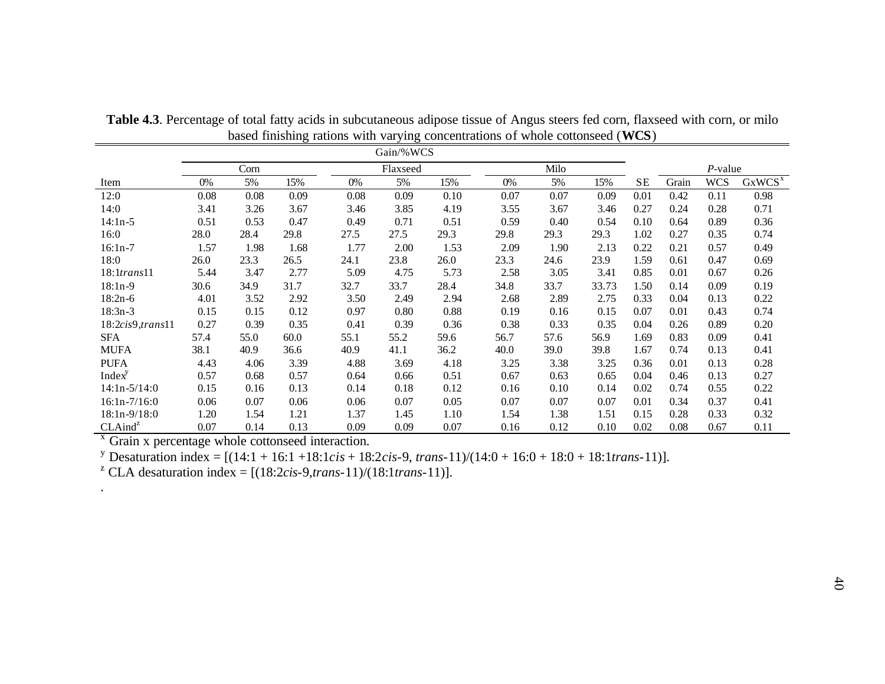**Table 4.3**. Percentage of total fatty acids in subcutaneous adipose tissue of Angus steers fed corn, flaxseed with corn, or milo based finishing rations with varying concentrations of whole cottonseed (**WCS**)

| | Gain/%WCS | | | | | | | | | | | | |
|---|---|---|---|---|---|---|---|---|---|---|---|---|---|
| | Corn | | | Flaxseed | | | Milo | | | | *P*-value | | |
| Item | 0% | 5% | 15% | 0% | 5% | 15% | 0% | 5% | 15% | SE | Grain | WCS | GxWCS[x] |
| 12:0 | 0.08 | 0.08 | 0.09 | 0.08 | 0.09 | 0.10 | 0.07 | 0.07 | 0.09 | 0.01 | 0.42 | 0.11 | 0.98 |
| 14:0 | 3.41 | 3.26 | 3.67 | 3.46 | 3.85 | 4.19 | 3.55 | 3.67 | 3.46 | 0.27 | 0.24 | 0.28 | 0.71 |
| 14:1n-5 | 0.51 | 0.53 | 0.47 | 0.49 | 0.71 | 0.51 | 0.59 | 0.40 | 0.54 | 0.10 | 0.64 | 0.89 | 0.36 |
| 16:0 | 28.0 | 28.4 | 29.8 | 27.5 | 27.5 | 29.3 | 29.8 | 29.3 | 29.3 | 1.02 | 0.27 | 0.35 | 0.74 |
| 16:1n-7 | 1.57 | 1.98 | 1.68 | 1.77 | 2.00 | 1.53 | 2.09 | 1.90 | 2.13 | 0.22 | 0.21 | 0.57 | 0.49 |
| 18:0 | 26.0 | 23.3 | 26.5 | 24.1 | 23.8 | 26.0 | 23.3 | 24.6 | 23.9 | 1.59 | 0.61 | 0.47 | 0.69 |
| 18:1*trans*11 | 5.44 | 3.47 | 2.77 | 5.09 | 4.75 | 5.73 | 2.58 | 3.05 | 3.41 | 0.85 | 0.01 | 0.67 | 0.26 |
| 18:1n-9 | 30.6 | 34.9 | 31.7 | 32.7 | 33.7 | 28.4 | 34.8 | 33.7 | 33.73 | 1.50 | 0.14 | 0.09 | 0.19 |
| 18:2n-6 | 4.01 | 3.52 | 2.92 | 3.50 | 2.49 | 2.94 | 2.68 | 2.89 | 2.75 | 0.33 | 0.04 | 0.13 | 0.22 |
| 18:3n-3 | 0.15 | 0.15 | 0.12 | 0.97 | 0.80 | 0.88 | 0.19 | 0.16 | 0.15 | 0.07 | 0.01 | 0.43 | 0.74 |
| 18:2*cis*9,*trans*11 | 0.27 | 0.39 | 0.35 | 0.41 | 0.39 | 0.36 | 0.38 | 0.33 | 0.35 | 0.04 | 0.26 | 0.89 | 0.20 |
| SFA | 57.4 | 55.0 | 60.0 | 55.1 | 55.2 | 59.6 | 56.7 | 57.6 | 56.9 | 1.69 | 0.83 | 0.09 | 0.41 |
| MUFA | 38.1 | 40.9 | 36.6 | 40.9 | 41.1 | 36.2 | 40.0 | 39.0 | 39.8 | 1.67 | 0.74 | 0.13 | 0.41 |
| PUFA | 4.43 | 4.06 | 3.39 | 4.88 | 3.69 | 4.18 | 3.25 | 3.38 | 3.25 | 0.36 | 0.01 | 0.13 | 0.28 |
| Index[y] | 0.57 | 0.68 | 0.57 | 0.64 | 0.66 | 0.51 | 0.67 | 0.63 | 0.65 | 0.04 | 0.46 | 0.13 | 0.27 |
| 14:1n-5/14:0 | 0.15 | 0.16 | 0.13 | 0.14 | 0.18 | 0.12 | 0.16 | 0.10 | 0.14 | 0.02 | 0.74 | 0.55 | 0.22 |
| 16:1n-7/16:0 | 0.06 | 0.07 | 0.06 | 0.06 | 0.07 | 0.05 | 0.07 | 0.07 | 0.07 | 0.01 | 0.34 | 0.37 | 0.41 |
| 18:1n-9/18:0 | 1.20 | 1.54 | 1.21 | 1.37 | 1.45 | 1.10 | 1.54 | 1.38 | 1.51 | 0.15 | 0.28 | 0.33 | 0.32 |
| CLAind[z] | 0.07 | 0.14 | 0.13 | 0.09 | 0.09 | 0.07 | 0.16 | 0.12 | 0.10 | 0.02 | 0.08 | 0.67 | 0.11 |

[x] Grain x percentage whole cottonseed interaction.

[y] Desaturation index = [(14:1 + 16:1 +18:1*cis* + 18:2*cis*-9, *trans*-11)/(14:0 + 16:0 + 18:0 + 18:1*trans*-11)].

[z] CLA desaturation index = [(18:2*cis*-9,*trans*-11)/(18:1*trans*-11)].

.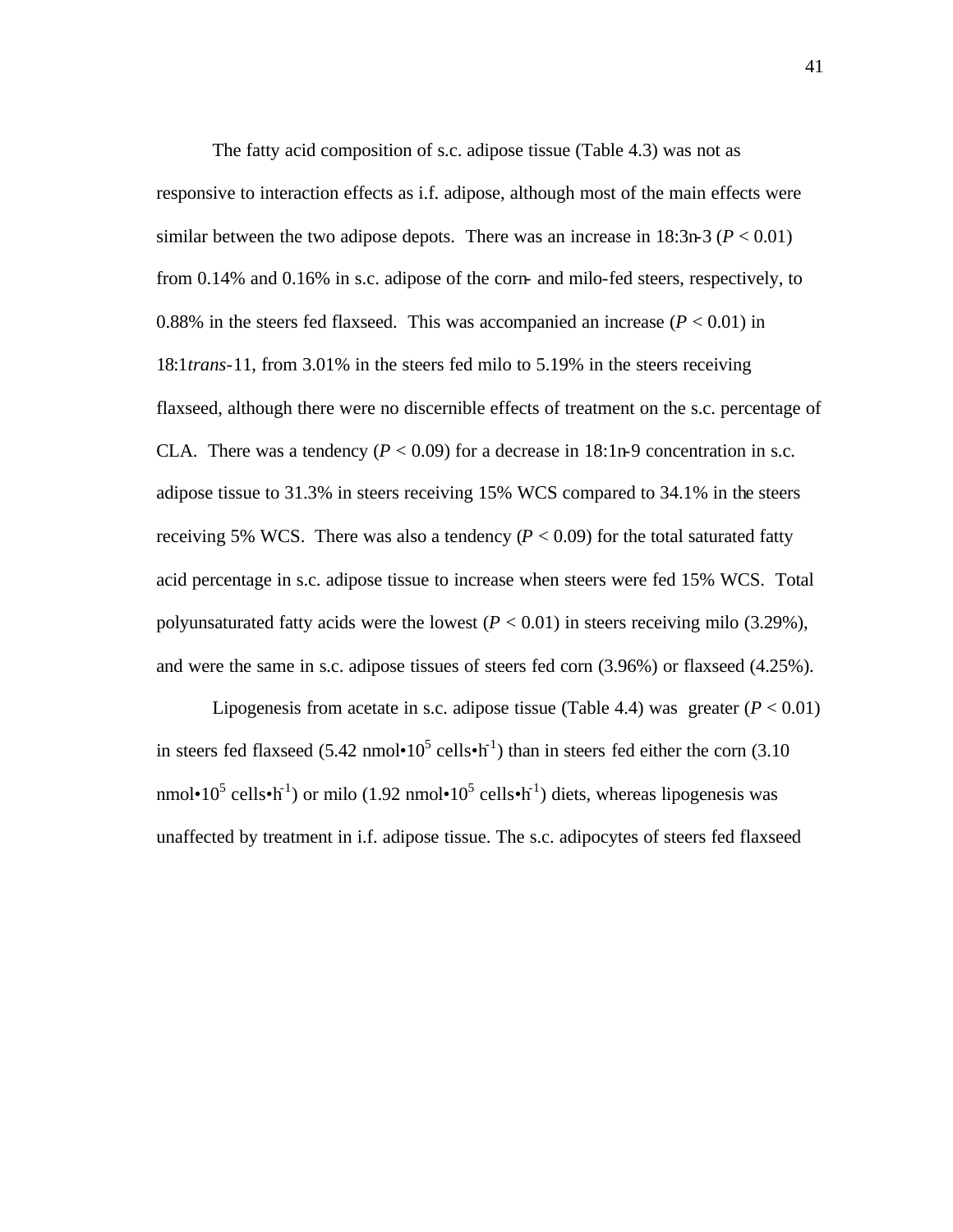The fatty acid composition of s.c. adipose tissue (Table 4.3) was not as responsive to interaction effects as i.f. adipose, although most of the main effects were similar between the two adipose depots. There was an increase in 18:3n-3 ($P < 0.01$) from 0.14% and 0.16% in s.c. adipose of the corn- and milo-fed steers, respectively, to 0.88% in the steers fed flaxseed. This was accompanied an increase ($P < 0.01$) in 18:1*trans*-11, from 3.01% in the steers fed milo to 5.19% in the steers receiving flaxseed, although there were no discernible effects of treatment on the s.c. percentage of CLA. There was a tendency ($P < 0.09$) for a decrease in 18:1n-9 concentration in s.c. adipose tissue to 31.3% in steers receiving 15% WCS compared to 34.1% in the steers receiving 5% WCS. There was also a tendency ($P < 0.09$) for the total saturated fatty acid percentage in s.c. adipose tissue to increase when steers were fed 15% WCS. Total polyunsaturated fatty acids were the lowest ($P < 0.01$) in steers receiving milo (3.29%), and were the same in s.c. adipose tissues of steers fed corn (3.96%) or flaxseed (4.25%).

Lipogenesis from acetate in s.c. adipose tissue (Table 4.4) was greater ($P < 0.01$) in steers fed flaxseed (5.42 nmol•$10^5$ cells•$h^{-1}$) than in steers fed either the corn (3.10 nmol•$10^5$ cells•$h^{-1}$) or milo (1.92 nmol•$10^5$ cells•$h^{-1}$) diets, whereas lipogenesis was unaffected by treatment in i.f. adipose tissue. The s.c. adipocytes of steers fed flaxseed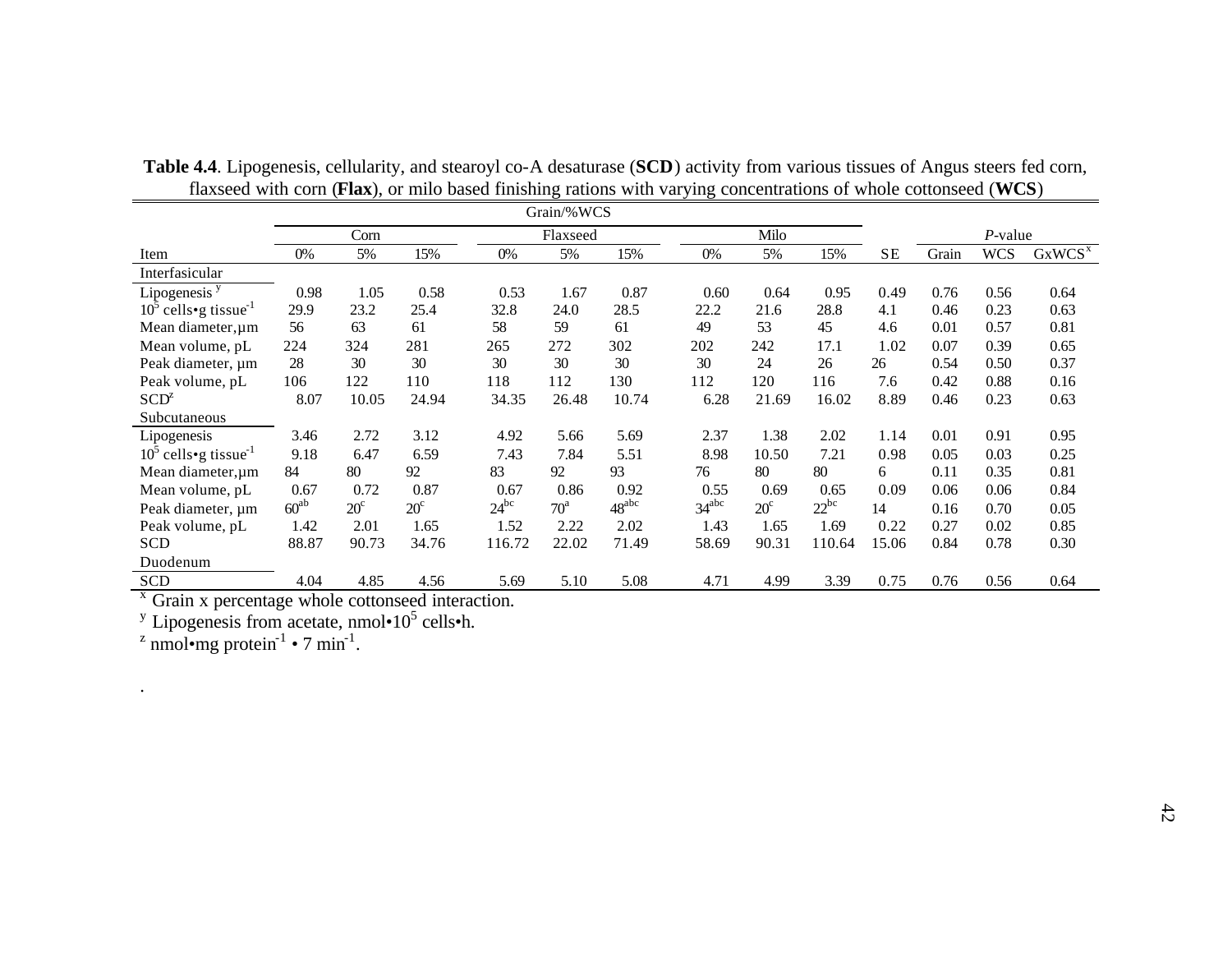**Table 4.4**. Lipogenesis, cellularity, and stearoyl co-A desaturase (**SCD**) activity from various tissues of Angus steers fed corn, flaxseed with corn (**Flax**), or milo based finishing rations with varying concentrations of whole cottonseed (**WCS**)

| | Grain/%WCS | | | | | | | | | | | | |
|---|---|---|---|---|---|---|---|---|---|---|---|---|---|
| | Corn | | | Flaxseed | | | Milo | | | | *P*-value | | |
| Item | 0% | 5% | 15% | 0% | 5% | 15% | 0% | 5% | 15% | SE | Grain | WCS | GxWCS[x] |
| Interfasicular | | | | | | | | | | | | | |
| Lipogenesis [y] | 0.98 | 1.05 | 0.58 | 0.53 | 1.67 | 0.87 | 0.60 | 0.64 | 0.95 | 0.49 | 0.76 | 0.56 | 0.64 |
| $10^5$ cells•g tissue$^{-1}$ | 29.9 | 23.2 | 25.4 | 32.8 | 24.0 | 28.5 | 22.2 | 21.6 | 28.8 | 4.1 | 0.46 | 0.23 | 0.63 |
| Mean diameter, µm | 56 | 63 | 61 | 58 | 59 | 61 | 49 | 53 | 45 | 4.6 | 0.01 | 0.57 | 0.81 |
| Mean volume, pL | 224 | 324 | 281 | 265 | 272 | 302 | 202 | 242 | 17.1 | 1.02 | 0.07 | 0.39 | 0.65 |
| Peak diameter, µm | 28 | 30 | 30 | 30 | 30 | 30 | 30 | 24 | 26 | 26 | 0.54 | 0.50 | 0.37 |
| Peak volume, pL | 106 | 122 | 110 | 118 | 112 | 130 | 112 | 120 | 116 | 7.6 | 0.42 | 0.88 | 0.16 |
| SCD[z] | 8.07 | 10.05 | 24.94 | 34.35 | 26.48 | 10.74 | 6.28 | 21.69 | 16.02 | 8.89 | 0.46 | 0.23 | 0.63 |
| Subcutaneous | | | | | | | | | | | | | |
| Lipogenesis | 3.46 | 2.72 | 3.12 | 4.92 | 5.66 | 5.69 | 2.37 | 1.38 | 2.02 | 1.14 | 0.01 | 0.91 | 0.95 |
| $10^5$ cells•g tissue$^{-1}$ | 9.18 | 6.47 | 6.59 | 7.43 | 7.84 | 5.51 | 8.98 | 10.50 | 7.21 | 0.98 | 0.05 | 0.03 | 0.25 |
| Mean diameter, µm | 84 | 80 | 92 | 83 | 92 | 93 | 76 | 80 | 80 | 6 | 0.11 | 0.35 | 0.81 |
| Mean volume, pL | 0.67 | 0.72 | 0.87 | 0.67 | 0.86 | 0.92 | 0.55 | 0.69 | 0.65 | 0.09 | 0.06 | 0.06 | 0.84 |
| Peak diameter, µm | 60[ab] | 20[c] | 20[c] | 24[bc] | 70[a] | 48[abc] | 34[abc] | 20[c] | 22[bc] | 14 | 0.16 | 0.70 | 0.05 |
| Peak volume, pL | 1.42 | 2.01 | 1.65 | 1.52 | 2.22 | 2.02 | 1.43 | 1.65 | 1.69 | 0.22 | 0.27 | 0.02 | 0.85 |
| SCD | 88.87 | 90.73 | 34.76 | 116.72 | 22.02 | 71.49 | 58.69 | 90.31 | 110.64 | 15.06 | 0.84 | 0.78 | 0.30 |
| Duodenum | | | | | | | | | | | | | |
| SCD | 4.04 | 4.85 | 4.56 | 5.69 | 5.10 | 5.08 | 4.71 | 4.99 | 3.39 | 0.75 | 0.76 | 0.56 | 0.64 |

[x] Grain x percentage whole cottonseed interaction.

[y] Lipogenesis from acetate, nmol•$10^5$ cells•h.

[z] nmol•mg protein$^{-1}$ • 7 min$^{-1}$.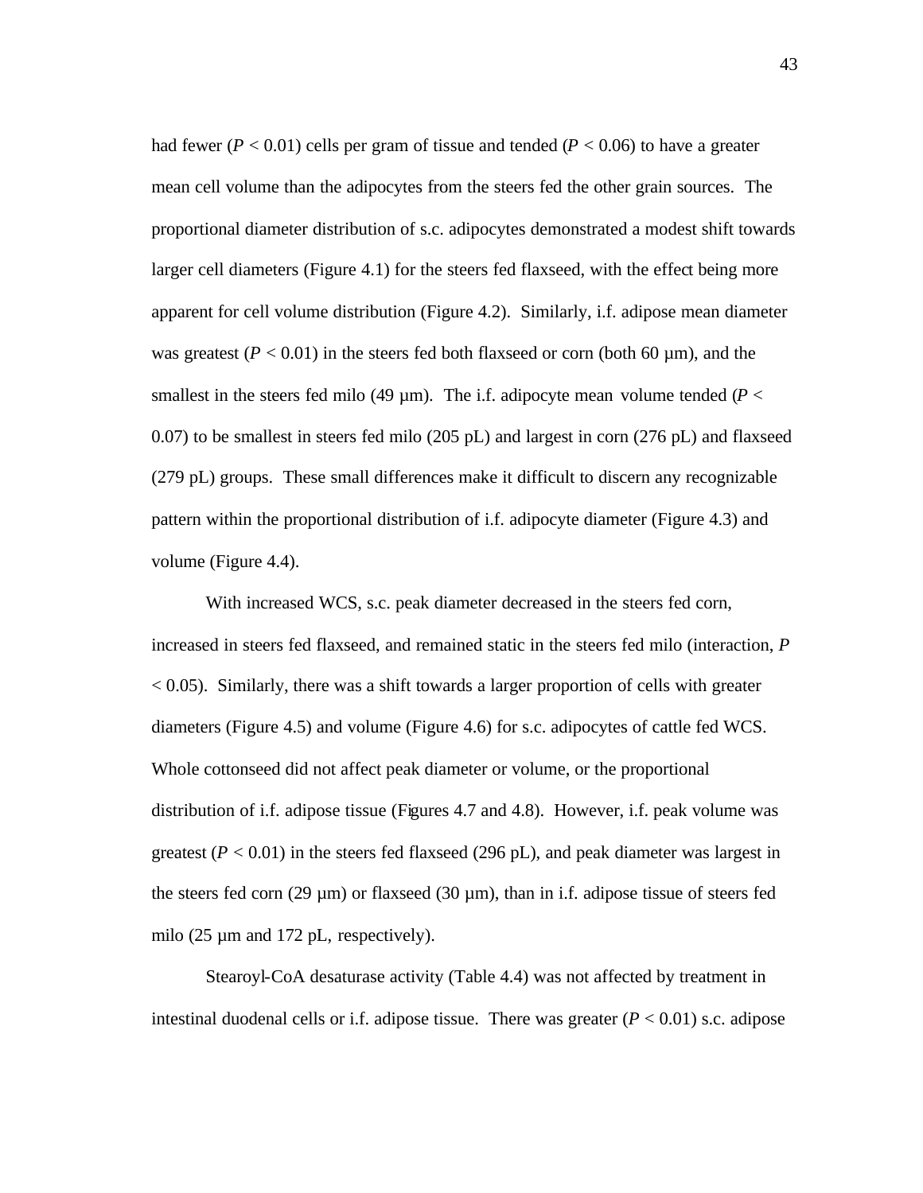had fewer ($P < 0.01$) cells per gram of tissue and tended ($P < 0.06$) to have a greater mean cell volume than the adipocytes from the steers fed the other grain sources. The proportional diameter distribution of s.c. adipocytes demonstrated a modest shift towards larger cell diameters (Figure 4.1) for the steers fed flaxseed, with the effect being more apparent for cell volume distribution (Figure 4.2). Similarly, i.f. adipose mean diameter was greatest ($P < 0.01$) in the steers fed both flaxseed or corn (both 60 µm), and the smallest in the steers fed milo (49 µm). The i.f. adipocyte mean volume tended ($P < 0.07$) to be smallest in steers fed milo (205 pL) and largest in corn (276 pL) and flaxseed (279 pL) groups. These small differences make it difficult to discern any recognizable pattern within the proportional distribution of i.f. adipocyte diameter (Figure 4.3) and volume (Figure 4.4).

With increased WCS, s.c. peak diameter decreased in the steers fed corn, increased in steers fed flaxseed, and remained static in the steers fed milo (interaction, $P < 0.05$). Similarly, there was a shift towards a larger proportion of cells with greater diameters (Figure 4.5) and volume (Figure 4.6) for s.c. adipocytes of cattle fed WCS. Whole cottonseed did not affect peak diameter or volume, or the proportional distribution of i.f. adipose tissue (Figures 4.7 and 4.8). However, i.f. peak volume was greatest ($P < 0.01$) in the steers fed flaxseed (296 pL), and peak diameter was largest in the steers fed corn (29 µm) or flaxseed (30 µm), than in i.f. adipose tissue of steers fed milo (25 µm and 172 pL, respectively).

Stearoyl-CoA desaturase activity (Table 4.4) was not affected by treatment in intestinal duodenal cells or i.f. adipose tissue. There was greater ($P < 0.01$) s.c. adipose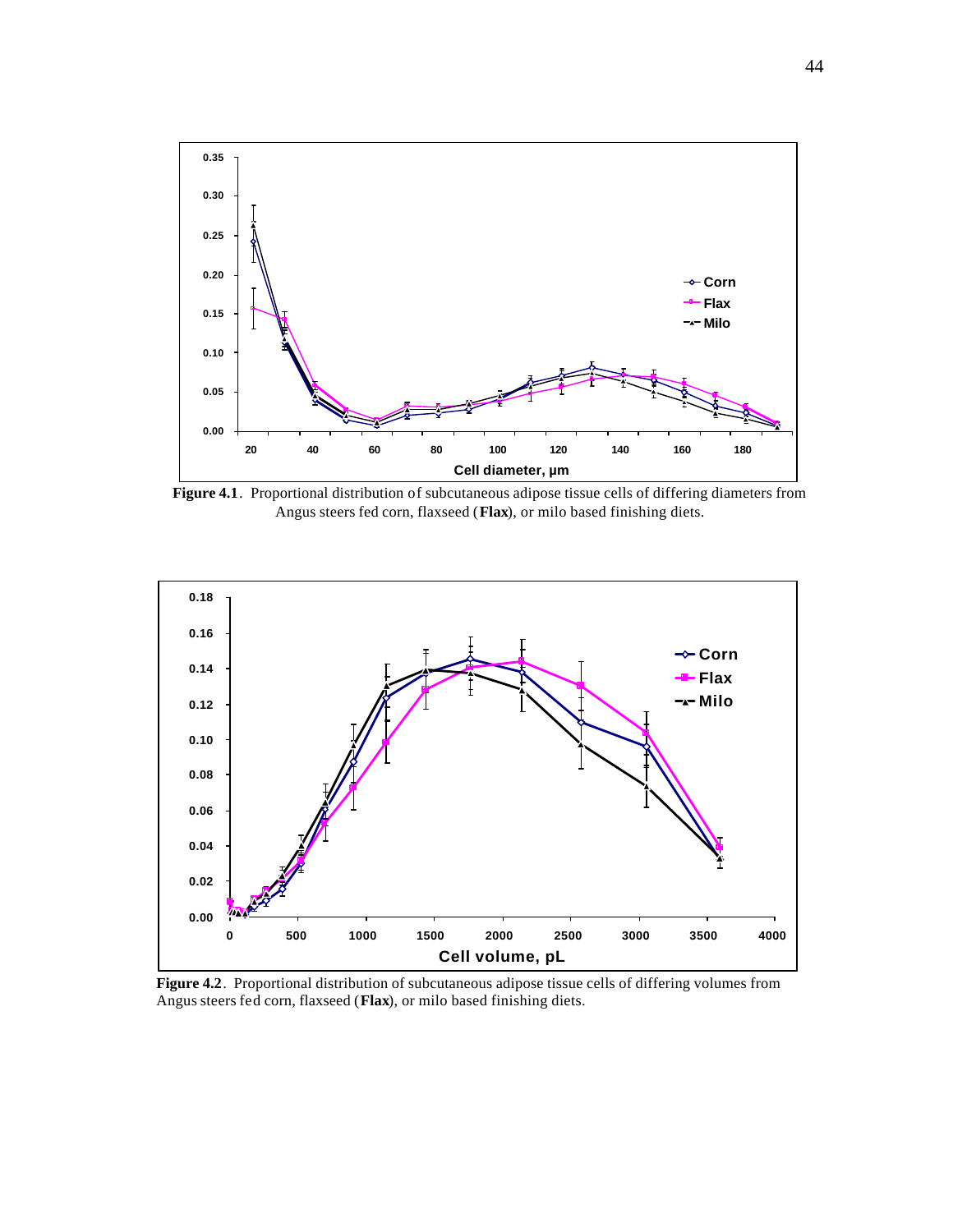**Figure 4.1**. Proportional distribution of subcutaneous adipose tissue cells of differing diameters from Angus steers fed corn, flaxseed (**Flax**), or milo based finishing diets.

**Figure 4.2**. Proportional distribution of subcutaneous adipose tissue cells of differing volumes from Angus steers fed corn, flaxseed (**Flax**), or milo based finishing diets.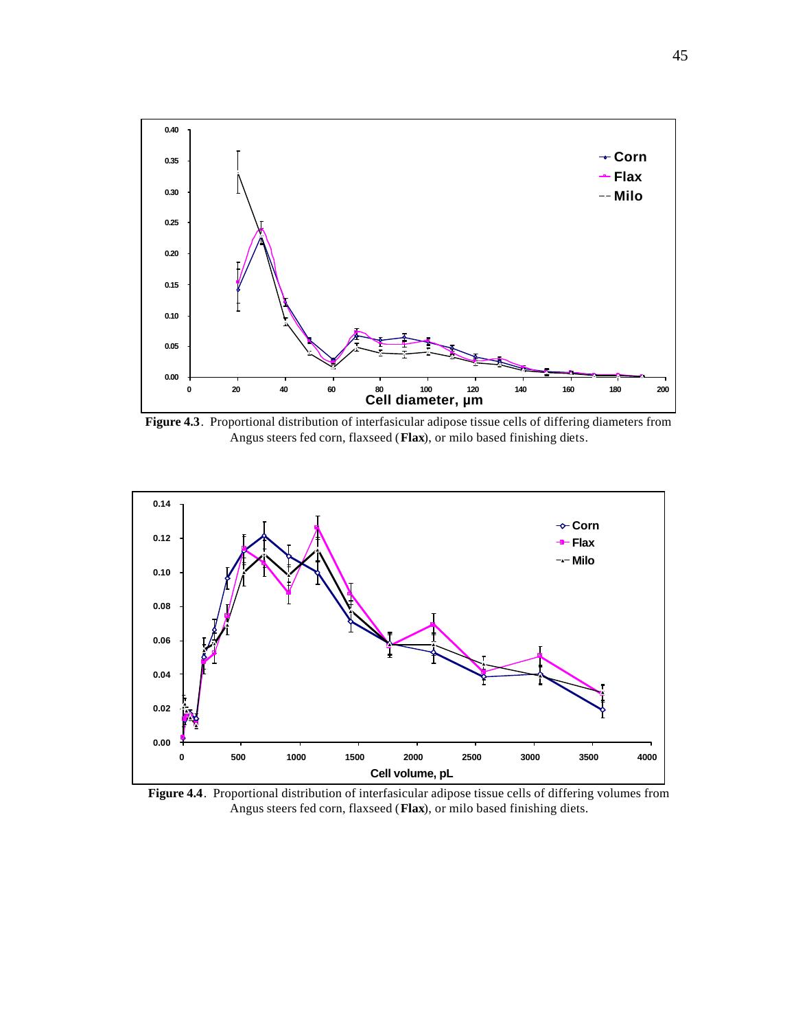**Figure 4.3**. Proportional distribution of interfasicular adipose tissue cells of differing diameters from Angus steers fed corn, flaxseed (**Flax**), or milo based finishing diets.

**Figure 4.4**. Proportional distribution of interfasicular adipose tissue cells of differing volumes from Angus steers fed corn, flaxseed (**Flax**), or milo based finishing diets.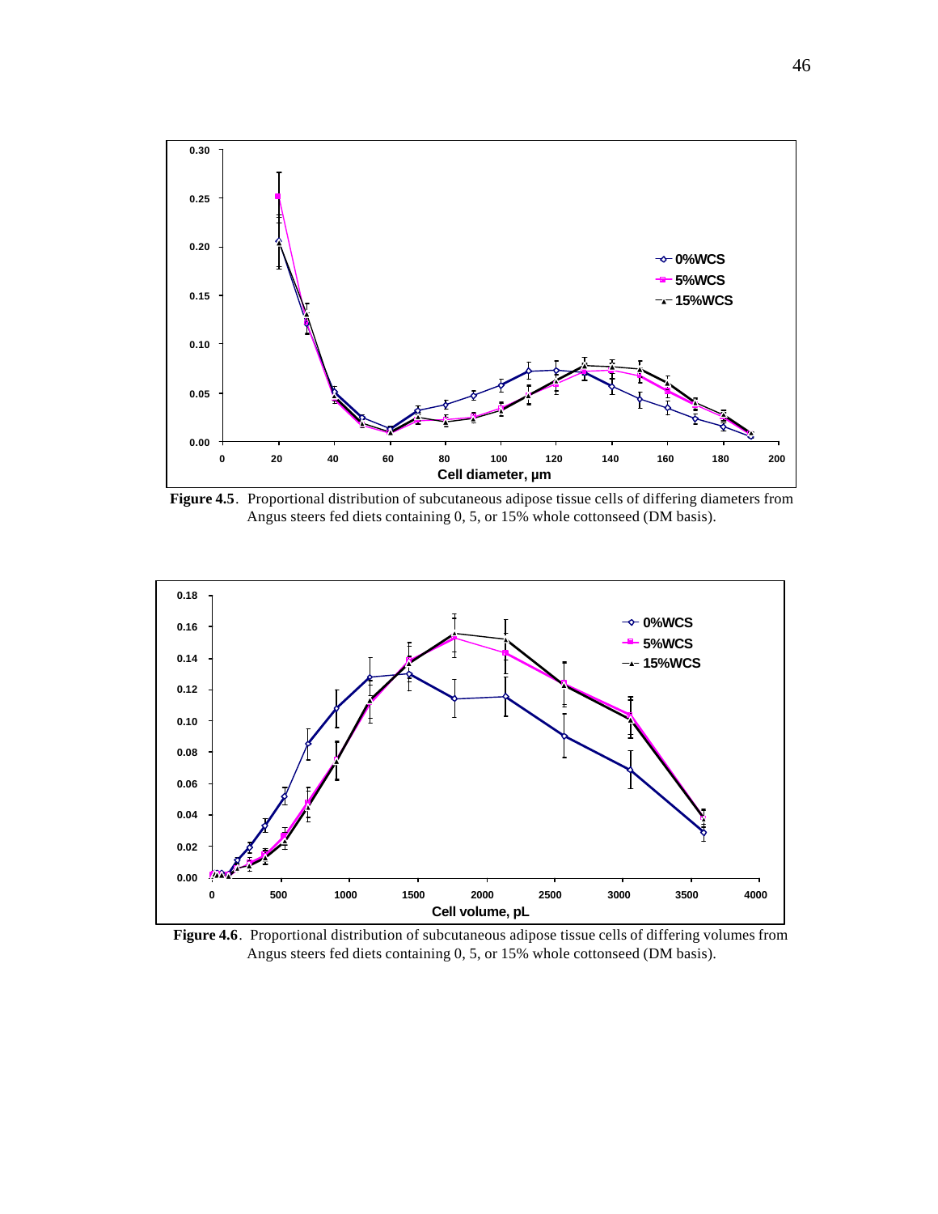**Figure 4.5**. Proportional distribution of subcutaneous adipose tissue cells of differing diameters from Angus steers fed diets containing 0, 5, or 15% whole cottonseed (DM basis).

**Figure 4.6**. Proportional distribution of subcutaneous adipose tissue cells of differing volumes from Angus steers fed diets containing 0, 5, or 15% whole cottonseed (DM basis).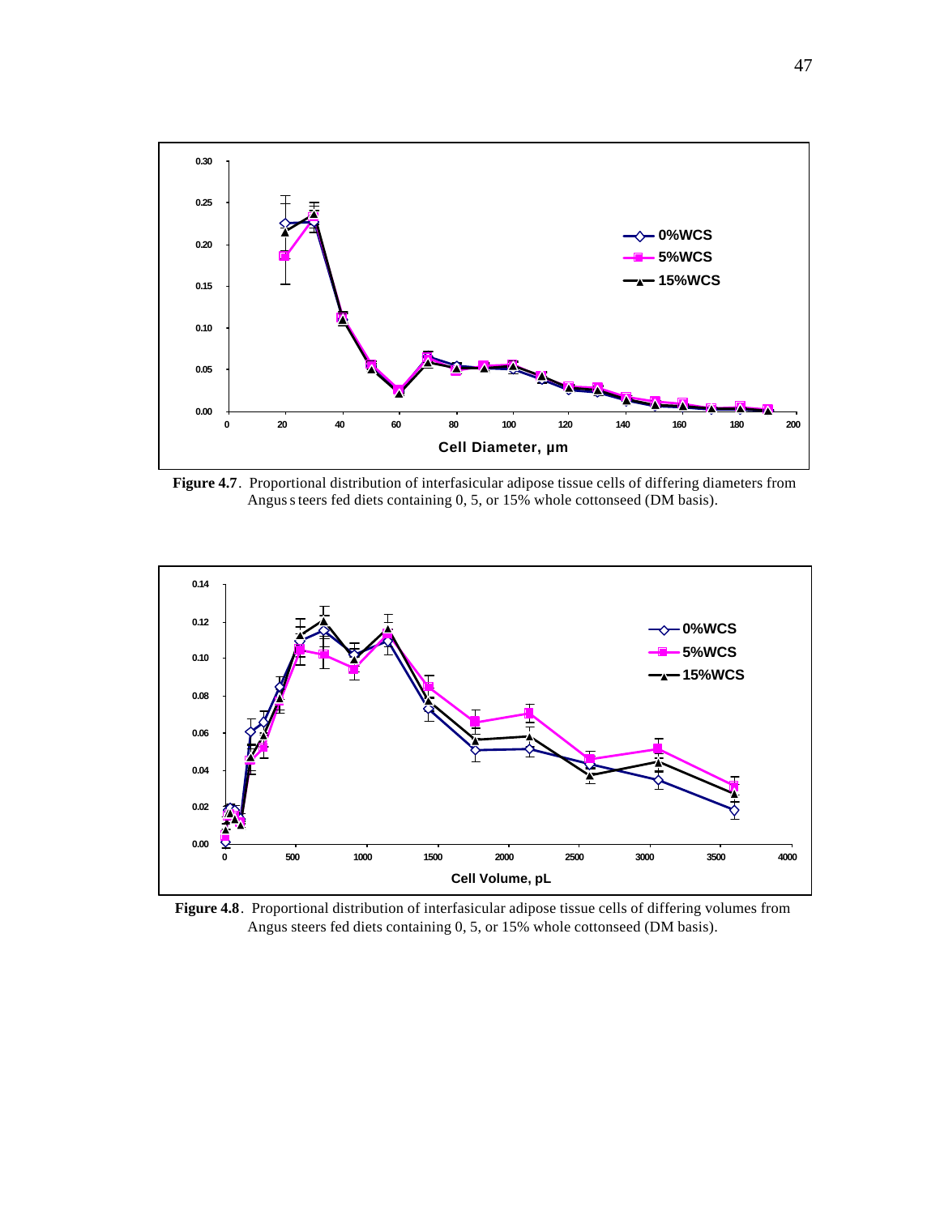**Figure 4.7**. Proportional distribution of interfasicular adipose tissue cells of differing diameters from Angus steers fed diets containing 0, 5, or 15% whole cottonseed (DM basis).

**Figure 4.8**. Proportional distribution of interfasicular adipose tissue cells of differing volumes from Angus steers fed diets containing 0, 5, 15% whole cottonseed (DM basis).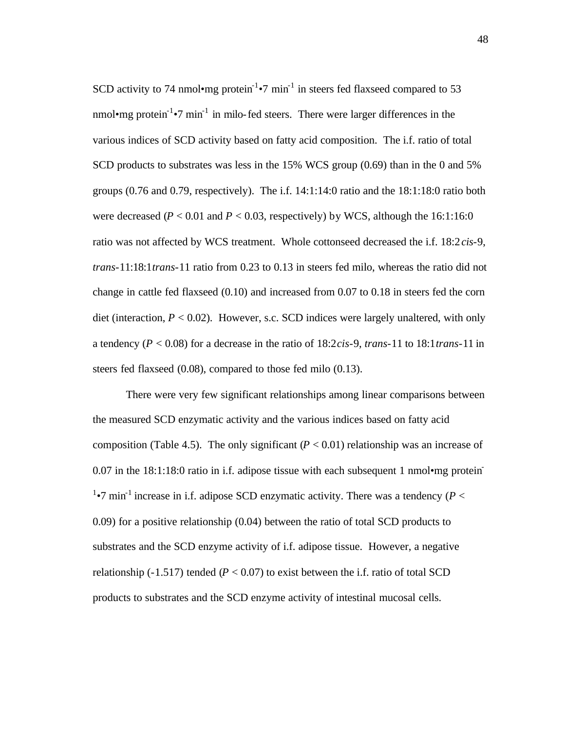SCD activity to 74 nmol•mg protein$^{-1}$•7 min$^{-1}$ in steers fed flaxseed compared to 53 nmol•mg protein$^{-1}$•7 min$^{-1}$ in milo-fed steers. There were larger differences in the various indices of SCD activity based on fatty acid composition. The i.f. ratio of total SCD products to substrates was less in the 15% WCS group (0.69) than in the 0 and 5% groups (0.76 and 0.79, respectively). The i.f. 14:1:14:0 ratio and the 18:1:18:0 ratio both were decreased ($P < 0.01$ and $P < 0.03$, respectively) by WCS, although the 16:1:16:0 ratio was not affected by WCS treatment. Whole cottonseed decreased the i.f. 18:2*cis*-9, *trans*-11:18:1*trans*-11 ratio from 0.23 to 0.13 in steers fed milo, whereas the ratio did not change in cattle fed flaxseed (0.10) and increased from 0.07 to 0.18 in steers fed the corn diet (interaction, $P < 0.02$). However, s.c. SCD indices were largely unaltered, with only a tendency ($P < 0.08$) for a decrease in the ratio of 18:2*cis*-9, *trans*-11 to 18:1*trans*-11 in steers fed flaxseed (0.08), compared to those fed milo (0.13).

There were very few significant relationships among linear comparisons between the measured SCD enzymatic activity and the various indices based on fatty acid composition (Table 4.5). The only significant ($P < 0.01$) relationship was an increase of 0.07 in the 18:1:18:0 ratio in i.f. adipose tissue with each subsequent 1 nmol•mg protein$^{-1}$•7 min$^{-1}$ increase in i.f. adipose SCD enzymatic activity. There was a tendency ($P < 0.09$) for a positive relationship (0.04) between the ratio of total SCD products to substrates and the SCD enzyme activity of i.f. adipose tissue. However, a negative relationship (-1.517) tended ($P < 0.07$) to exist between the i.f. ratio of total SCD products to substrates and the SCD enzyme activity of intestinal mucosal cells.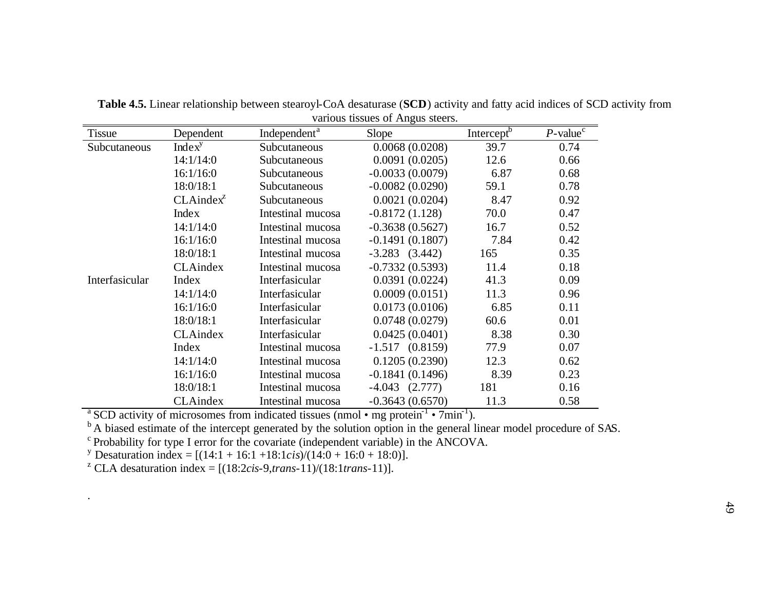**Table 4.5.** Linear relationship between stearoyl-CoA desaturase (**SCD**) activity and fatty acid indices of SCD activity from various tissues of Angus steers.

| Tissue | Dependent | Independent[a] | Slope | Intercept[b] | $P$-value[c] |
|---|---|---|---|---|---|
| Subcutaneous | Index[y] | Subcutaneous | 0.0068 (0.0208) | 39.7 | 0.74 |
| | 14:1/14:0 | Subcutaneous | 0.0091 (0.0205) | 12.6 | 0.66 |
| | 16:1/16:0 | Subcutaneous | -0.0033 (0.0079) | 6.87 | 0.68 |
| | 18:0/18:1 | Subcutaneous | -0.0082 (0.0290) | 59.1 | 0.78 |
| | CLAindex[z] | Subcutaneous | 0.0021 (0.0204) | 8.47 | 0.92 |
| | Index | Intestinal mucosa | -0.8172 (1.128) | 70.0 | 0.47 |
| | 14:1/14:0 | Intestinal mucosa | -0.3638 (0.5627) | 16.7 | 0.52 |
| | 16:1/16:0 | Intestinal mucosa | -0.1491 (0.1807) | 7.84 | 0.42 |
| | 18:0/18:1 | Intestinal mucosa | -3.283 (3.442) | 165 | 0.35 |
| | CLAindex | Intestinal mucosa | -0.7332 (0.5393) | 11.4 | 0.18 |
| Interfasicular | Index | Interfasicular | 0.0391 (0.0224) | 41.3 | 0.09 |
| | 14:1/14:0 | Interfasicular | 0.0009 (0.0151) | 11.3 | 0.96 |
| | 16:1/16:0 | Interfasicular | 0.0173 (0.0106) | 6.85 | 0.11 |
| | 18:0/18:1 | Interfasicular | 0.0748 (0.0279) | 60.6 | 0.01 |
| | CLAindex | Interfasicular | 0.0425 (0.0401) | 8.38 | 0.30 |
| | Index | Intestinal mucosa | -1.517 (0.8159) | 77.9 | 0.07 |
| | 14:1/14:0 | Intestinal mucosa | 0.1205 (0.2390) | 12.3 | 0.62 |
| | 16:1/16:0 | Intestinal mucosa | -0.1841 (0.1496) | 8.39 | 0.23 |
| | 18:0/18:1 | Intestinal mucosa | -4.043 (2.777) | 181 | 0.16 |
| | CLAindex | Intestinal mucosa | -0.3643 (0.6570) | 11.3 | 0.58 |

[a] SCD activity of microsomes from indicated tissues (nmol • mg protein$^{-1}$ • 7min$^{-1}$).

[b] A biased estimate of the intercept generated by the solution option in the general linear model procedure of SAS.

[c] Probability for type I error for the covariate (independent variable) in the ANCOVA.

[y] Desaturation index = [(14:1 + 16:1 +18:1*cis*)/(14:0 + 16:0 + 18:0)].

[z] CLA desaturation index = [(18:2*cis*-9,*trans*-11)/(18:1*trans*-11)].

.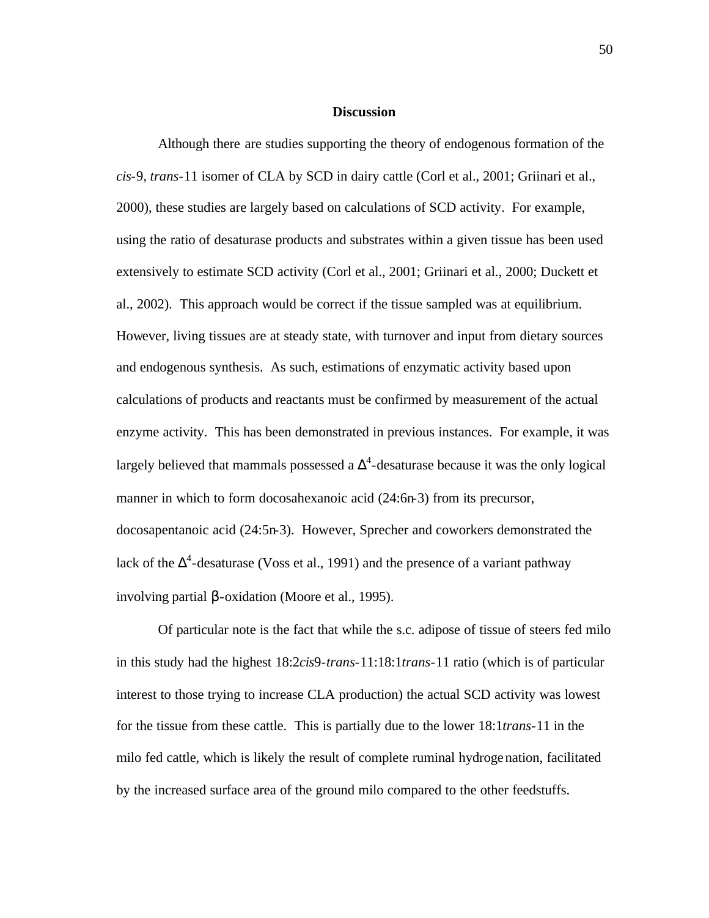# Discussion

Although there are studies supporting the theory of endogenous formation of the *cis*-9, *trans*-11 isomer of CLA by SCD in dairy cattle (Corl et al., 2001; Griinari et al., 2000), these studies are largely based on calculations of SCD activity. For example, using the ratio of desaturase products and substrates within a given tissue has been used extensively to estimate SCD activity (Corl et al., 2001; Griinari et al., 2000; Duckett et al., 2002). This approach would be correct if the tissue sampled was at equilibrium. However, living tissues are at steady state, with turnover and input from dietary sources and endogenous synthesis. As such, estimations of enzymatic activity based upon calculations of products and reactants must be confirmed by measurement of the actual enzyme activity. This has been demonstrated in previous instances. For example, it was largely believed that mammals possessed a $\Delta^4$-desaturase because it was the only logical manner in which to form docosahexanoic acid (24:6n-3) from its precursor, docosapentanoic acid (24:5n-3). However, Sprecher and coworkers demonstrated the lack of the $\Delta^4$-desaturase (Voss et al., 1991) and the presence of a variant pathway involving partial $\beta$-oxidation (Moore et al., 1995).

Of particular note is the fact that while the s.c. adipose of tissue of steers fed milo in this study had the highest 18:2*cis*9-*trans*-11:18:1*trans*-11 ratio (which is of particular interest to those trying to increase CLA production) the actual SCD activity was lowest for the tissue from these cattle. This is partially due to the lower 18:1*trans*-11 in the milo fed cattle, which is likely the result of complete ruminal hydrogenation, facilitated by the increased surface area of the ground milo compared to the other feedstuffs.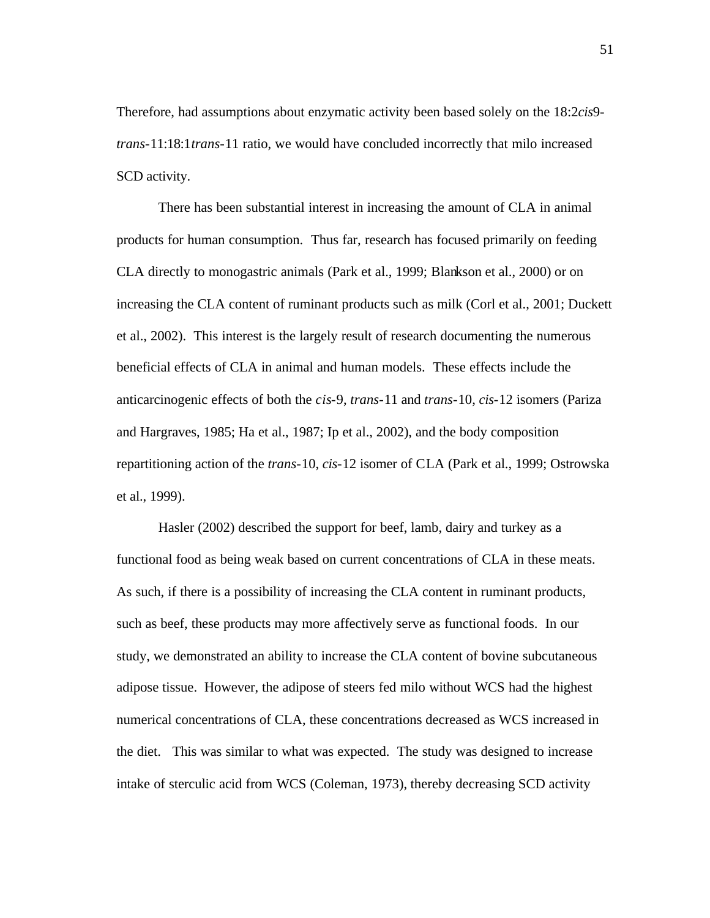Therefore, had assumptions about enzymatic activity been based solely on the 18:2*cis*9-*trans*-11:18:1*trans*-11 ratio, we would have concluded incorrectly that milo increased SCD activity.

There has been substantial interest in increasing the amount of CLA in animal products for human consumption. Thus far, research has focused primarily on feeding CLA directly to monogastric animals (Park et al., 1999; Blankson et al., 2000) or on increasing the CLA content of ruminant products such as milk (Corl et al., 2001; Duckett et al., 2002). This interest is the largely result of research documenting the numerous beneficial effects of CLA in animal and human models. These effects include the anticarcinogenic effects of both the *cis*-9, *trans*-11 and *trans*-10, *cis*-12 isomers (Pariza and Hargraves, 1985; Ha et al., 1987; Ip et al., 2002), and the body composition repartitioning action of the *trans*-10, *cis*-12 isomer of CLA (Park et al., 1999; Ostrowska et al., 1999).

Hasler (2002) described the support for beef, lamb, dairy and turkey as a functional food as being weak based on current concentrations of CLA in these meats. As such, if there is a possibility of increasing the CLA content in ruminant products, such as beef, these products may more affectively serve as functional foods. In our study, we demonstrated an ability to increase the CLA content of bovine subcutaneous adipose tissue. However, the adipose of steers fed milo without WCS had the highest numerical concentrations of CLA, these concentrations decreased as WCS increased in the diet. This was similar to what was expected. The study was designed to increase intake of sterculic acid from WCS (Coleman, 1973), thereby decreasing SCD activity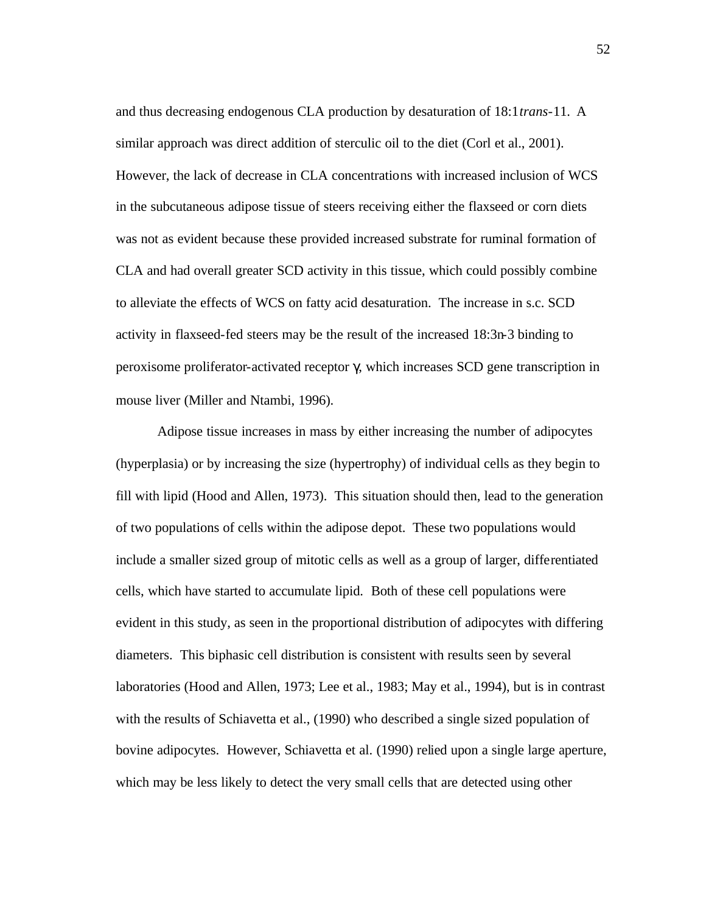and thus decreasing endogenous CLA production by desaturation of 18:1*trans*-11. A similar approach was direct addition of sterculic oil to the diet (Corl et al., 2001). However, the lack of decrease in CLA concentrations with increased inclusion of WCS in the subcutaneous adipose tissue of steers receiving either the flaxseed or corn diets was not as evident because these provided increased substrate for ruminal formation of CLA and had overall greater SCD activity in this tissue, which could possibly combine to alleviate the effects of WCS on fatty acid desaturation. The increase in s.c. SCD activity in flaxseed-fed steers may be the result of the increased 18:3n-3 binding to peroxisome proliferator-activated receptor γ, which increases SCD gene transcription in mouse liver (Miller and Ntambi, 1996).

Adipose tissue increases in mass by either increasing the number of adipocytes (hyperplasia) or by increasing the size (hypertrophy) of individual cells as they begin to fill with lipid (Hood and Allen, 1973). This situation should then, lead to the generation of two populations of cells within the adipose depot. These two populations would include a smaller sized group of mitotic cells as well as a group of larger, differentiated cells, which have started to accumulate lipid. Both of these cell populations were evident in this study, as seen in the proportional distribution of adipocytes with differing diameters. This biphasic cell distribution is consistent with results seen by several laboratories (Hood and Allen, 1973; Lee et al., 1983; May et al., 1994), but is in contrast with the results of Schiavetta et al., (1990) who described a single sized population of bovine adipocytes. However, Schiavetta et al. (1990) relied upon a single large aperture, which may be less likely to detect the very small cells that are detected using other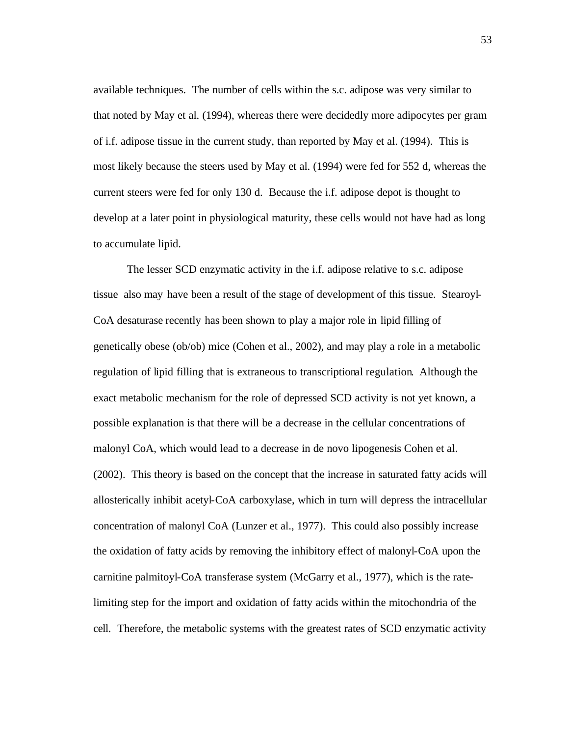available techniques. The number of cells within the s.c. adipose was very similar to that noted by May et al. (1994), whereas there were decidedly more adipocytes per gram of i.f. adipose tissue in the current study, than reported by May et al. (1994). This is most likely because the steers used by May et al. (1994) were fed for 552 d, whereas the current steers were fed for only 130 d. Because the i.f. adipose depot is thought to develop at a later point in physiological maturity, these cells would not have had as long to accumulate lipid.

The lesser SCD enzymatic activity in the i.f. adipose relative to s.c. adipose tissue also may have been a result of the stage of development of this tissue. Stearoyl-CoA desaturase recently has been shown to play a major role in lipid filling of genetically obese (ob/ob) mice (Cohen et al., 2002), and may play a role in a metabolic regulation of lipid filling that is extraneous to transcriptional regulation. Although the exact metabolic mechanism for the role of depressed SCD activity is not yet known, a possible explanation is that there will be a decrease in the cellular concentrations of malonyl CoA, which would lead to a decrease in de novo lipogenesis Cohen et al. (2002). This theory is based on the concept that the increase in saturated fatty acids will allosterically inhibit acetyl-CoA carboxylase, which in turn will depress the intracellular concentration of malonyl CoA (Lunzer et al., 1977). This could also possibly increase the oxidation of fatty acids by removing the inhibitory effect of malonyl-CoA upon the carnitine palmitoyl-CoA transferase system (McGarry et al., 1977), which is the rate-limiting step for the import and oxidation of fatty acids within the mitochondria of the cell. Therefore, the metabolic systems with the greatest rates of SCD enzymatic activity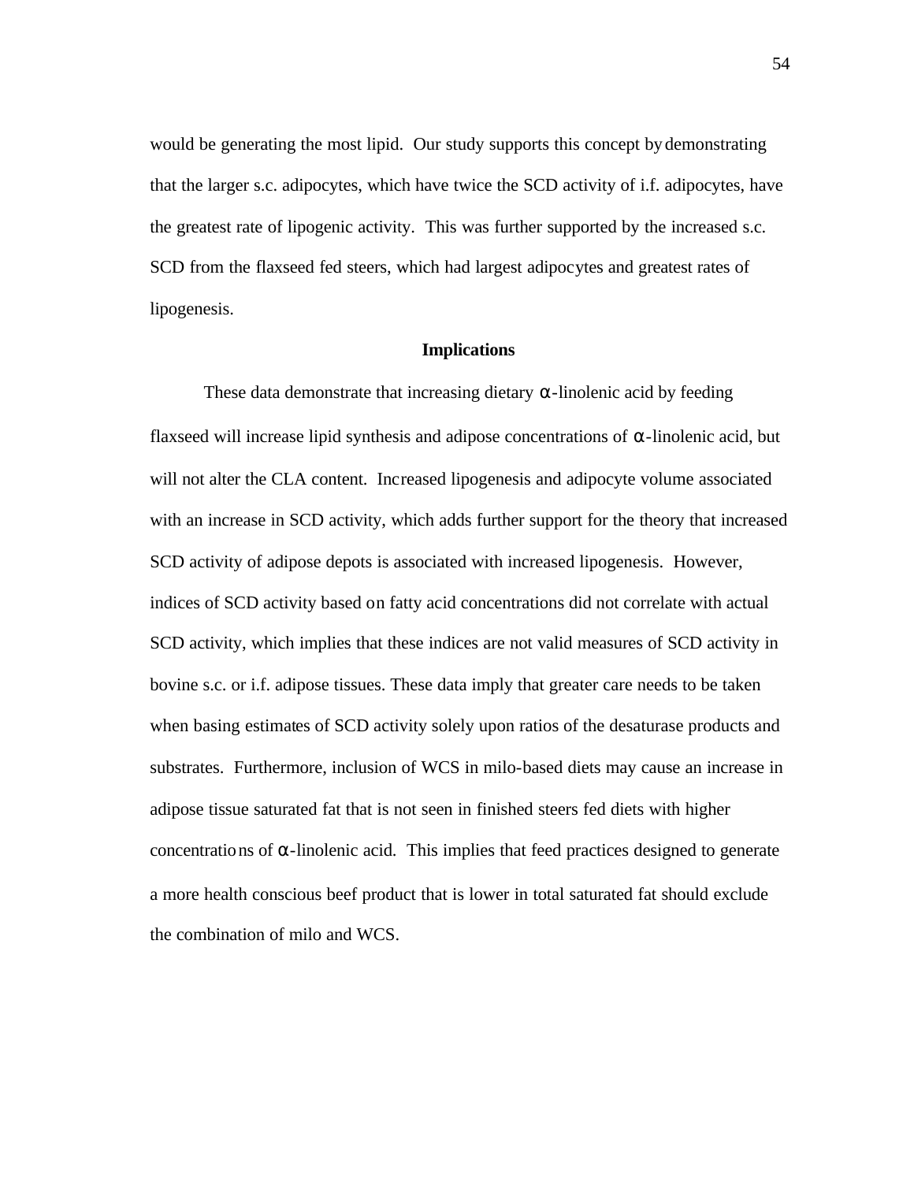would be generating the most lipid. Our study supports this concept by demonstrating that the larger s.c. adipocytes, which have twice the SCD activity of i.f. adipocytes, have the greatest rate of lipogenic activity. This was further supported by the increased s.c. SCD from the flaxseed fed steers, which had largest adipocytes and greatest rates of lipogenesis.

### Implications

These data demonstrate that increasing dietary $\alpha$-linolenic acid by feeding flaxseed will increase lipid synthesis and adipose concentrations of $\alpha$-linolenic acid, but will not alter the CLA content. Increased lipogenesis and adipocyte volume associated with an increase in SCD activity, which adds further support for the theory that increased SCD activity of adipose depots is associated with increased lipogenesis. However, indices of SCD activity based on fatty acid concentrations did not correlate with actual SCD activity, which implies that these indices are not valid measures of SCD activity in bovine s.c. or i.f. adipose tissues. These data imply that greater care needs to be taken when basing estimates of SCD activity solely upon ratios of the desaturase products and substrates. Furthermore, inclusion of WCS in milo-based diets may cause an increase in adipose tissue saturated fat that is not seen in finished steers fed diets with higher concentrations of $\alpha$-linolenic acid. This implies that feed practices designed to generate a more health conscious beef product that is lower in total saturated fat should exclude the combination of milo and WCS.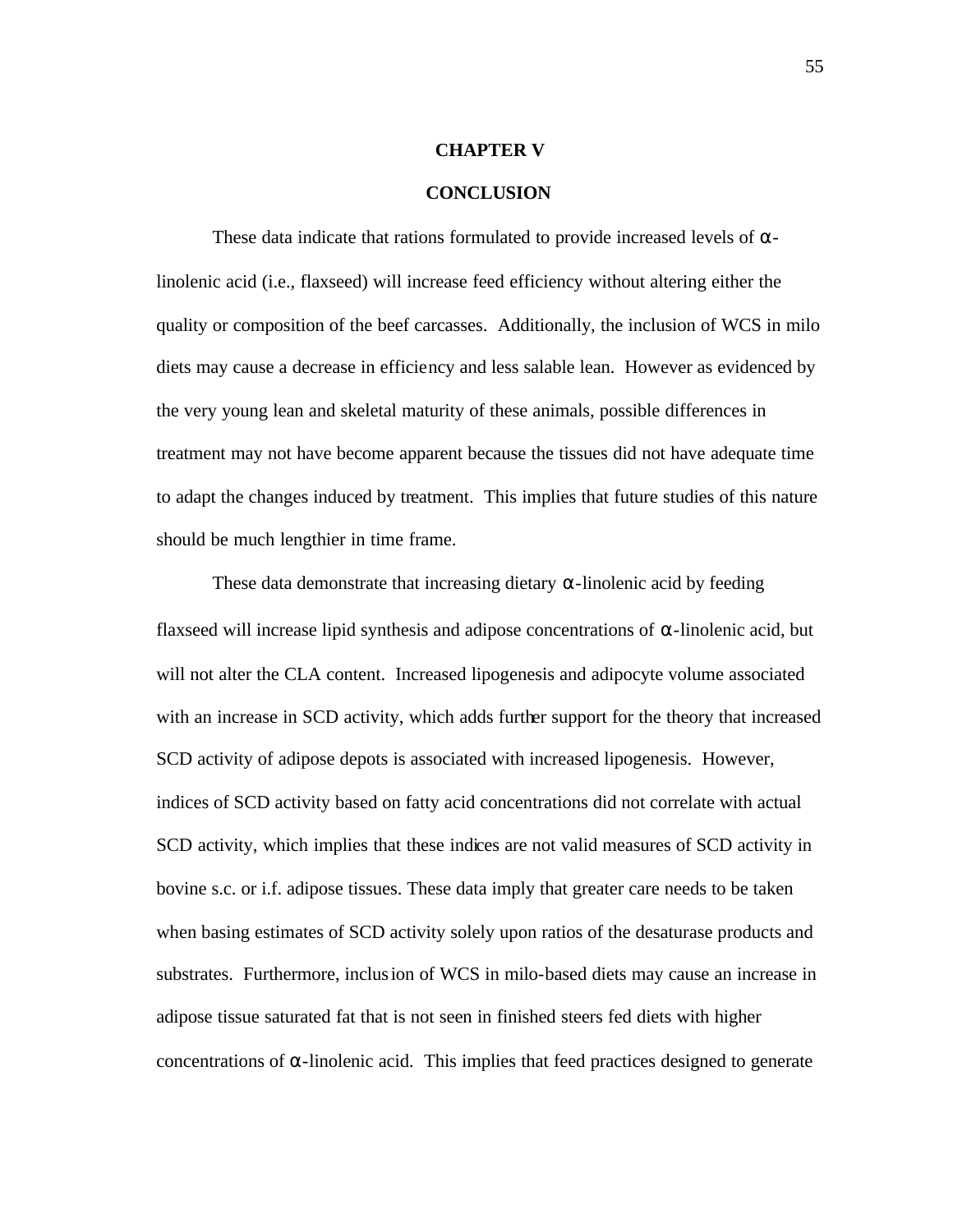# CHAPTER V

# CONCLUSION

These data indicate that rations formulated to provide increased levels of $\alpha$-linolenic acid (i.e., flaxseed) will increase feed efficiency without altering either the quality or composition of the beef carcasses. Additionally, the inclusion of WCS in milo diets may cause a decrease in efficiency and less salable lean. However as evidenced by the very young lean and skeletal maturity of these animals, possible differences in treatment may not have become apparent because the tissues did not have adequate time to adapt the changes induced by treatment. This implies that future studies of this nature should be much lengthier in time frame.

These data demonstrate that increasing dietary $\alpha$-linolenic acid by feeding flaxseed will increase lipid synthesis and adipose concentrations of $\alpha$-linolenic acid, but will not alter the CLA content. Increased lipogenesis and adipocyte volume associated with an increase in SCD activity, which adds further support for the theory that increased SCD activity of adipose depots is associated with increased lipogenesis. However, indices of SCD activity based on fatty acid concentrations did not correlate with actual SCD activity, which implies that these indices are not valid measures of SCD activity in bovine s.c. or i.f. adipose tissues. These data imply that greater care needs to be taken when basing estimates of SCD activity solely upon ratios of the desaturase products and substrates. Furthermore, inclusion of WCS in milo-based diets may cause an increase in adipose tissue saturated fat that is not seen in finished steers fed diets with higher concentrations of $\alpha$-linolenic acid. This implies that feed practices designed to generate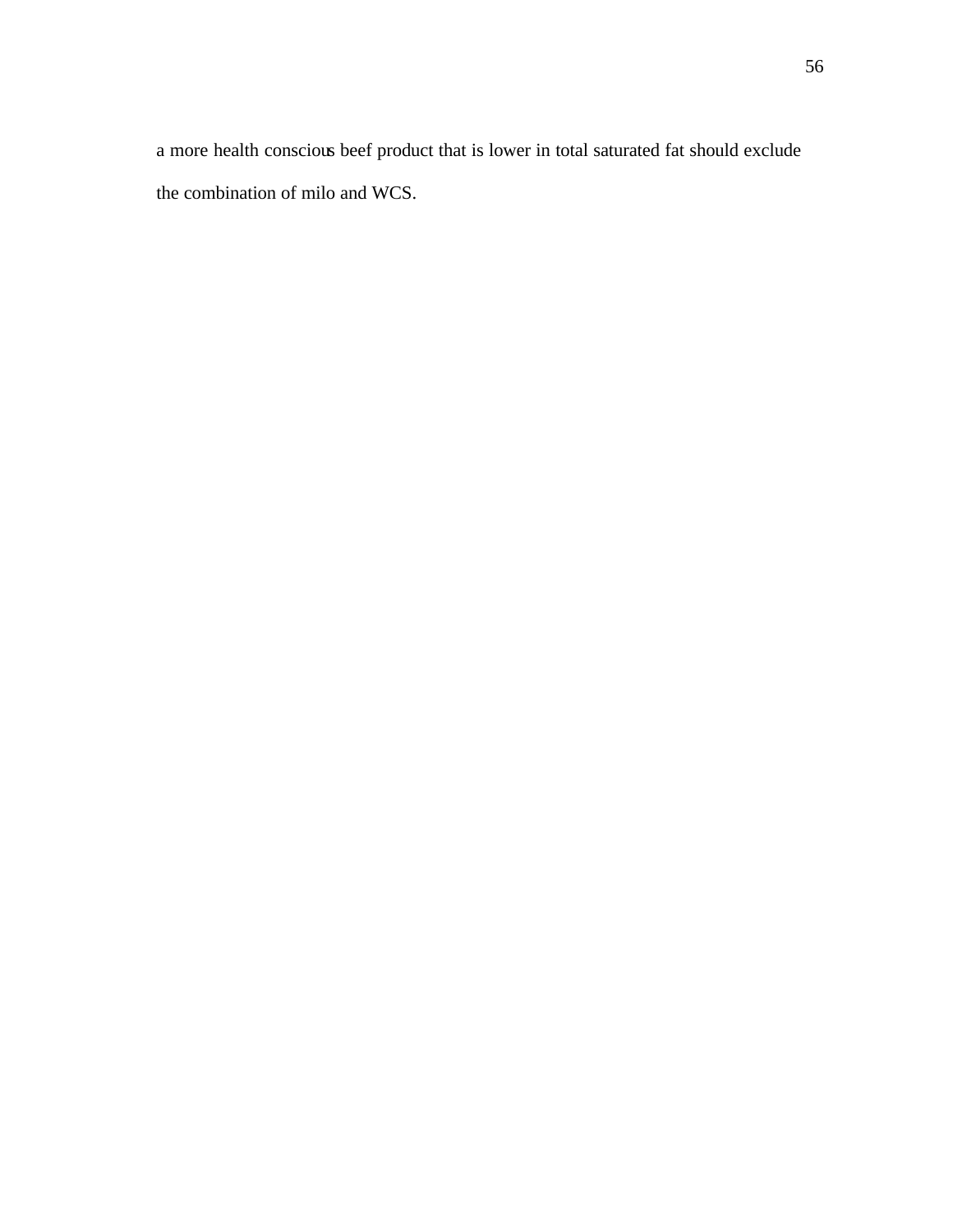a more health conscious beef product that is lower in total saturated fat should exclude the combination of milo and WCS.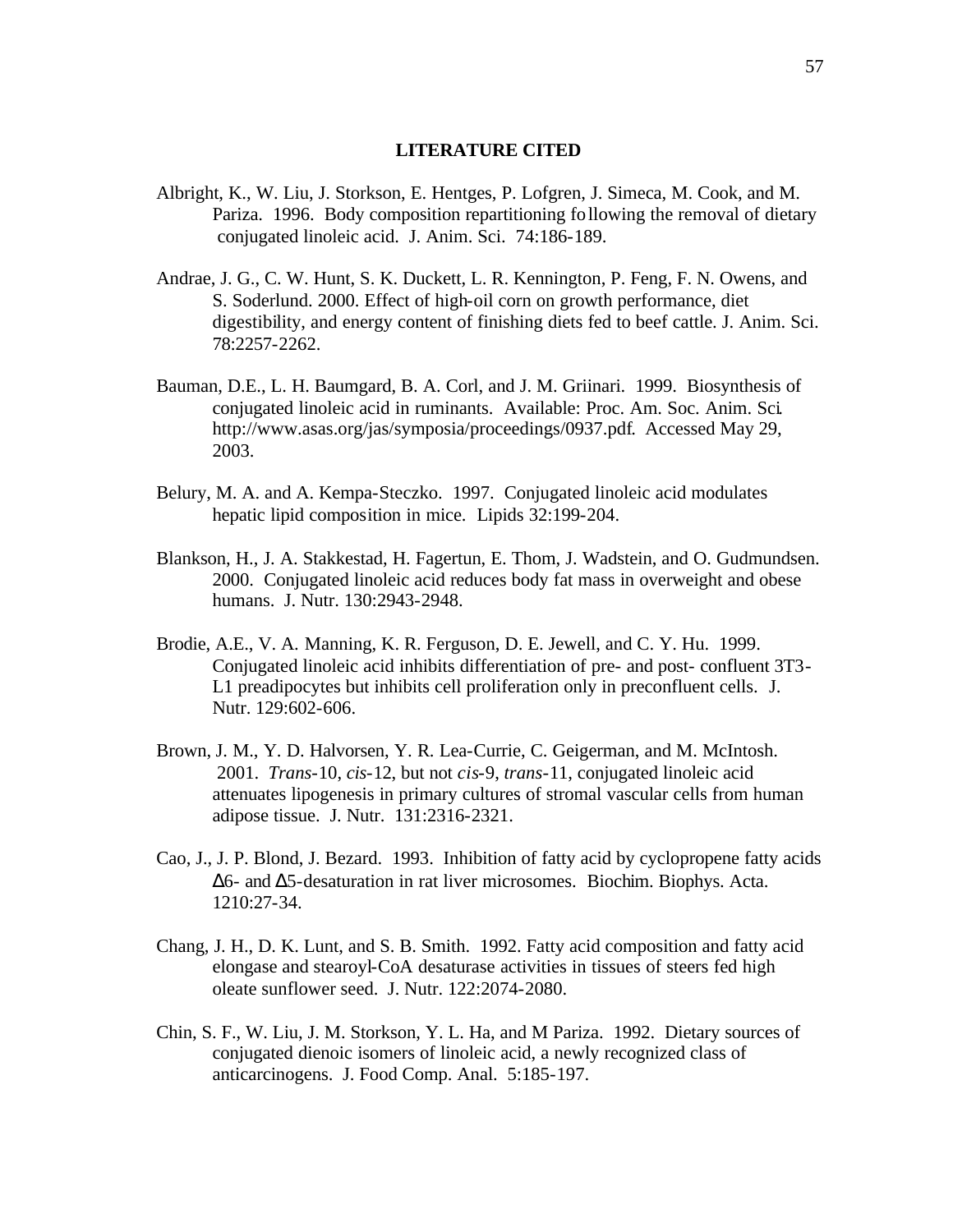## LITERATURE CITED

Albright, K., W. Liu, J. Storkson, E. Hentges, P. Lofgren, J. Simeca, M. Cook, and M. Pariza. 1996. Body composition repartitioning following the removal of dietary conjugated linoleic acid. J. Anim. Sci. 74:186-189.

Andrae, J. G., C. W. Hunt, S. K. Duckett, L. R. Kennington, P. Feng, F. N. Owens, and S. Soderlund. 2000. Effect of high-oil corn on growth performance, diet digestibility, and energy content of finishing diets fed to beef cattle. J. Anim. Sci. 78:2257-2262.

Bauman, D.E., L. H. Baumgard, B. A. Corl, and J. M. Griinari. 1999. Biosynthesis of conjugated linoleic acid in ruminants. Available: Proc. Am. Soc. Anim. Sci. http://www.asas.org/jas/symposia/proceedings/0937.pdf. Accessed May 29, 2003.

Belury, M. A. and A. Kempa-Steczko. 1997. Conjugated linoleic acid modulates hepatic lipid composition in mice. Lipids 32:199-204.

Blankson, H., J. A. Stakkestad, H. Fagertun, E. Thom, J. Wadstein, and O. Gudmundsen. 2000. Conjugated linoleic acid reduces body fat mass in overweight and obese humans. J. Nutr. 130:2943-2948.

Brodie, A.E., V. A. Manning, K. R. Ferguson, D. E. Jewell, and C. Y. Hu. 1999. Conjugated linoleic acid inhibits differentiation of pre- and post- confluent 3T3-L1 preadipocytes but inhibits cell proliferation only in preconfluent cells. J. Nutr. 129:602-606.

Brown, J. M., Y. D. Halvorsen, Y. R. Lea-Currie, C. Geigerman, and M. McIntosh. 2001. *Trans*-10, *cis*-12, but not *cis*-9, *trans*-11, conjugated linoleic acid attenuates lipogenesis in primary cultures of stromal vascular cells from human adipose tissue. J. Nutr. 131:2316-2321.

Cao, J., J. P. Blond, J. Bezard. 1993. Inhibition of fatty acid by cyclopropene fatty acids Δ6- and Δ5-desaturation in rat liver microsomes. Biochim. Biophys. Acta. 1210:27-34.

Chang, J. H., D. K. Lunt, and S. B. Smith. 1992. Fatty acid composition and fatty acid elongase and stearoyl-CoA desaturase activities in tissues of steers fed high oleate sunflower seed. J. Nutr. 122:2074-2080.

Chin, S. F., W. Liu, J. M. Storkson, Y. L. Ha, and M Pariza. 1992. Dietary sources of conjugated dienoic isomers of linoleic acid, a newly recognized class of anticarcinogens. J. Food Comp. Anal. 5:185-197.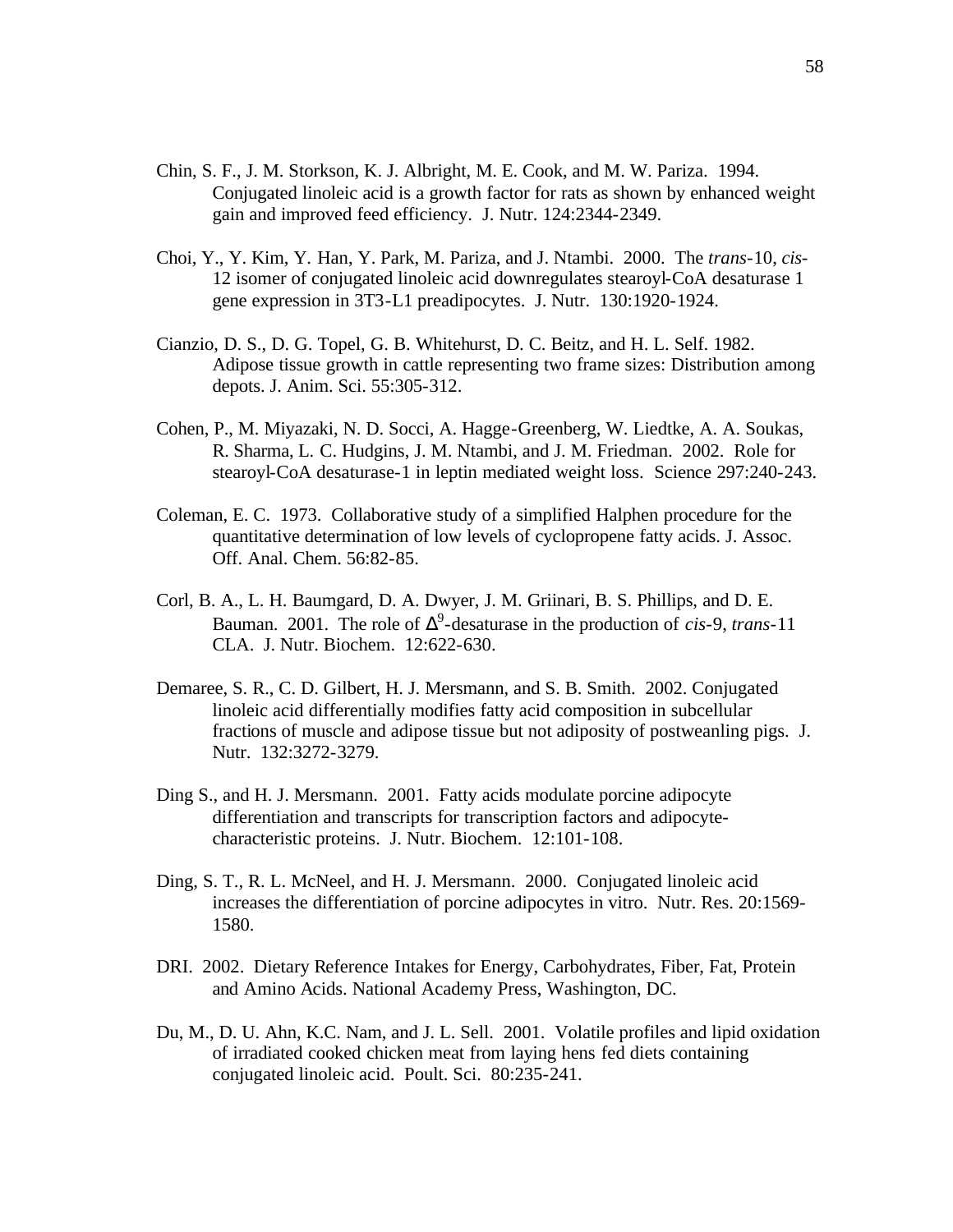Chin, S. F., J. M. Storkson, K. J. Albright, M. E. Cook, and M. W. Pariza. 1994. Conjugated linoleic acid is a growth factor for rats as shown by enhanced weight gain and improved feed efficiency. J. Nutr. 124:2344-2349.

Choi, Y., Y. Kim, Y. Han, Y. Park, M. Pariza, and J. Ntambi. 2000. The *trans*-10, *cis*-12 isomer of conjugated linoleic acid downregulates stearoyl-CoA desaturase 1 gene expression in 3T3-L1 preadipocytes. J. Nutr. 130:1920-1924.

Cianzio, D. S., D. G. Topel, G. B. Whitehurst, D. C. Beitz, and H. L. Self. 1982. Adipose tissue growth in cattle representing two frame sizes: Distribution among depots. J. Anim. Sci. 55:305-312.

Cohen, P., M. Miyazaki, N. D. Socci, A. Hagge-Greenberg, W. Liedtke, A. A. Soukas, R. Sharma, L. C. Hudgins, J. M. Ntambi, and J. M. Friedman. 2002. Role for stearoyl-CoA desaturase-1 in leptin mediated weight loss. Science 297:240-243.

Coleman, E. C. 1973. Collaborative study of a simplified Halphen procedure for the quantitative determination of low levels of cyclopropene fatty acids. J. Assoc. Off. Anal. Chem. 56:82-85.

Corl, B. A., L. H. Baumgard, D. A. Dwyer, J. M. Griinari, B. S. Phillips, and D. E. Bauman. 2001. The role of $\Delta^9$-desaturase in the production of *cis*-9, *trans*-11 CLA. J. Nutr. Biochem. 12:622-630.

Demaree, S. R., C. D. Gilbert, H. J. Mersmann, and S. B. Smith. 2002. Conjugated linoleic acid differentially modifies fatty acid composition in subcellular fractions of muscle and adipose tissue but not adiposity of postweanling pigs. J. Nutr. 132:3272-3279.

Ding S., and H. J. Mersmann. 2001. Fatty acids modulate porcine adipocyte differentiation and transcripts for transcription factors and adipocyte-characteristic proteins. J. Nutr. Biochem. 12:101-108.

Ding, S. T., R. L. McNeel, and H. J. Mersmann. 2000. Conjugated linoleic acid increases the differentiation of porcine adipocytes in vitro. Nutr. Res. 20:1569-1580.

DRI. 2002. Dietary Reference Intakes for Energy, Carbohydrates, Fiber, Fat, Protein and Amino Acids. National Academy Press, Washington, DC.

Du, M., D. U. Ahn, K.C. Nam, and J. L. Sell. 2001. Volatile profiles and lipid oxidation of irradiated cooked chicken meat from laying hens fed diets containing conjugated linoleic acid. Poult. Sci. 80:235-241.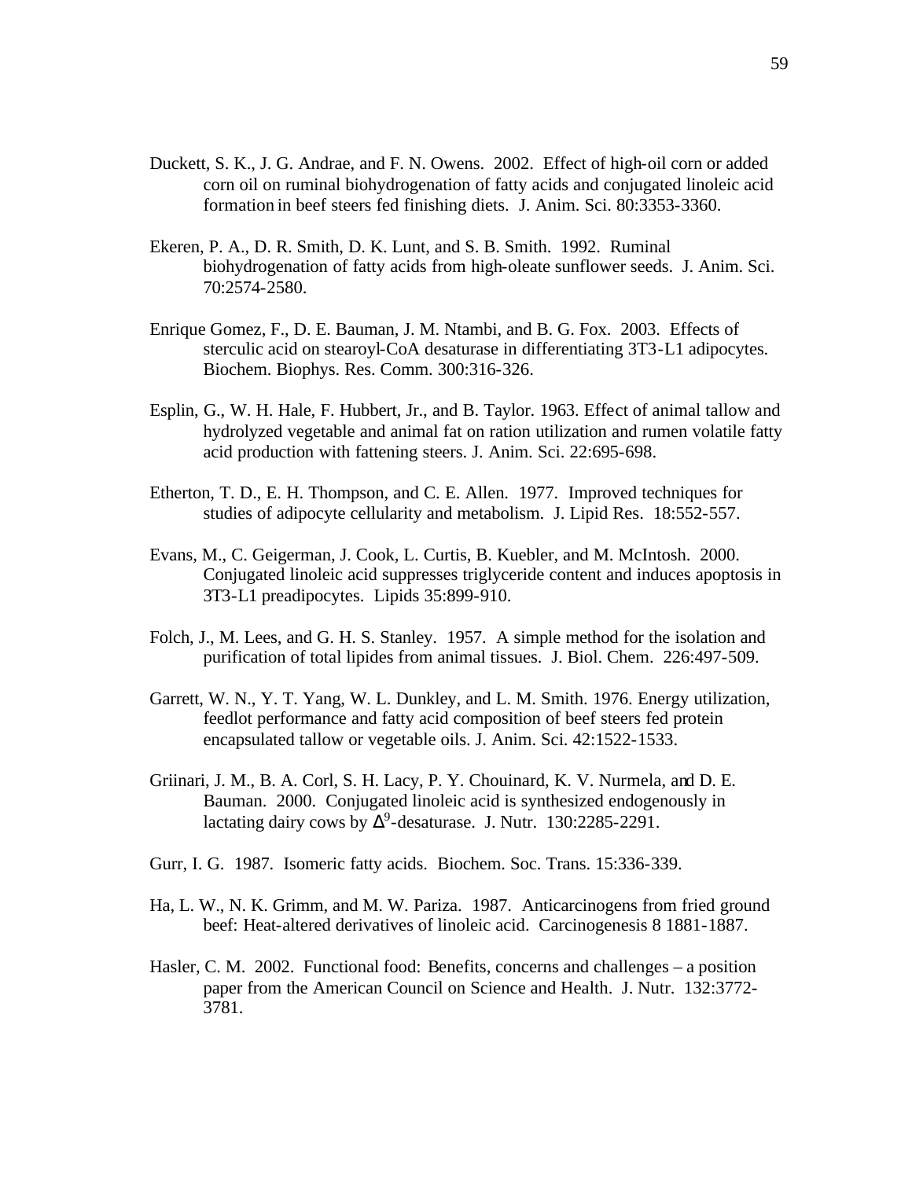Duckett, S. K., J. G. Andrae, and F. N. Owens. 2002. Effect of high-oil corn or added corn oil on ruminal biohydrogenation of fatty acids and conjugated linoleic acid formation in beef steers fed finishing diets. J. Anim. Sci. 80:3353-3360.

Ekeren, P. A., D. R. Smith, D. K. Lunt, and S. B. Smith. 1992. Ruminal biohydrogenation of fatty acids from high-oleate sunflower seeds. J. Anim. Sci. 70:2574-2580.

Enrique Gomez, F., D. E. Bauman, J. M. Ntambi, and B. G. Fox. 2003. Effects of sterculic acid on stearoyl-CoA desaturase in differentiating 3T3-L1 adipocytes. Biochem. Biophys. Res. Comm. 300:316-326.

Esplin, G., W. H. Hale, F. Hubbert, Jr., and B. Taylor. 1963. Effect of animal tallow and hydrolyzed vegetable and animal fat on ration utilization and rumen volatile fatty acid production with fattening steers. J. Anim. Sci. 22:695-698.

Etherton, T. D., E. H. Thompson, and C. E. Allen. 1977. Improved techniques for studies of adipocyte cellularity and metabolism. J. Lipid Res. 18:552-557.

Evans, M., C. Geigerman, J. Cook, L. Curtis, B. Kuebler, and M. McIntosh. 2000. Conjugated linoleic acid suppresses triglyceride content and induces apoptosis in 3T3-L1 preadipocytes. Lipids 35:899-910.

Folch, J., M. Lees, and G. H. S. Stanley. 1957. A simple method for the isolation and purification of total lipides from animal tissues. J. Biol. Chem. 226:497-509.

Garrett, W. N., Y. T. Yang, W. L. Dunkley, and L. M. Smith. 1976. Energy utilization, feedlot performance and fatty acid composition of beef steers fed protein encapsulated tallow or vegetable oils. J. Anim. Sci. 42:1522-1533.

Griinari, J. M., B. A. Corl, S. H. Lacy, P. Y. Chouinard, K. V. Nurmela, and D. E. Bauman. 2000. Conjugated linoleic acid is synthesized endogenously in lactating dairy cows by $\Delta^9$-desaturase. J. Nutr. 130:2285-2291.

Gurr, I. G. 1987. Isomeric fatty acids. Biochem. Soc. Trans. 15:336-339.

Ha, L. W., N. K. Grimm, and M. W. Pariza. 1987. Anticarcinogens from fried ground beef: Heat-altered derivatives of linoleic acid. Carcinogenesis 8 1881-1887.

Hasler, C. M. 2002. Functional food: Benefits, concerns and challenges – a position paper from the American Council on Science and Health. J. Nutr. 132:3772-3781.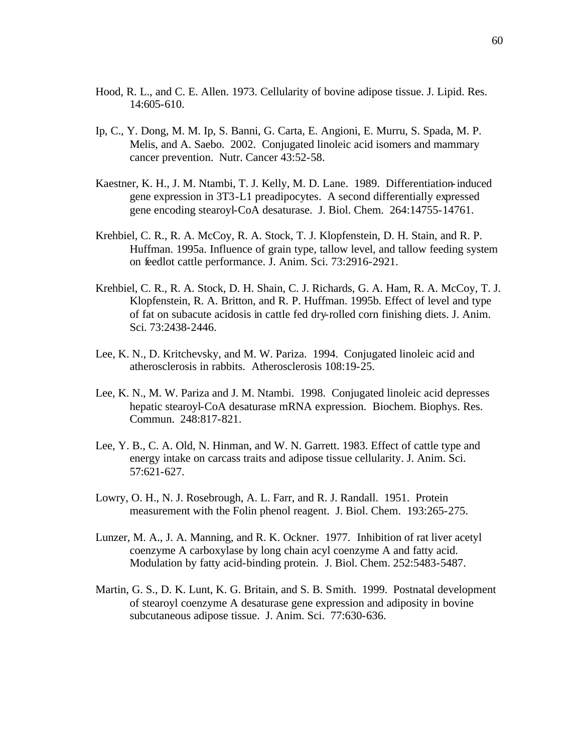Hood, R. L., and C. E. Allen. 1973. Cellularity of bovine adipose tissue. J. Lipid. Res. 14:605-610.

Ip, C., Y. Dong, M. M. Ip, S. Banni, G. Carta, E. Angioni, E. Murru, S. Spada, M. P. Melis, and A. Saebo. 2002. Conjugated linoleic acid isomers and mammary cancer prevention. Nutr. Cancer 43:52-58.

Kaestner, K. H., J. M. Ntambi, T. J. Kelly, M. D. Lane. 1989. Differentiation-induced gene expression in 3T3-L1 preadipocytes. A second differentially expressed gene encoding stearoyl-CoA desaturase. J. Biol. Chem. 264:14755-14761.

Krehbiel, C. R., R. A. McCoy, R. A. Stock, T. J. Klopfenstein, D. H. Stain, and R. P. Huffman. 1995a. Influence of grain type, tallow level, and tallow feeding system on feedlot cattle performance. J. Anim. Sci. 73:2916-2921.

Krehbiel, C. R., R. A. Stock, D. H. Shain, C. J. Richards, G. A. Ham, R. A. McCoy, T. J. Klopfenstein, R. A. Britton, and R. P. Huffman. 1995b. Effect of level and type of fat on subacute acidosis in cattle fed dry-rolled corn finishing diets. J. Anim. Sci. 73:2438-2446.

Lee, K. N., D. Kritchevsky, and M. W. Pariza. 1994. Conjugated linoleic acid and atherosclerosis in rabbits. Atherosclerosis 108:19-25.

Lee, K. N., M. W. Pariza and J. M. Ntambi. 1998. Conjugated linoleic acid depresses hepatic stearoyl-CoA desaturase mRNA expression. Biochem. Biophys. Res. Commun. 248:817-821.

Lee, Y. B., C. A. Old, N. Hinman, and W. N. Garrett. 1983. Effect of cattle type and energy intake on carcass traits and adipose tissue cellularity. J. Anim. Sci. 57:621-627.

Lowry, O. H., N. J. Rosebrough, A. L. Farr, and R. J. Randall. 1951. Protein measurement with the Folin phenol reagent. J. Biol. Chem. 193:265-275.

Lunzer, M. A., J. A. Manning, and R. K. Ockner. 1977. Inhibition of rat liver acetyl coenzyme A carboxylase by long chain acyl coenzyme A and fatty acid. Modulation by fatty acid-binding protein. J. Biol. Chem. 252:5483-5487.

Martin, G. S., D. K. Lunt, K. G. Britain, and S. B. Smith. 1999. Postnatal development of stearoyl coenzyme A desaturase gene expression and adiposity in bovine subcutaneous adipose tissue. J. Anim. Sci. 77:630-636.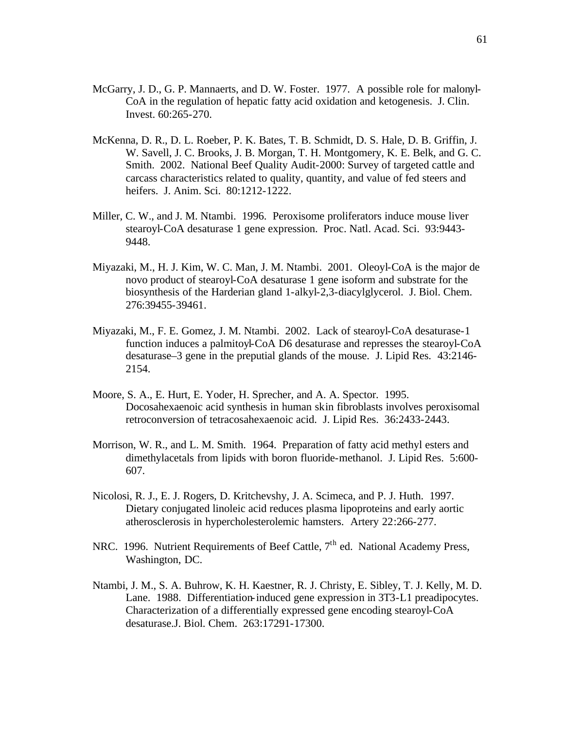McGarry, J. D., G. P. Mannaerts, and D. W. Foster. 1977. A possible role for malonyl-CoA in the regulation of hepatic fatty acid oxidation and ketogenesis. J. Clin. Invest. 60:265-270.

McKenna, D. R., D. L. Roeber, P. K. Bates, T. B. Schmidt, D. S. Hale, D. B. Griffin, J. W. Savell, J. C. Brooks, J. B. Morgan, T. H. Montgomery, K. E. Belk, and G. C. Smith. 2002. National Beef Quality Audit-2000: Survey of targeted cattle and carcass characteristics related to quality, quantity, and value of fed steers and heifers. J. Anim. Sci. 80:1212-1222.

Miller, C. W., and J. M. Ntambi. 1996. Peroxisome proliferators induce mouse liver stearoyl-CoA desaturase 1 gene expression. Proc. Natl. Acad. Sci. 93:9443-9448.

Miyazaki, M., H. J. Kim, W. C. Man, J. M. Ntambi. 2001. Oleoyl-CoA is the major de novo product of stearoyl-CoA desaturase 1 gene isoform and substrate for the biosynthesis of the Harderian gland 1-alkyl-2,3-diacylglycerol. J. Biol. Chem. 276:39455-39461.

Miyazaki, M., F. E. Gomez, J. M. Ntambi. 2002. Lack of stearoyl-CoA desaturase-1 function induces a palmitoyl-CoA D6 desaturase and represses the stearoyl-CoA desaturase–3 gene in the preputial glands of the mouse. J. Lipid Res. 43:2146-2154.

Moore, S. A., E. Hurt, E. Yoder, H. Sprecher, and A. A. Spector. 1995. Docosahexaenoic acid synthesis in human skin fibroblasts involves peroxisomal retroconversion of tetracosahexaenoic acid. J. Lipid Res. 36:2433-2443.

Morrison, W. R., and L. M. Smith. 1964. Preparation of fatty acid methyl esters and dimethylacetals from lipids with boron fluoride-methanol. J. Lipid Res. 5:600-607.

Nicolosi, R. J., E. J. Rogers, D. Kritchevshy, J. A. Scimeca, and P. J. Huth. 1997. Dietary conjugated linoleic acid reduces plasma lipoproteins and early aortic atherosclerosis in hypercholesterolemic hamsters. Artery 22:266-277.

NRC. 1996. Nutrient Requirements of Beef Cattle, 7th ed. National Academy Press, Washington, DC.

Ntambi, J. M., S. A. Buhrow, K. H. Kaestner, R. J. Christy, E. Sibley, T. J. Kelly, M. D. Lane. 1988. Differentiation-induced gene expression in 3T3-L1 preadipocytes. Characterization of a differentially expressed gene encoding stearoyl-CoA desaturase.J. Biol. Chem. 263:17291-17300.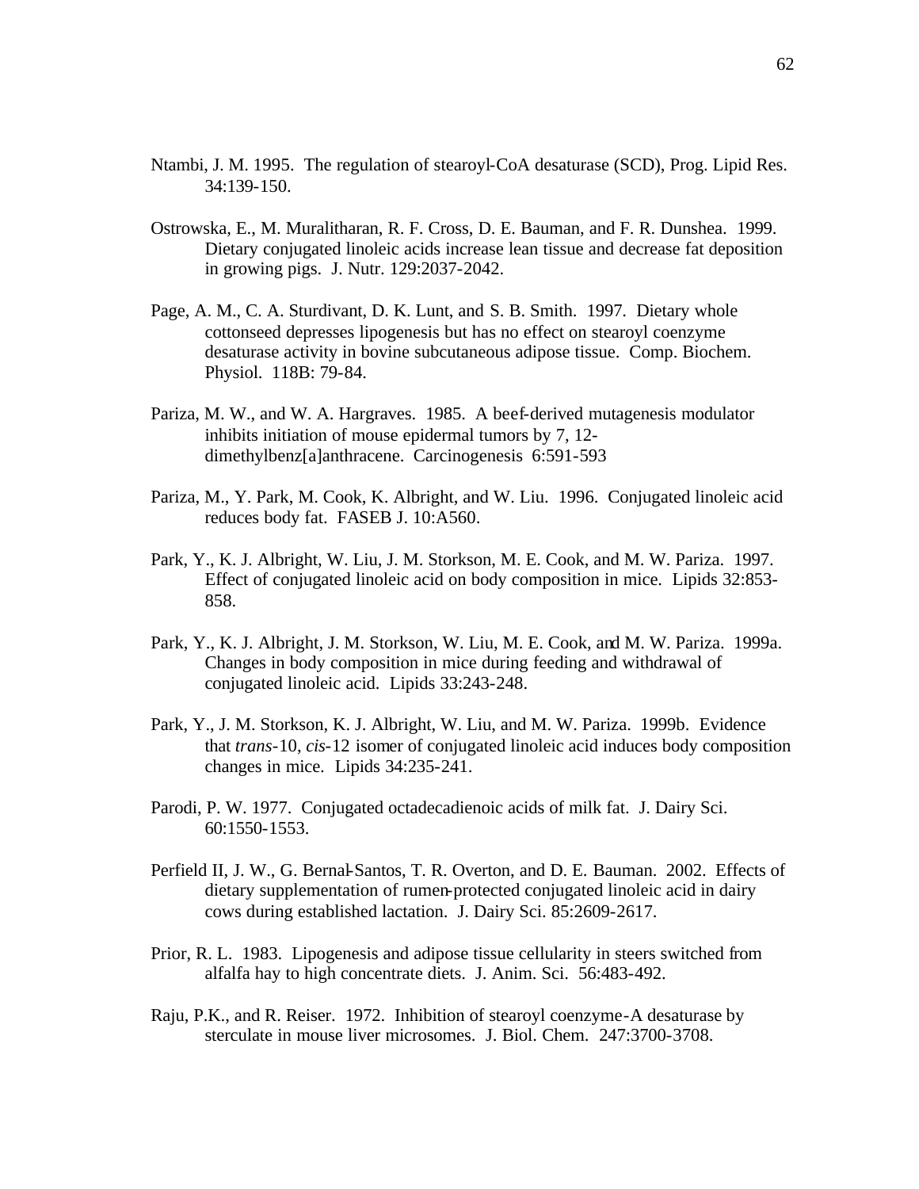Ntambi, J. M. 1995. The regulation of stearoyl-CoA desaturase (SCD), Prog. Lipid Res. 34:139-150.

Ostrowska, E., M. Muralitharan, R. F. Cross, D. E. Bauman, and F. R. Dunshea. 1999. Dietary conjugated linoleic acids increase lean tissue and decrease fat deposition in growing pigs. J. Nutr. 129:2037-2042.

Page, A. M., C. A. Sturdivant, D. K. Lunt, and S. B. Smith. 1997. Dietary whole cottonseed depresses lipogenesis but has no effect on stearoyl coenzyme desaturase activity in bovine subcutaneous adipose tissue. Comp. Biochem. Physiol. 118B: 79-84.

Pariza, M. W., and W. A. Hargraves. 1985. A beef-derived mutagenesis modulator inhibits initiation of mouse epidermal tumors by 7, 12-dimethylbenz[a]anthracene. Carcinogenesis 6:591-593

Pariza, M., Y. Park, M. Cook, K. Albright, and W. Liu. 1996. Conjugated linoleic acid reduces body fat. FASEB J. 10:A560.

Park, Y., K. J. Albright, W. Liu, J. M. Storkson, M. E. Cook, and M. W. Pariza. 1997. Effect of conjugated linoleic acid on body composition in mice. Lipids 32:853-858.

Park, Y., K. J. Albright, J. M. Storkson, W. Liu, M. E. Cook, and M. W. Pariza. 1999a. Changes in body composition in mice during feeding and withdrawal of conjugated linoleic acid. Lipids 33:243-248.

Park, Y., J. M. Storkson, K. J. Albright, W. Liu, and M. W. Pariza. 1999b. Evidence that *trans*-10, *cis*-12 isomer of conjugated linoleic acid induces body composition changes in mice. Lipids 34:235-241.

Parodi, P. W. 1977. Conjugated octadecadienoic acids of milk fat. J. Dairy Sci. 60:1550-1553.

Perfield II, J. W., G. Bernal-Santos, T. R. Overton, and D. E. Bauman. 2002. Effects of dietary supplementation of rumen-protected conjugated linoleic acid in dairy cows during established lactation. J. Dairy Sci. 85:2609-2617.

Prior, R. L. 1983. Lipogenesis and adipose tissue cellularity in steers switched from alfalfa hay to high concentrate diets. J. Anim. Sci. 56:483-492.

Raju, P.K., and R. Reiser. 1972. Inhibition of stearoyl coenzyme-A desaturase by sterculate in mouse liver microsomes. J. Biol. Chem. 247:3700-3708.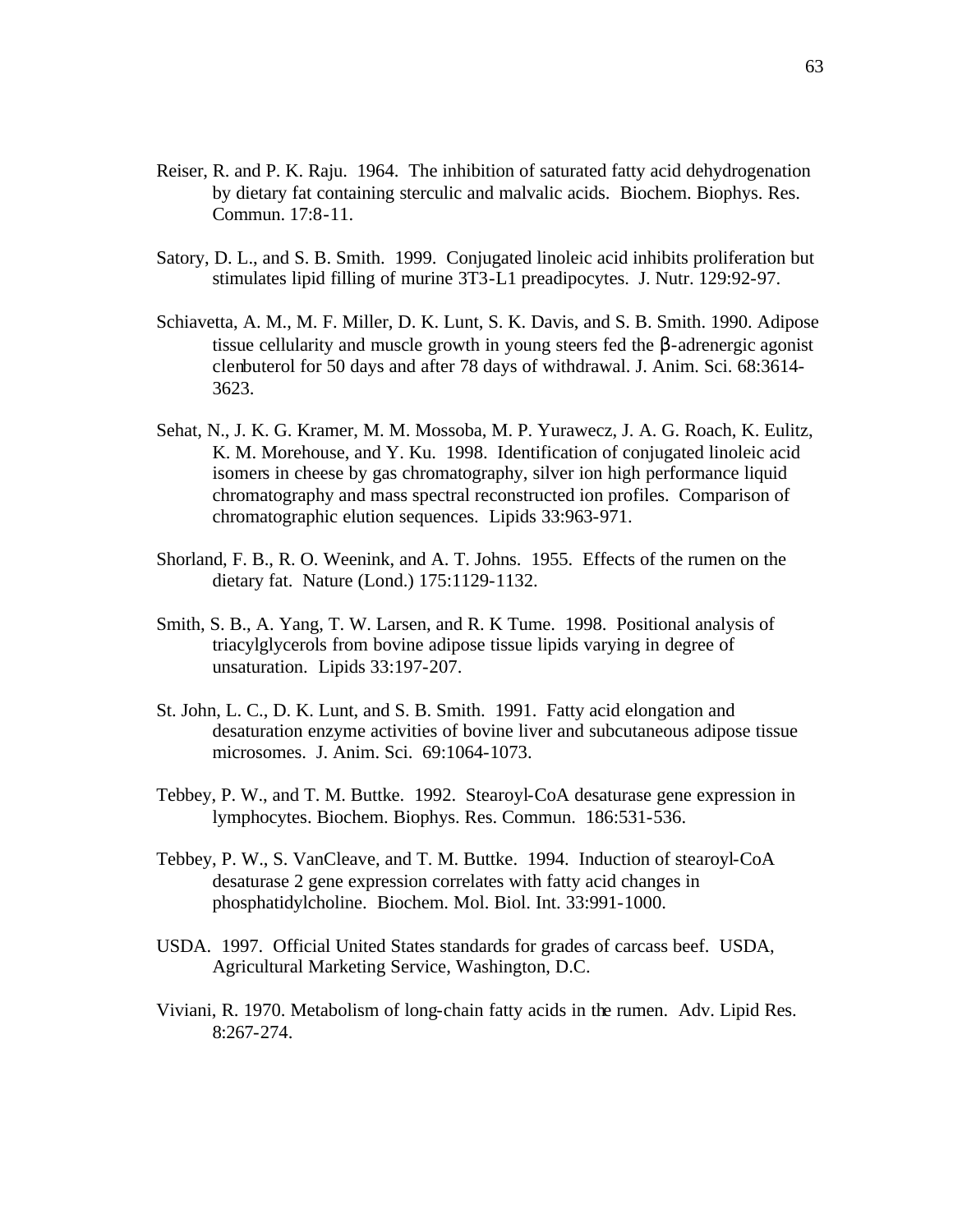Reiser, R. and P. K. Raju. 1964. The inhibition of saturated fatty acid dehydrogenation by dietary fat containing sterculic and malvalic acids. Biochem. Biophys. Res. Commun. 17:8-11.

Satory, D. L., and S. B. Smith. 1999. Conjugated linoleic acid inhibits proliferation but stimulates lipid filling of murine 3T3-L1 preadipocytes. J. Nutr. 129:92-97.

Schiavetta, A. M., M. F. Miller, D. K. Lunt, S. K. Davis, and S. B. Smith. 1990. Adipose tissue cellularity and muscle growth in young steers fed the β-adrenergic agonist clenbuterol for 50 days and after 78 days of withdrawal. J. Anim. Sci. 68:3614-3623.

Sehat, N., J. K. G. Kramer, M. M. Mossoba, M. P. Yurawecz, J. A. G. Roach, K. Eulitz, K. M. Morehouse, and Y. Ku. 1998. Identification of conjugated linoleic acid isomers in cheese by gas chromatography, silver ion high performance liquid chromatography and mass spectral reconstructed ion profiles. Comparison of chromatographic elution sequences. Lipids 33:963-971.

Shorland, F. B., R. O. Weenink, and A. T. Johns. 1955. Effects of the rumen on the dietary fat. Nature (Lond.) 175:1129-1132.

Smith, S. B., A. Yang, T. W. Larsen, and R. K Tume. 1998. Positional analysis of triacylglycerols from bovine adipose tissue lipids varying in degree of unsaturation. Lipids 33:197-207.

St. John, L. C., D. K. Lunt, and S. B. Smith. 1991. Fatty acid elongation and desaturation enzyme activities of bovine liver and subcutaneous adipose tissue microsomes. J. Anim. Sci. 69:1064-1073.

Tebbey, P. W., and T. M. Buttke. 1992. Stearoyl-CoA desaturase gene expression in lymphocytes. Biochem. Biophys. Res. Commun. 186:531-536.

Tebbey, P. W., S. VanCleave, and T. M. Buttke. 1994. Induction of stearoyl-CoA desaturase 2 gene expression correlates with fatty acid changes in phosphatidylcholine. Biochem. Mol. Biol. Int. 33:991-1000.

USDA. 1997. Official United States standards for grades of carcass beef. USDA, Agricultural Marketing Service, Washington, D.C.

Viviani, R. 1970. Metabolism of long-chain fatty acids in the rumen. Adv. Lipid Res. 8:267-274.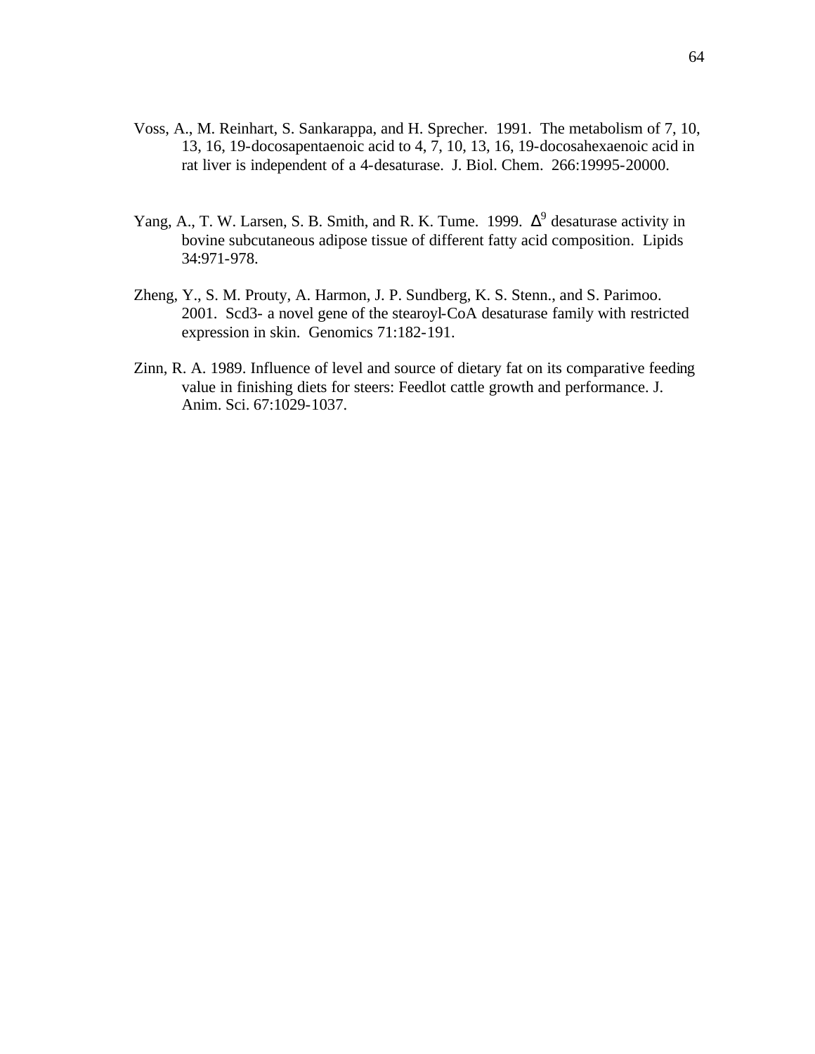Voss, A., M. Reinhart, S. Sankarappa, and H. Sprecher. 1991. The metabolism of 7, 10, 13, 16, 19-docosapentaenoic acid to 4, 7, 10, 13, 16, 19-docosahexaenoic acid in rat liver is independent of a 4-desaturase. J. Biol. Chem. 266:19995-20000.

Yang, A., T. W. Larsen, S. B. Smith, and R. K. Tume. 1999. $\Delta^9$ desaturase activity in bovine subcutaneous adipose tissue of different fatty acid composition. Lipids 34:971-978.

Zheng, Y., S. M. Prouty, A. Harmon, J. P. Sundberg, K. S. Stenn., and S. Parimoo. 2001. Scd3- a novel gene of the stearoyl-CoA desaturase family with restricted expression in skin. Genomics 71:182-191.

Zinn, R. A. 1989. Influence of level and source of dietary fat on its comparative feeding value in finishing diets for steers: Feedlot cattle growth and performance. J. Anim. Sci. 67:1029-1037.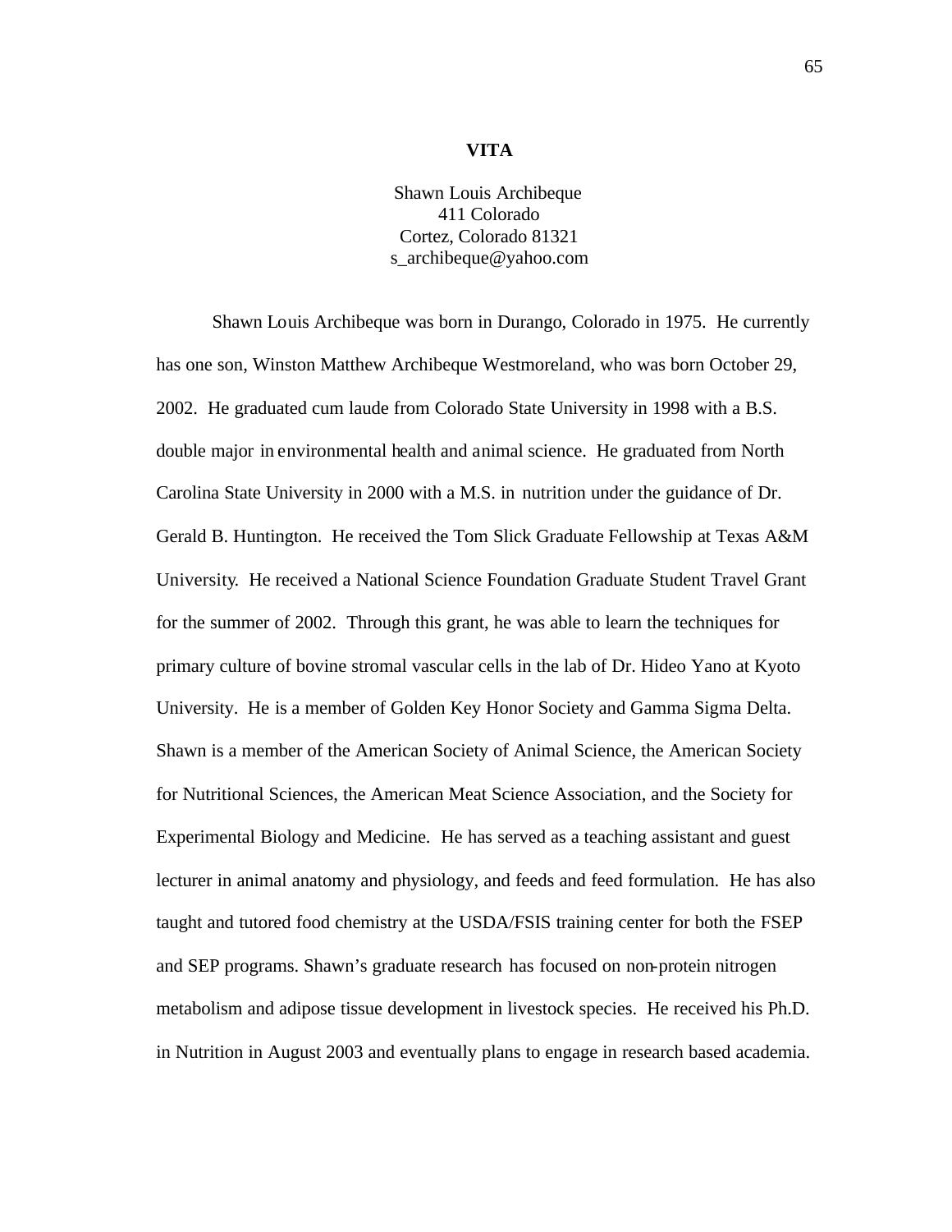# VITA

Shawn Louis Archibeque
411 Colorado
Cortez, Colorado 81321
s_archibeque@yahoo.com

Shawn Louis Archibeque was born in Durango, Colorado in 1975. He currently has one son, Winston Matthew Archibeque Westmoreland, who was born October 29, 2002. He graduated cum laude from Colorado State University in 1998 with a B.S. double major in environmental health and animal science. He graduated from North Carolina State University in 2000 with a M.S. in nutrition under the guidance of Dr. Gerald B. Huntington. He received the Tom Slick Graduate Fellowship at Texas A&M University. He received a National Science Foundation Graduate Student Travel Grant for the summer of 2002. Through this grant, he was able to learn the techniques for primary culture of bovine stromal vascular cells in the lab of Dr. Hideo Yano at Kyoto University. He is a member of Golden Key Honor Society and Gamma Sigma Delta. Shawn is a member of the American Society of Animal Science, the American Society for Nutritional Sciences, the American Meat Science Association, and the Society for Experimental Biology and Medicine. He has served as a teaching assistant and guest lecturer in animal anatomy and physiology, and feeds and feed formulation. He has also taught and tutored food chemistry at the USDA/FSIS training center for both the FSEP and SEP programs. Shawn's graduate research has focused on non-protein nitrogen metabolism and adipose tissue development in livestock species. He received his Ph.D. in Nutrition in August 2003 and eventually plans to engage in research based academia.